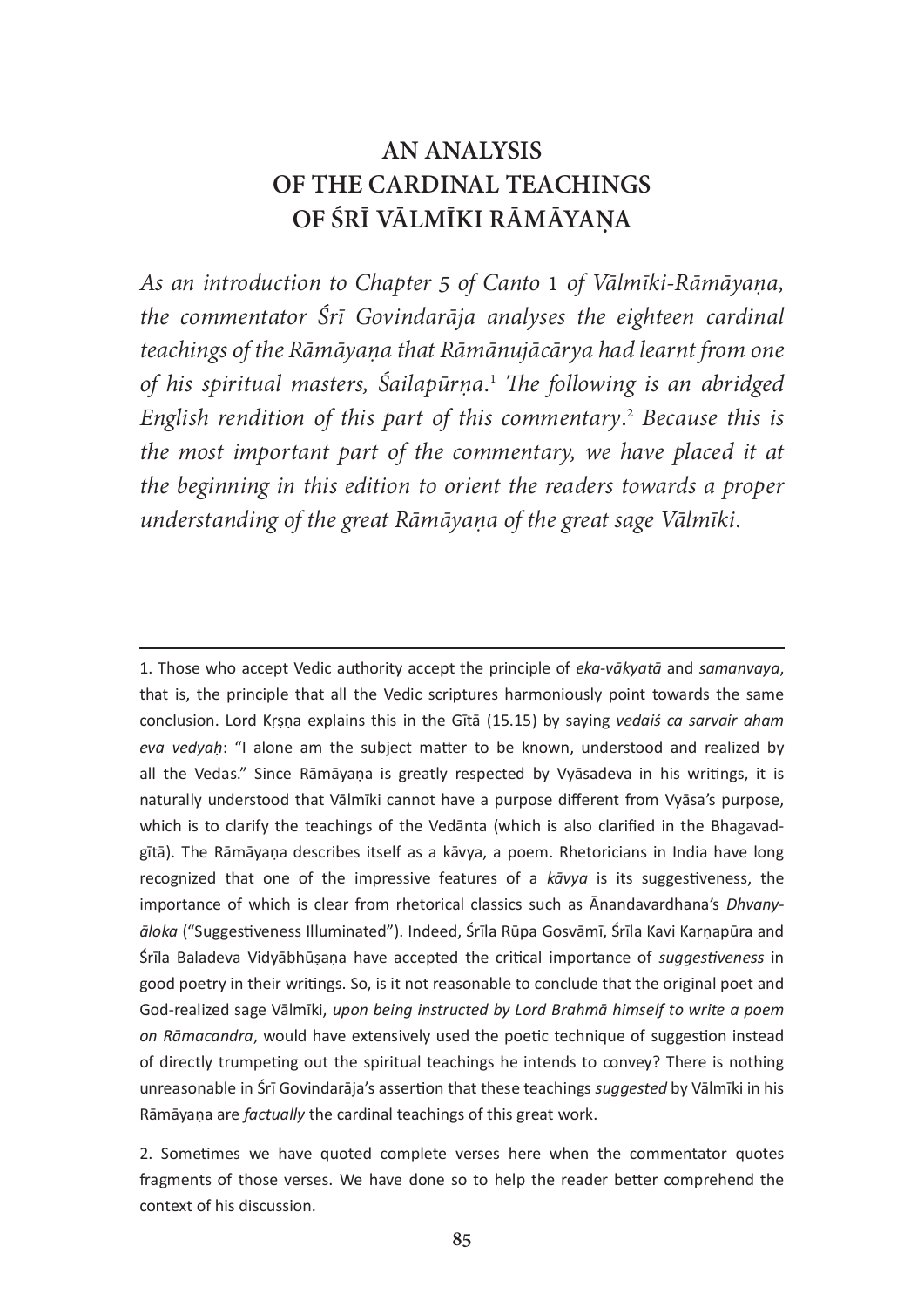# AN ANALYSIS OF THE CARDINAL TEACHINGS OF ŚRĪ VĀLMĪKI RĀMĀYAṆA

*As an introduction to Chapter 5 of Canto* 1 *of Vālmīki-Rāmāyaṇa, the commentator Śrī Govindarāja analyses the eighteen cardinal teachings of the Rāmāyaṇa that Rāmānujācārya had learnt from one of his spiritual masters, Śailapūrṇa.*[1] *The following is an abridged English rendition of this part of this commentary.*[2] *Because this is the most important part of the commentary, we have placed it at the beginning in this edition to orient the readers towards a proper understanding of the great Rāmāyaṇa of the great sage Vālmīki.*

---

1. Those who accept Vedic authority accept the principle of *eka-vākyatā* and *samanvaya*, that is, the principle that all the Vedic scriptures harmoniously point towards the same conclusion. Lord Kṛṣṇa explains this in the Gītā (15.15) by saying *vedaiś ca sarvair aham eva vedyaḥ*: "I alone am the subject matter to be known, understood and realized by all the Vedas." Since Rāmāyaṇa is greatly respected by Vyāsadeva in his writings, it is naturally understood that Vālmīki cannot have a purpose different from Vyāsa's purpose, which is to clarify the teachings of the Vedānta (which is also clarified in the Bhagavad-gītā). The Rāmāyaṇa describes itself as a kāvya, a poem. Rhetoricians in India have long recognized that one of the impressive features of a *kāvya* is its suggestiveness, the importance of which is clear from rhetorical classics such as Ānandavardhana's *Dhvanyāloka* ("Suggestiveness Illuminated"). Indeed, Śrīla Rūpa Gosvāmī, Śrīla Kavi Karṇapūra and Śrīla Baladeva Vidyābhūṣaṇa have accepted the critical importance of *suggestiveness* in good poetry in their writings. So, is it not reasonable to conclude that the original poet and God-realized sage Vālmīki, *upon being instructed by Lord Brahmā himself to write a poem on Rāmacandra*, would have extensively used the poetic technique of suggestion instead of directly trumpeting out the spiritual teachings he intends to convey? There is nothing unreasonable in Śrī Govindarāja's assertion that these teachings *suggested* by Vālmīki in his Rāmāyaṇa are *factually* the cardinal teachings of this great work.

2. Sometimes we have quoted complete verses here when the commentator quotes fragments of those verses. We have done so to help the reader better comprehend the context of his discussion.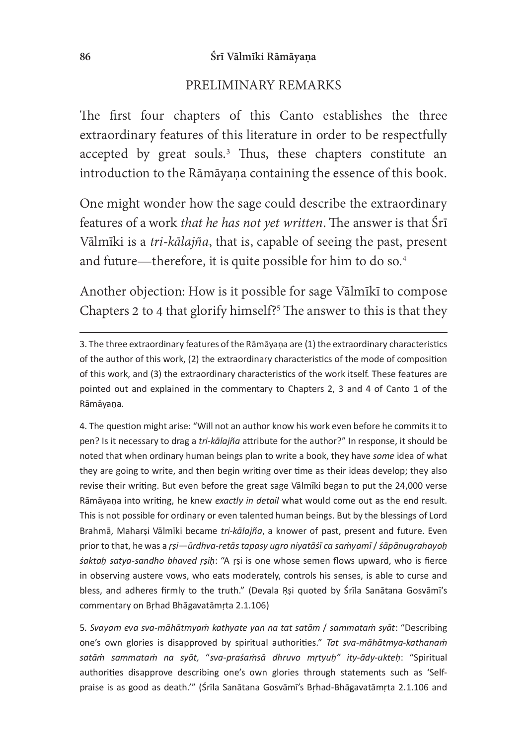## PRELIMINARY REMARKS

The first four chapters of this Canto establishes the three extraordinary features of this literature in order to be respectfully accepted by great souls.[3] Thus, these chapters constitute an introduction to the Rāmāyaṇa containing the essence of this book.

One might wonder how the sage could describe the extraordinary features of a work *that he has not yet written*. The answer is that Śrī Vālmīki is a *tri-kālajña*, that is, capable of seeing the past, present and future—therefore, it is quite possible for him to do so.[4]

Another objection: How is it possible for sage Vālmīkī to compose Chapters 2 to 4 that glorify himself?[5] The answer to this is that they

---

3. The three extraordinary features of the Rāmāyaṇa are (1) the extraordinary characteristics of the author of this work, (2) the extraordinary characteristics of the mode of composition of this work, and (3) the extraordinary characteristics of the work itself. These features are pointed out and explained in the commentary to Chapters 2, 3 and 4 of Canto 1 of the Rāmāyaṇa.

4. The question might arise: "Will not an author know his work even before he commits it to pen? Is it necessary to drag a *tri-kālajña* attribute for the author?" In response, it should be noted that when ordinary human beings plan to write a book, they have *some* idea of what they are going to write, and then begin writing over time as their ideas develop; they also revise their writing. But even before the great sage Vālmīki began to put the 24,000 verse Rāmāyaṇa into writing, he knew *exactly in detail* what would come out as the end result. This is not possible for ordinary or even talented human beings. But by the blessings of Lord Brahmā, Maharṣi Vālmīki became *tri-kālajña*, a knower of past, present and future. Even prior to that, he was a *ṛṣi—ūrdhva-retās tapasy ugro niyatāśī ca saṁyamī / śāpānugrahayoḥ śaktaḥ satya-sandho bhaved ṛṣiḥ*: "A ṛṣi is one whose semen flows upward, who is fierce in observing austere vows, who eats moderately, controls his senses, is able to curse and bless, and adheres firmly to the truth." (Devala Ṛṣi quoted by Śrīla Sanātana Gosvāmī's commentary on Bṛhad Bhāgavatāmṛta 2.1.106)

5. *Svayam eva sva-māhātmyaṁ kathyate yan na tat satām / sammataṁ syāt*: "Describing one's own glories is disapproved by spiritual authorities." *Tat sva-māhātmya-kathanaṁ satāṁ sammataṁ na syāt,* "*sva-praśaṁsā dhruvo mṛtyuḥ" ity-ādy-ukteḥ*: "Spiritual authorities disapprove describing one's own glories through statements such as 'Self-praise is as good as death.'" (Śrīla Sanātana Gosvāmī's Bṛhad-Bhāgavatāmṛta 2.1.106 and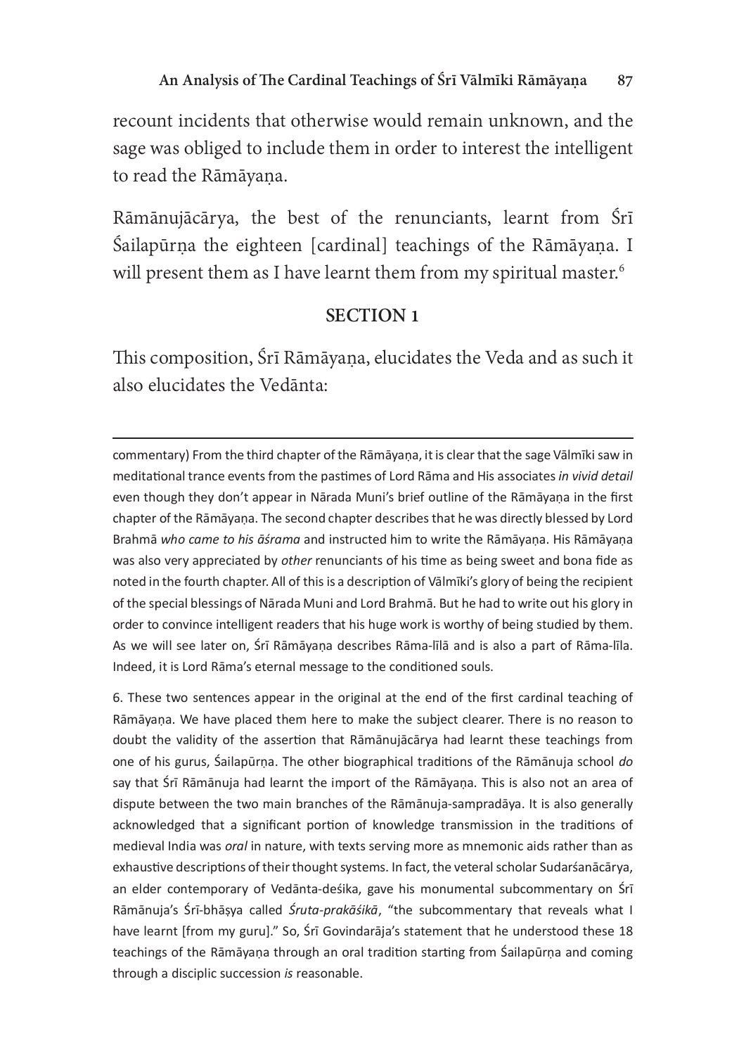recount incidents that otherwise would remain unknown, and the sage was obliged to include them in order to interest the intelligent to read the Rāmāyaṇa.

Rāmānujācārya, the best of the renunciants, learnt from Śrī Śailapūrṇa the eighteen [cardinal] teachings of the Rāmāyaṇa. I will present them as I have learnt them from my spiritual master.[6]

## SECTION 1

This composition, Śrī Rāmāyaṇa, elucidates the Veda and as such it also elucidates the Vedānta:

---

commentary) From the third chapter of the Rāmāyaṇa, it is clear that the sage Vālmīki saw in meditational trance events from the pastimes of Lord Rāma and His associates *in vivid detail* even though they don't appear in Nārada Muni's brief outline of the Rāmāyaṇa in the first chapter of the Rāmāyaṇa. The second chapter describes that he was directly blessed by Lord Brahmā *who came to his āśrama* and instructed him to write the Rāmāyaṇa. His Rāmāyaṇa was also very appreciated by *other* renunciants of his time as being sweet and bona fide as noted in the fourth chapter. All of this is a description of Vālmīki's glory of being the recipient of the special blessings of Nārada Muni and Lord Brahmā. But he had to write out his glory in order to convince intelligent readers that his huge work is worthy of being studied by them. As we will see later on, Śrī Rāmāyaṇa describes Rāma-līlā and is also a part of Rāma-līla. Indeed, it is Lord Rāma's eternal message to the conditioned souls.

6. These two sentences appear in the original at the end of the first cardinal teaching of Rāmāyaṇa. We have placed them here to make the subject clearer. There is no reason to doubt the validity of the assertion that Rāmānujācārya had learnt these teachings from one of his gurus, Śailapūrṇa. The other biographical traditions of the Rāmānuja school *do* say that Śrī Rāmānuja had learnt the import of the Rāmāyaṇa. This is also not an area of dispute between the two main branches of the Rāmānuja-sampradāya. It is also generally acknowledged that a significant portion of knowledge transmission in the traditions of medieval India was *oral* in nature, with texts serving more as mnemonic aids rather than as exhaustive descriptions of their thought systems. In fact, the veteral scholar Sudarśanācārya, an elder contemporary of Vedānta-deśika, gave his monumental subcommentary on Śrī Rāmānuja's Śrī-bhāṣya called *Śruta-prakāśikā*, "the subcommentary that reveals what I have learnt [from my guru]." So, Śrī Govindarāja's statement that he understood these 18 teachings of the Rāmāyaṇa through an oral tradition starting from Śailapūrṇa and coming through a disciplic succession *is* reasonable.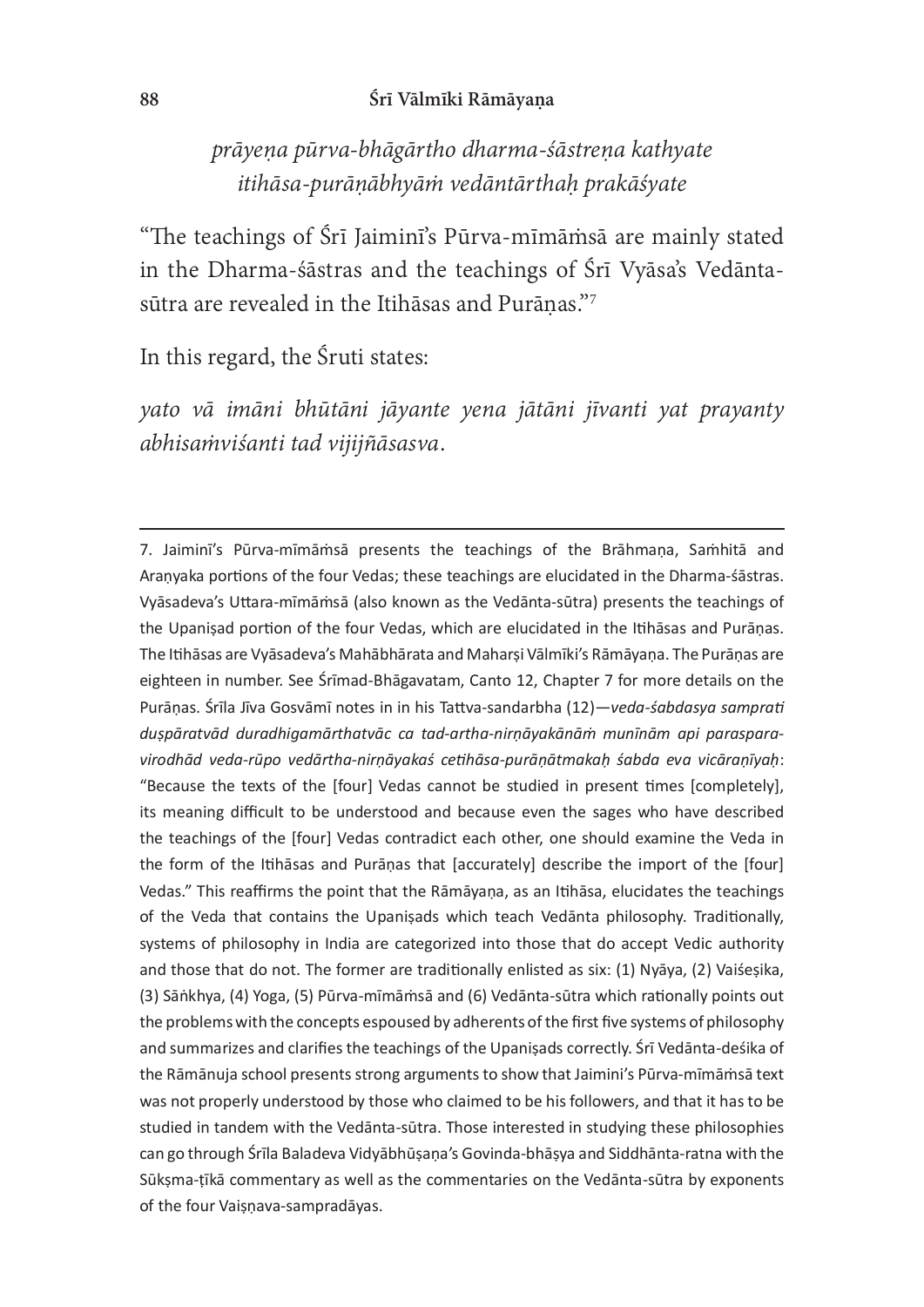*prāyeṇa pūrva-bhāgārtho dharma-śāstreṇa kathyate*
*itihāsa-purāṇābhyāṁ vedāntārthaḥ prakāśyate*

"The teachings of Śrī Jaiminī's Pūrva-mīmāṁsā are mainly stated in the Dharma-śāstras and the teachings of Śrī Vyāsa's Vedānta-sūtra are revealed in the Itihāsas and Purāṇas."[7]

In this regard, the Śruti states:

*yato vā imāni bhūtāni jāyante yena jātāni jīvanti yat prayanty abhisaṁviśanti tad vijijñāsasva.*

---

7. Jaiminī's Pūrva-mīmāṁsā presents the teachings of the Brāhmaṇa, Saṁhitā and Araṇyaka portions of the four Vedas; these teachings are elucidated in the Dharma-śāstras. Vyāsadeva's Uttara-mīmāṁsā (also known as the Vedānta-sūtra) presents the teachings of the Upaniṣad portion of the four Vedas, which are elucidated in the Itihāsas and Purāṇas. The Itihāsas are Vyāsadeva's Mahābhārata and Maharṣi Vālmīki's Rāmāyaṇa. The Purāṇas are eighteen in number. See Śrīmad-Bhāgavatam, Canto 12, Chapter 7 for more details on the Purāṇas. Śrīla Jīva Gosvāmī notes in in his Tattva-sandarbha (12)—*veda-śabdasya samprati duṣpāratvād duradhigamārthatvāc ca tad-artha-nirṇāyakānāṁ munīnām api paraspara-virodhād veda-rūpo vedārtha-nirṇāyakaś cetihāsa-purāṇātmakaḥ śabda eva vicāraṇīyaḥ*: "Because the texts of the [four] Vedas cannot be studied in present times [completely], its meaning difficult to be understood and because even the sages who have described the teachings of the [four] Vedas contradict each other, one should examine the Veda in the form of the Itihāsas and Purāṇas that [accurately] describe the import of the [four] Vedas." This reaffirms the point that the Rāmāyaṇa, as an Itihāsa, elucidates the teachings of the Veda that contains the Upaniṣads which teach Vedānta philosophy. Traditionally, systems of philosophy in India are categorized into those that do accept Vedic authority and those that do not. The former are traditionally enlisted as six: (1) Nyāya, (2) Vaiśeṣika, (3) Sāṅkhya, (4) Yoga, (5) Pūrva-mīmāṁsā and (6) Vedānta-sūtra which rationally points out the problems with the concepts espoused by adherents of the first five systems of philosophy and summarizes and clarifies the teachings of the Upaniṣads correctly. Śrī Vedānta-deśika of the Rāmānuja school presents strong arguments to show that Jaimini's Pūrva-mīmāṁsā text was not properly understood by those who claimed to be his followers, and that it has to be studied in tandem with the Vedānta-sūtra. Those interested in studying these philosophies can go through Śrīla Baladeva Vidyābhūṣaṇa's Govinda-bhāṣya and Siddhānta-ratna with the Sūkṣma-ṭīkā commentary as well as the commentaries on the Vedānta-sūtra by exponents of the four Vaiṣṇava-sampradāyas.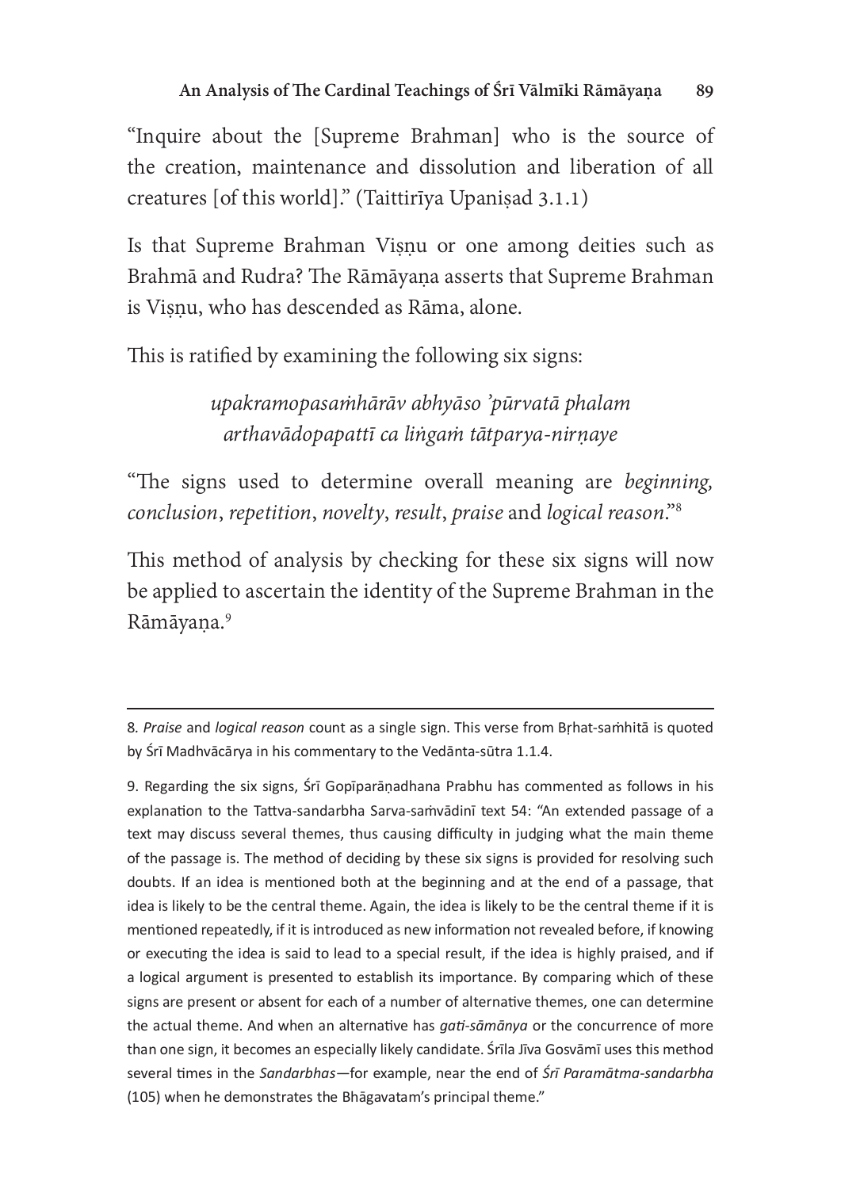"Inquire about the [Supreme Brahman] who is the source of the creation, maintenance and dissolution and liberation of all creatures [of this world]." (Taittirīya Upaniṣad 3.1.1)

Is that Supreme Brahman Viṣṇu or one among deities such as Brahmā and Rudra? The Rāmāyaṇa asserts that Supreme Brahman is Viṣṇu, who has descended as Rāma, alone.

This is ratified by examining the following six signs:

> *upakramopasaṁhārāv abhyāso 'pūrvatā phalam*
> *arthavādopapattī ca liṅgaṁ tātparya-nirṇaye*

"The signs used to determine overall meaning are *beginning*, *conclusion*, *repetition*, *novelty*, *result*, *praise* and *logical reason*."[8]

This method of analysis by checking for these six signs will now be applied to ascertain the identity of the Supreme Brahman in the Rāmāyaṇa.[9]

---

8. *Praise* and *logical reason* count as a single sign. This verse from Bṛhat-saṁhitā is quoted by Śrī Madhvācārya in his commentary to the Vedānta-sūtra 1.1.4.

9. Regarding the six signs, Śrī Gopīparāṇadhana Prabhu has commented as follows in his explanation to the Tattva-sandarbha Sarva-saṁvādinī text 54: "An extended passage of a text may discuss several themes, thus causing difficulty in judging what the main theme of the passage is. The method of deciding by these six signs is provided for resolving such doubts. If an idea is mentioned both at the beginning and at the end of a passage, that idea is likely to be the central theme. Again, the idea is likely to be the central theme if it is mentioned repeatedly, if it is introduced as new information not revealed before, if knowing or executing the idea is said to lead to a special result, if the idea is highly praised, and if a logical argument is presented to establish its importance. By comparing which of these signs are present or absent for each of a number of alternative themes, one can determine the actual theme. And when an alternative has *gati-sāmānya* or the concurrence of more than one sign, it becomes an especially likely candidate. Śrīla Jīva Gosvāmī uses this method several times in the *Sandarbhas*—for example, near the end of *Śrī Paramātma-sandarbha* (105) when he demonstrates the Bhāgavatam's principal theme."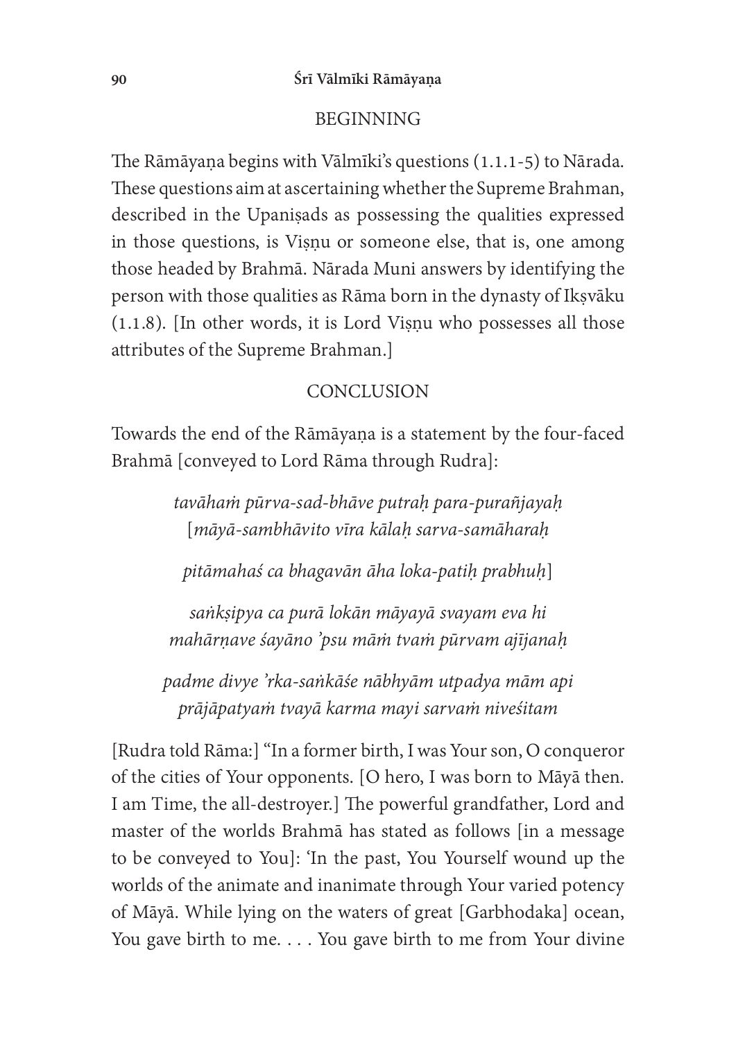## BEGINNING

The Rāmāyaṇa begins with Vālmīki's questions (1.1.1-5) to Nārada. These questions aim at ascertaining whether the Supreme Brahman, described in the Upaniṣads as possessing the qualities expressed in those questions, is Viṣṇu or someone else, that is, one among those headed by Brahmā. Nārada Muni answers by identifying the person with those qualities as Rāma born in the dynasty of Ikṣvāku (1.1.8). [In other words, it is Lord Viṣṇu who possesses all those attributes of the Supreme Brahman.]

## CONCLUSION

Towards the end of the Rāmāyaṇa is a statement by the four-faced Brahmā [conveyed to Lord Rāma through Rudra]:

*tavāhaṁ pūrva-sad-bhāve putraḥ para-purañjayaḥ*
*[māyā-sambhāvito vīra kālaḥ sarva-samāharaḥ*

*pitāmahaś ca bhagavān āha loka-patiḥ prabhuḥ]*

*saṅkṣipya ca purā lokān māyayā svayam eva hi*
*mahārṇave śayāno 'psu māṁ tvaṁ pūrvam ajījanaḥ*

*padme divye 'rka-saṅkāśe nābhyām utpadya mām api*
*prājāpatyaṁ tvayā karma mayi sarvaṁ niveśitam*

[Rudra told Rāma:] "In a former birth, I was Your son, O conqueror of the cities of Your opponents. [O hero, I was born to Māyā then. I am Time, the all-destroyer.] The powerful grandfather, Lord and master of the worlds Brahmā has stated as follows [in a message to be conveyed to You]: 'In the past, You Yourself wound up the worlds of the animate and inanimate through Your varied potency of Māyā. While lying on the waters of great [Garbhodaka] ocean, You gave birth to me. . . . You gave birth to me from Your divine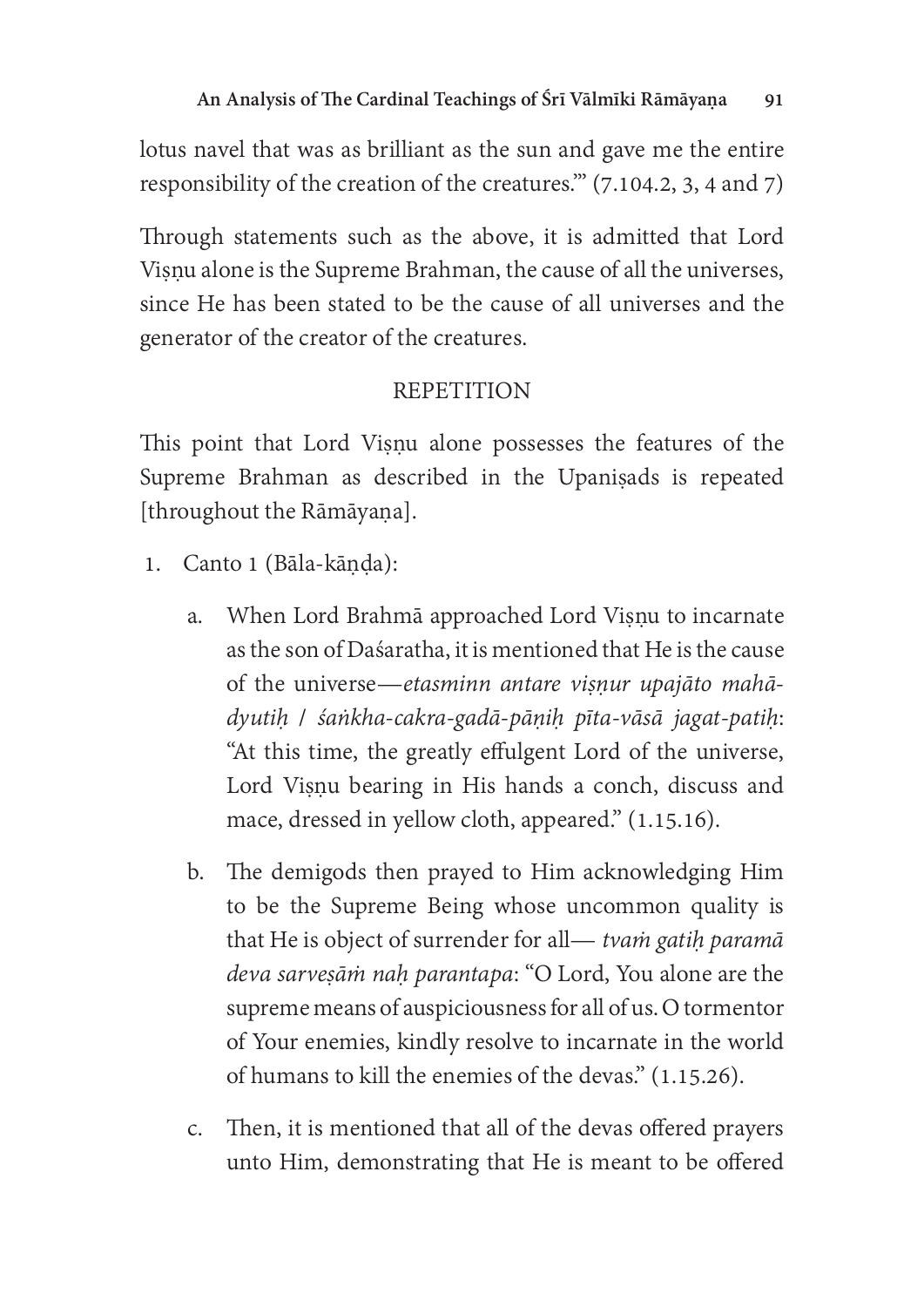lotus navel that was as brilliant as the sun and gave me the entire responsibility of the creation of the creatures.'" (7.104.2, 3, 4 and 7)

Through statements such as the above, it is admitted that Lord Viṣṇu alone is the Supreme Brahman, the cause of all the universes, since He has been stated to be the cause of all universes and the generator of the creator of the creatures.

## REPETITION

This point that Lord Viṣṇu alone possesses the features of the Supreme Brahman as described in the Upaniṣads is repeated [throughout the Rāmāyaṇa].

1. Canto 1 (Bāla-kāṇḍa):

   a. When Lord Brahmā approached Lord Viṣṇu to incarnate as the son of Daśaratha, it is mentioned that He is the cause of the universe—*etasminn antare viṣṇur upajāto mahā-dyutiḥ / śaṅkha-cakra-gadā-pāṇiḥ pīta-vāsā jagat-patiḥ*: "At this time, the greatly effulgent Lord of the universe, Lord Viṣṇu bearing in His hands a conch, discuss and mace, dressed in yellow cloth, appeared." (1.15.16).

   b. The demigods then prayed to Him acknowledging Him to be the Supreme Being whose uncommon quality is that He is object of surrender for all— *tvaṁ gatiḥ paramā deva sarveṣāṁ naḥ parantapa*: "O Lord, You alone are the supreme means of auspiciousness for all of us. O tormentor of Your enemies, kindly resolve to incarnate in the world of humans to kill the enemies of the devas." (1.15.26).

   c. Then, it is mentioned that all of the devas offered prayers unto Him, demonstrating that He is meant to be offered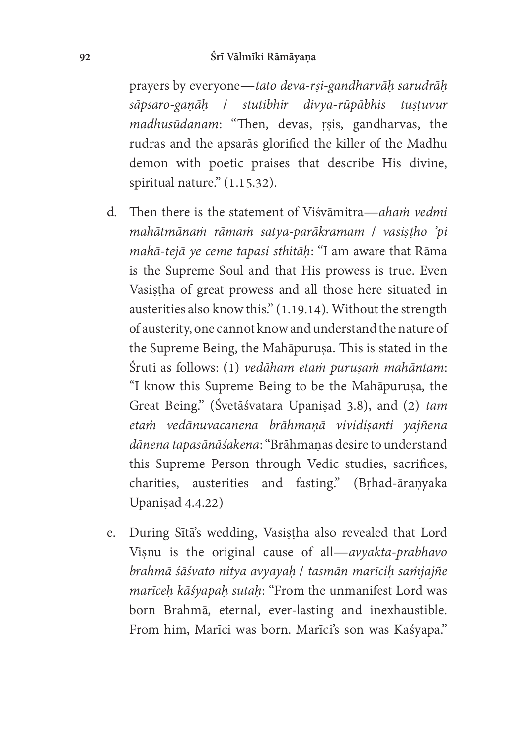prayers by everyone—*tato deva-ṛṣi-gandharvāḥ sarudrāḥ sāpsaro-gaṇāḥ / stutibhir divya-rūpābhis tuṣṭuvur madhusūdanam*: "Then, devas, ṛṣis, gandharvas, the rudras and the apsarās glorified the killer of the Madhu demon with poetic praises that describe His divine, spiritual nature." (1.15.32).

d. Then there is the statement of Viśvāmitra—*ahaṁ vedmi mahātmānaṁ rāmaṁ satya-parākramam / vasiṣṭho 'pi mahā-tejā ye ceme tapasi sthitāḥ*: "I am aware that Rāma is the Supreme Soul and that His prowess is true. Even Vasiṣṭha of great prowess and all those here situated in austerities also know this." (1.19.14). Without the strength of austerity, one cannot know and understand the nature of the Supreme Being, the Mahāpuruṣa. This is stated in the Śruti as follows: (1) *vedāham etaṁ puruṣaṁ mahāntam*: "I know this Supreme Being to be the Mahāpuruṣa, the Great Being." (Śvetāśvatara Upaniṣad 3.8), and (2) *tam etaṁ vedānuvacanena brāhmaṇā vividiṣanti yajñena dānena tapasānāśakena*: "Brāhmaṇas desire to understand this Supreme Person through Vedic studies, sacrifices, charities, austerities and fasting." (Bṛhad-āraṇyaka Upaniṣad 4.4.22)

e. During Sītā's wedding, Vasiṣṭha also revealed that Lord Viṣṇu is the original cause of all—*avyakta-prabhavo brahmā śāśvato nitya avyayaḥ / tasmān marīciḥ saṁjajñe marīceḥ kāśyapaḥ sutaḥ*: "From the unmanifest Lord was born Brahmā, eternal, ever-lasting and inexhaustible. From him, Marīci was born. Marīci's son was Kaśyapa."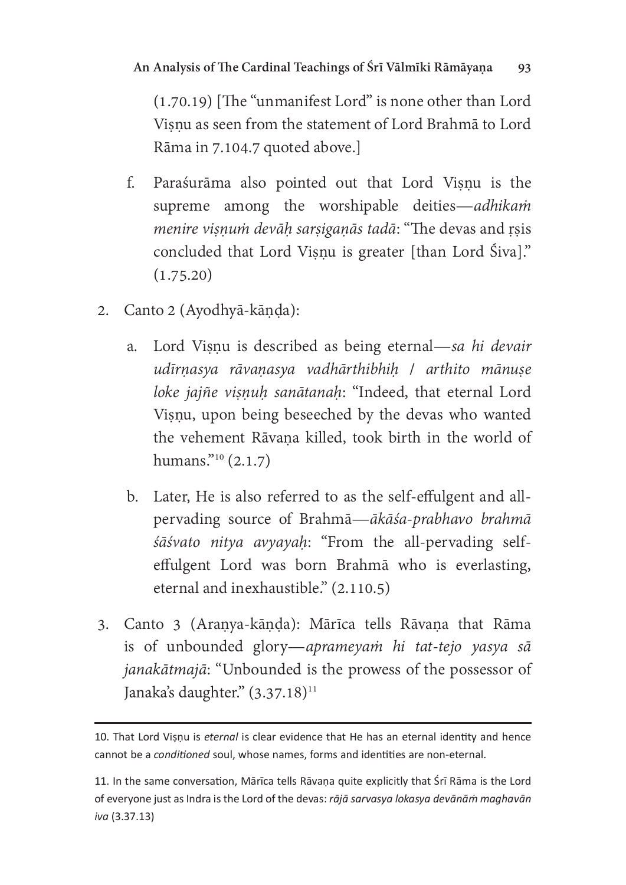(1.70.19) [The "unmanifest Lord" is none other than Lord Viṣṇu as seen from the statement of Lord Brahmā to Lord Rāma in 7.104.7 quoted above.]

f. Paraśurāma also pointed out that Lord Viṣṇu is the supreme among the worshipable deities—*adhikaṁ menire viṣṇuṁ devāḥ sarṣigaṇās tadā*: "The devas and ṛṣis concluded that Lord Viṣṇu is greater [than Lord Śiva]." (1.75.20)

2. Canto 2 (Ayodhyā-kāṇḍa):

   a. Lord Viṣṇu is described as being eternal—*sa hi devair udīrṇasya rāvaṇasya vadhārthibhiḥ / arthito mānuṣe loke jajñe viṣṇuḥ sanātanaḥ*: "Indeed, that eternal Lord Viṣṇu, upon being beseeched by the devas who wanted the vehement Rāvaṇa killed, took birth in the world of humans."[10] (2.1.7)

   b. Later, He is also referred to as the self-effulgent and all-pervading source of Brahmā—*ākāśa-prabhavo brahmā śāśvato nitya avyayaḥ*: "From the all-pervading self-effulgent Lord was born Brahmā who is everlasting, eternal and inexhaustible." (2.110.5)

3. Canto 3 (Araṇya-kāṇḍa): Mārīca tells Rāvaṇa that Rāma is of unbounded glory—*aprameyaṁ hi tat-tejo yasya sā janakātmajā*: "Unbounded is the prowess of the possessor of Janaka's daughter." (3.37.18)[11]

---

10. That Lord Viṣṇu is *eternal* is clear evidence that He has an eternal identity and hence cannot be a *conditioned* soul, whose names, forms and identities are non-eternal.

11. In the same conversation, Mārīca tells Rāvaṇa quite explicitly that Śrī Rāma is the Lord of everyone just as Indra is the Lord of the devas: *rājā sarvasya lokasya devānāṁ maghavān iva* (3.37.13)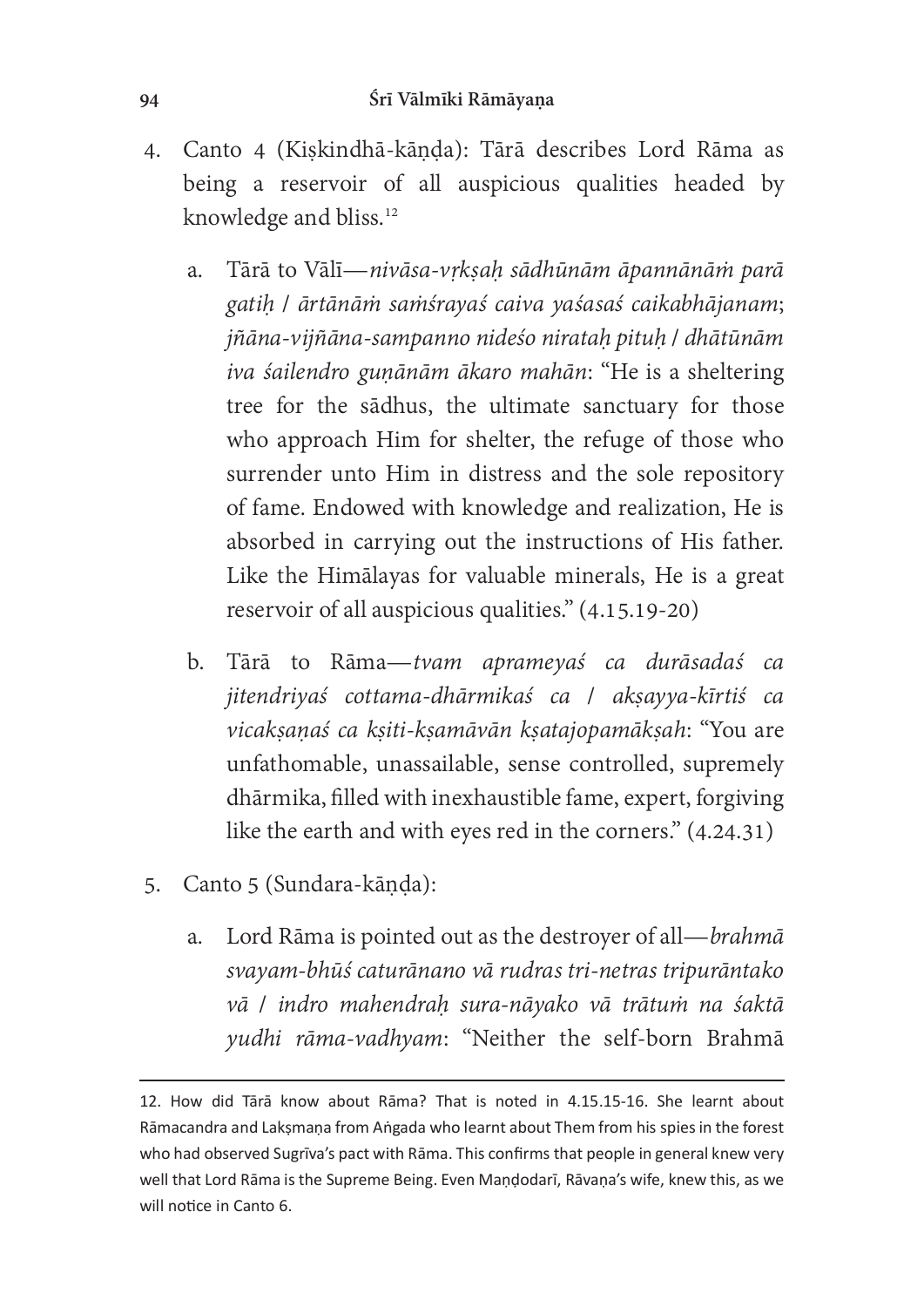4. Canto 4 (Kiṣkindhā-kāṇḍa): Tārā describes Lord Rāma as being a reservoir of all auspicious qualities headed by knowledge and bliss.[12]

   a. Tārā to Vālī—*nivāsa-vṛkṣaḥ sādhūnām āpannānāṁ parā gatiḥ / ārtānāṁ saṁśrayaś caiva yaśasaś caikabhājanam*; *jñāna-vijñāna-sampanno nideśo nirataḥ pituḥ / dhātūnām iva śailendro guṇānām ākaro mahān*: "He is a sheltering tree for the sādhus, the ultimate sanctuary for those who approach Him for shelter, the refuge of those who surrender unto Him in distress and the sole repository of fame. Endowed with knowledge and realization, He is absorbed in carrying out the instructions of His father. Like the Himālayas for valuable minerals, He is a great reservoir of all auspicious qualities." (4.15.19-20)

   b. Tārā to Rāma—*tvam aprameyaś ca durāsadaś ca jitendriyaś cottama-dhārmikaś ca / akṣayya-kīrtiś ca vicakṣaṇaś ca kṣiti-kṣamāvān kṣatajopamākṣah*: "You are unfathomable, unassailable, sense controlled, supremely dhārmika, filled with inexhaustible fame, expert, forgiving like the earth and with eyes red in the corners." (4.24.31)

5. Canto 5 (Sundara-kāṇḍa):

   a. Lord Rāma is pointed out as the destroyer of all—*brahmā svayam-bhūś caturānano vā rudras tri-netras tripurāntako vā / indro mahendraḥ sura-nāyako vā trātuṁ na śaktā yudhi rāma-vadhyam*: "Neither the self-born Brahmā

---

12. How did Tārā know about Rāma? That is noted in 4.15.15-16. She learnt about Rāmacandra and Lakṣmaṇa from Aṅgada who learnt about Them from his spies in the forest who had observed Sugrīva's pact with Rāma. This confirms that people in general knew very well that Lord Rāma is the Supreme Being. Even Maṇḍodarī, Rāvaṇa's wife, knew this, as we will notice in Canto 6.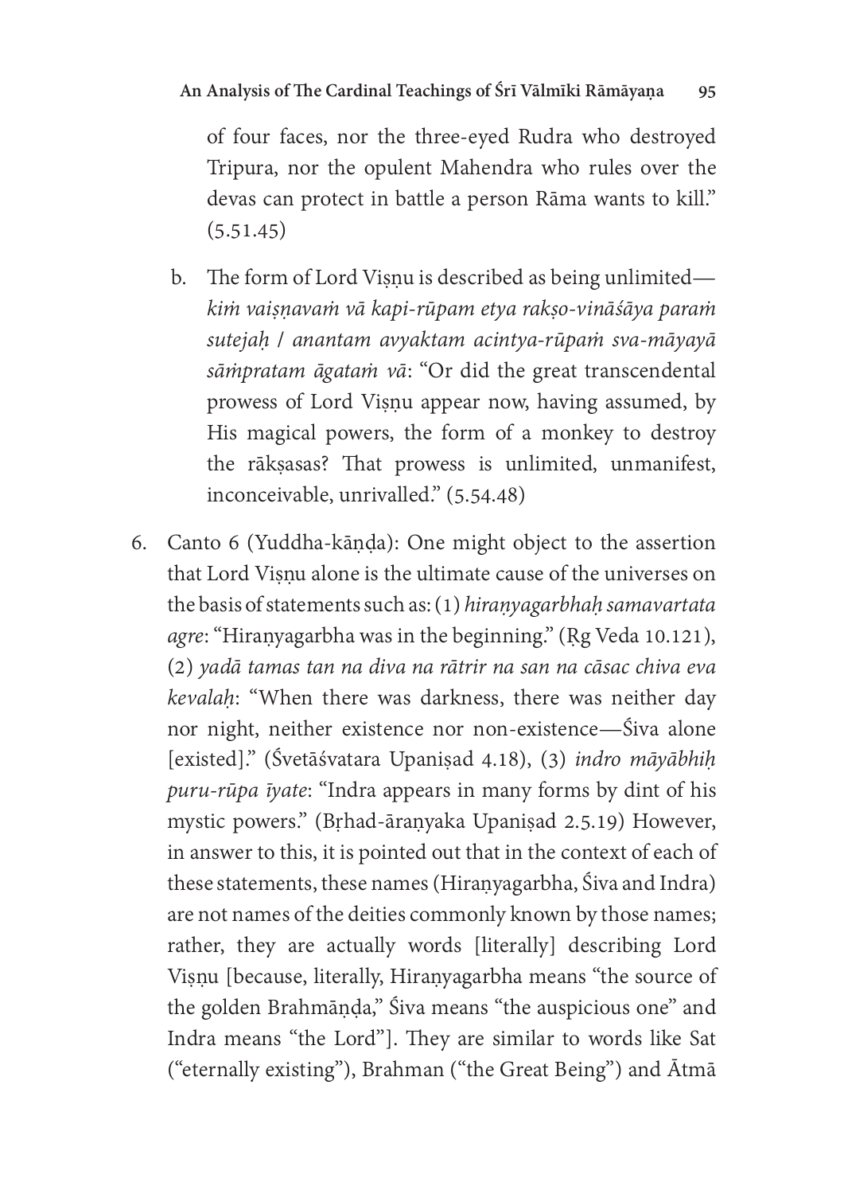of four faces, nor the three-eyed Rudra who destroyed Tripura, nor the opulent Mahendra who rules over the devas can protect in battle a person Rāma wants to kill." (5.51.45)

b. The form of Lord Viṣṇu is described as being unlimited—*kiṁ vaiṣṇavaṁ vā kapi-rūpam etya rakṣo-vināśāya paraṁ sutejaḥ / anantam avyaktam acintya-rūpaṁ sva-māyayā sāṁpratam āgataṁ vā*: "Or did the great transcendental prowess of Lord Viṣṇu appear now, having assumed, by His magical powers, the form of a monkey to destroy the rākṣasas? That prowess is unlimited, unmanifest, inconceivable, unrivalled." (5.54.48)

6. Canto 6 (Yuddha-kāṇḍa): One might object to the assertion that Lord Viṣṇu alone is the ultimate cause of the universes on the basis of statements such as: (1) *hiraṇyagarbhaḥ samavartata agre*: "Hiraṇyagarbha was in the beginning." (Ṛg Veda 10.121), (2) *yadā tamas tan na diva na rātrir na san na cāsac chiva eva kevalaḥ*: "When there was darkness, there was neither day nor night, neither existence nor non-existence—Śiva alone [existed]." (Śvetāśvatara Upaniṣad 4.18), (3) *indro māyābhiḥ puru-rūpa īyate*: "Indra appears in many forms by dint of his mystic powers." (Bṛhad-āraṇyaka Upaniṣad 2.5.19) However, in answer to this, it is pointed out that in the context of each of these statements, these names (Hiraṇyagarbha, Śiva and Indra) are not names of the deities commonly known by those names; rather, they are actually words [literally] describing Lord Viṣṇu [because, literally, Hiraṇyagarbha means "the source of the golden Brahmāṇḍa," Śiva means "the auspicious one" and Indra means "the Lord"]. They are similar to words like Sat ("eternally existing"), Brahman ("the Great Being") and Ātmā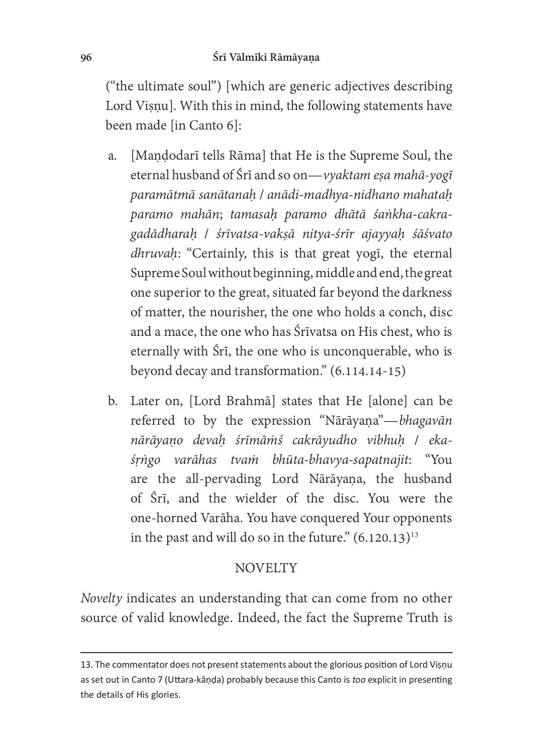("the ultimate soul") [which are generic adjectives describing Lord Viṣṇu]. With this in mind, the following statements have been made [in Canto 6]:

a. [Maṇḍodarī tells Rāma] that He is the Supreme Soul, the eternal husband of Śrī and so on—*vyaktam eṣa mahā-yogī paramātmā sanātanaḥ / anādi-madhya-nidhano mahataḥ paramo mahān*; *tamasaḥ paramo dhātā śaṅkha-cakra-gadādharaḥ / śrīvatsa-vakṣā nitya-śrīr ajayyaḥ śāśvato dhruvaḥ*: "Certainly, this is that great yogī, the eternal Supreme Soul without beginning, middle and end, the great one superior to the great, situated far beyond the darkness of matter, the nourisher, the one who holds a conch, disc and a mace, the one who has Śrīvatsa on His chest, who is eternally with Śrī, the one who is unconquerable, who is beyond decay and transformation." (6.114.14-15)

b. Later on, [Lord Brahmā] states that He [alone] can be referred to by the expression "Nārāyaṇa"—*bhagavān nārāyaṇo devaḥ śrīmāṁś cakrāyudho vibhuḥ / eka-śṛṅgo varāhas tvaṁ bhūta-bhavya-sapatnajit*: "You are the all-pervading Lord Nārāyaṇa, the husband of Śrī, and the wielder of the disc. You were the one-horned Varāha. You have conquered Your opponents in the past and will do so in the future." (6.120.13)[13]

## NOVELTY

*Novelty* indicates an understanding that can come from no other source of valid knowledge. Indeed, the fact the Supreme Truth is

---

13. The commentator does not present statements about the glorious position of Lord Viṣṇu as set out in Canto 7 (Uttara-kāṇḍa) probably because this Canto is *too* explicit in presenting the details of His glories.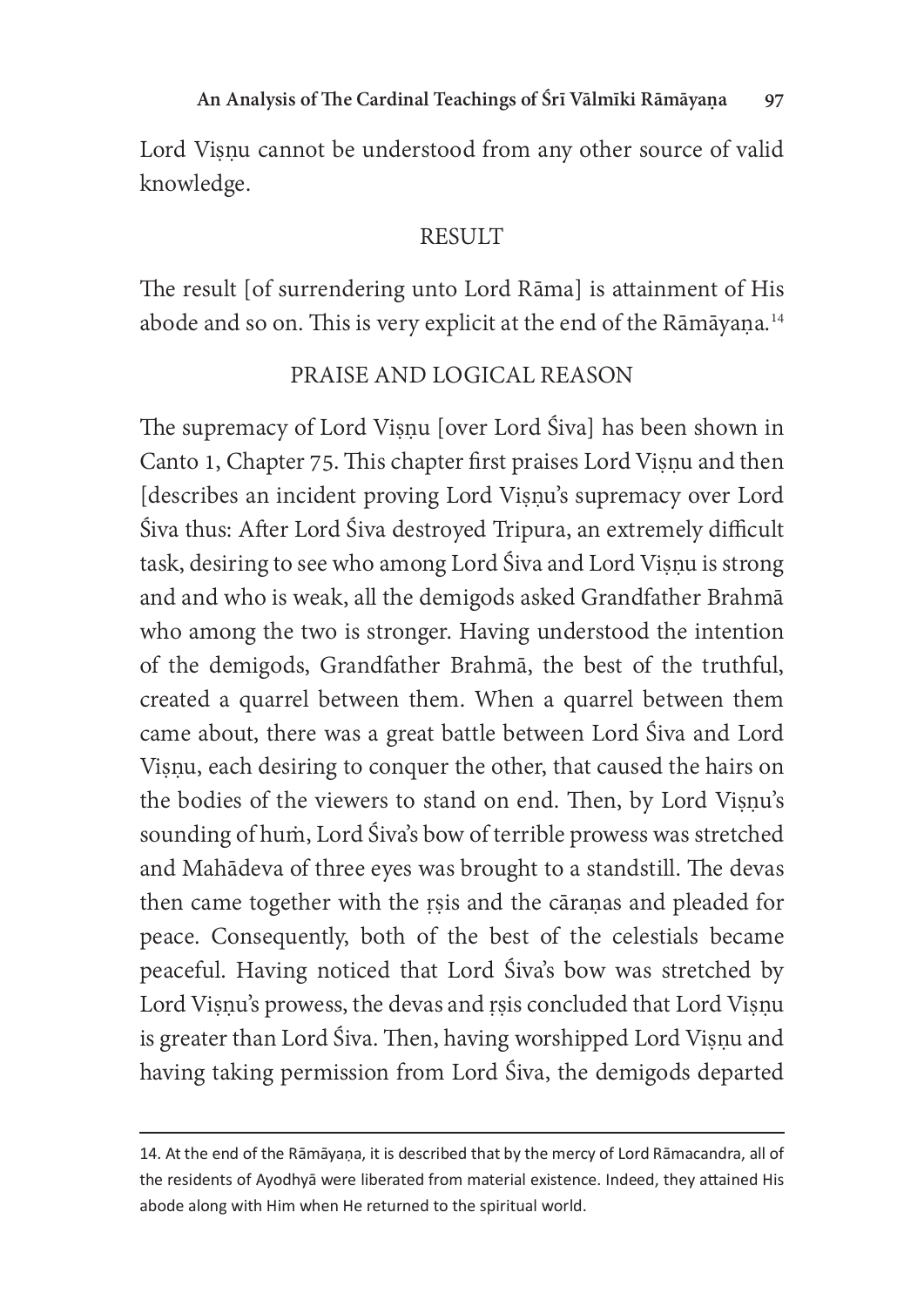Lord Viṣṇu cannot be understood from any other source of valid knowledge.

## RESULT

The result [of surrendering unto Lord Rāma] is attainment of His abode and so on. This is very explicit at the end of the Rāmāyaṇa.[14]

## PRAISE AND LOGICAL REASON

The supremacy of Lord Viṣṇu [over Lord Śiva] has been shown in Canto 1, Chapter 75. This chapter first praises Lord Viṣṇu and then [describes an incident proving Lord Viṣṇu's supremacy over Lord Śiva thus: After Lord Śiva destroyed Tripura, an extremely difficult task, desiring to see who among Lord Śiva and Lord Viṣṇu is strong and and who is weak, all the demigods asked Grandfather Brahmā who among the two is stronger. Having understood the intention of the demigods, Grandfather Brahmā, the best of the truthful, created a quarrel between them. When a quarrel between them came about, there was a great battle between Lord Śiva and Lord Viṣṇu, each desiring to conquer the other, that caused the hairs on the bodies of the viewers to stand on end. Then, by Lord Viṣṇu's sounding of huṁ, Lord Śiva's bow of terrible prowess was stretched and Mahādeva of three eyes was brought to a standstill. The devas then came together with the ṛṣis and the cāraṇas and pleaded for peace. Consequently, both of the best of the celestials became peaceful. Having noticed that Lord Śiva's bow was stretched by Lord Viṣṇu's prowess, the devas and ṛṣis concluded that Lord Viṣṇu is greater than Lord Śiva. Then, having worshipped Lord Viṣṇu and having taking permission from Lord Śiva, the demigods departed

---

14. At the end of the Rāmāyaṇa, it is described that by the mercy of Lord Rāmacandra, all of the residents of Ayodhyā were liberated from material existence. Indeed, they attained His abode along with Him when He returned to the spiritual world.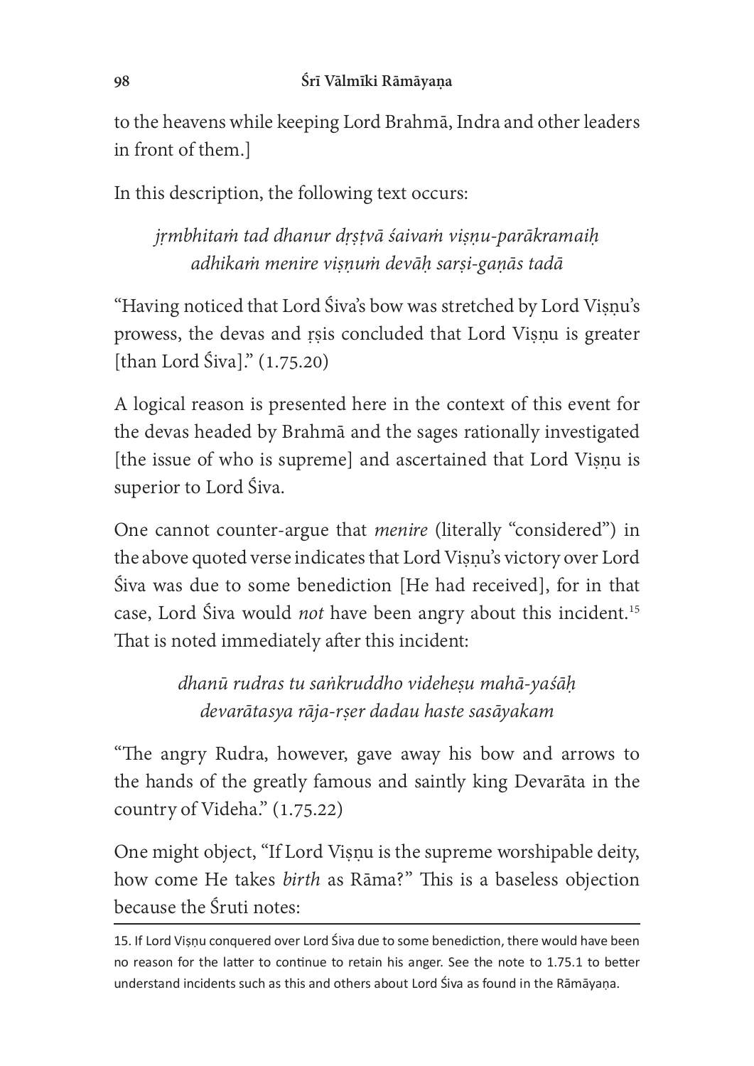to the heavens while keeping Lord Brahmā, Indra and other leaders in front of them.]

In this description, the following text occurs:

> *jṛmbhitaṁ tad dhanur dṛṣṭvā śaivaṁ viṣṇu-parākramaiḥ*
> *adhikaṁ menire viṣṇuṁ devāḥ sarṣi-gaṇās tadā*

"Having noticed that Lord Śiva's bow was stretched by Lord Viṣṇu's prowess, the devas and ṛṣis concluded that Lord Viṣṇu is greater [than Lord Śiva]." (1.75.20)

A logical reason is presented here in the context of this event for the devas headed by Brahmā and the sages rationally investigated [the issue of who is supreme] and ascertained that Lord Viṣṇu is superior to Lord Śiva.

One cannot counter-argue that *menire* (literally "considered") in the above quoted verse indicates that Lord Viṣṇu's victory over Lord Śiva was due to some benediction [He had received], for in that case, Lord Śiva would *not* have been angry about this incident.[15] That is noted immediately after this incident:

> *dhanū rudras tu saṅkruddho videheṣu mahā-yaśāḥ*
> *devarātasya rāja-ṛṣer dadau haste sasāyakam*

"The angry Rudra, however, gave away his bow and arrows to the hands of the greatly famous and saintly king Devarāta in the country of Videha." (1.75.22)

One might object, "If Lord Viṣṇu is the supreme worshipable deity, how come He takes *birth* as Rāma?" This is a baseless objection because the Śruti notes:

---

15. If Lord Viṣṇu conquered over Lord Śiva due to some benediction, there would have been no reason for the latter to continue to retain his anger. See the note to 1.75.1 to better understand incidents such as this and others about Lord Śiva as found in the Rāmāyaṇa.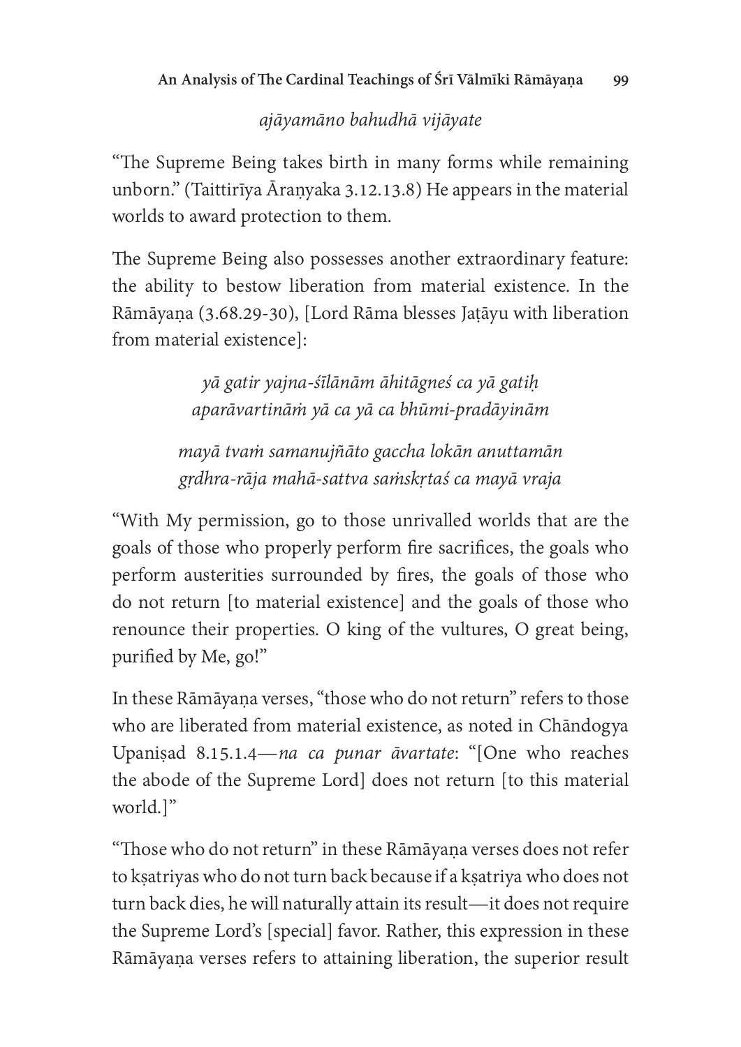*ajāyamāno bahudhā vijāyate*

"The Supreme Being takes birth in many forms while remaining unborn." (Taittirīya Āraṇyaka 3.12.13.8) He appears in the material worlds to award protection to them.

The Supreme Being also possesses another extraordinary feature: the ability to bestow liberation from material existence. In the Rāmāyaṇa (3.68.29-30), [Lord Rāma blesses Jaṭāyu with liberation from material existence]:

*yā gatir yajna-śīlānām āhitāgneś ca yā gatiḥ*
*aparāvartināṁ yā ca yā ca bhūmi-pradāyinām*

*mayā tvaṁ samanujñāto gaccha lokān anuttamān*
*gṛdhra-rāja mahā-sattva saṁskṛtaś ca mayā vraja*

"With My permission, go to those unrivalled worlds that are the goals of those who properly perform fire sacrifices, the goals who perform austerities surrounded by fires, the goals of those who do not return [to material existence] and the goals of those who renounce their properties. O king of the vultures, O great being, purified by Me, go!"

In these Rāmāyaṇa verses, "those who do not return" refers to those who are liberated from material existence, as noted in Chāndogya Upaniṣad 8.15.1.4—*na ca punar āvartate*: "[One who reaches the abode of the Supreme Lord] does not return [to this material world.]"

"Those who do not return" in these Rāmāyaṇa verses does not refer to kṣatriyas who do not turn back because if a kṣatriya who does not turn back dies, he will naturally attain its result—it does not require the Supreme Lord's [special] favor. Rather, this expression in these Rāmāyaṇa verses refers to attaining liberation, the superior result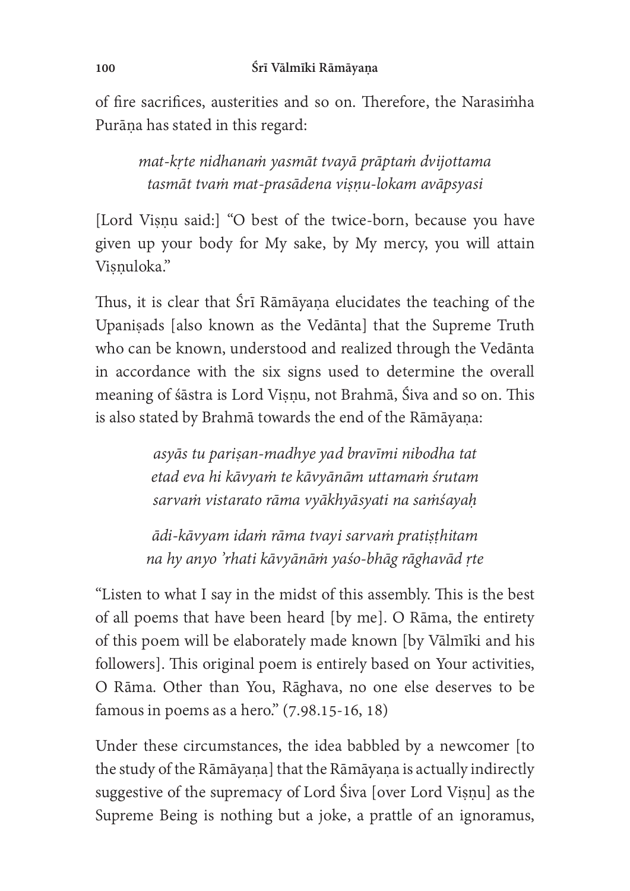of fire sacrifices, austerities and so on. Therefore, the Narasiṁha Purāṇa has stated in this regard:

*mat-kṛte nidhanaṁ yasmāt tvayā prāptaṁ dvijottama*
*tasmāt tvaṁ mat-prasādena viṣṇu-lokam avāpsyasi*

[Lord Viṣṇu said:] "O best of the twice-born, because you have given up your body for My sake, by My mercy, you will attain Viṣṇuloka."

Thus, it is clear that Śrī Rāmāyaṇa elucidates the teaching of the Upaniṣads [also known as the Vedānta] that the Supreme Truth who can be known, understood and realized through the Vedānta in accordance with the six signs used to determine the overall meaning of śāstra is Lord Viṣṇu, not Brahmā, Śiva and so on. This is also stated by Brahmā towards the end of the Rāmāyaṇa:

*asyās tu pariṣan-madhye yad bravīmi nibodha tat*
*etad eva hi kāvyaṁ te kāvyānām uttamaṁ śrutam*
*sarvaṁ vistarato rāma vyākhyāsyati na saṁśayaḥ*

*ādi-kāvyam idaṁ rāma tvayi sarvaṁ pratiṣṭhitam*
*na hy anyo 'rhati kāvyānāṁ yaśo-bhāg rāghavād ṛte*

"Listen to what I say in the midst of this assembly. This is the best of all poems that have been heard [by me]. O Rāma, the entirety of this poem will be elaborately made known [by Vālmīki and his followers]. This original poem is entirely based on Your activities, O Rāma. Other than You, Rāghava, no one else deserves to be famous in poems as a hero." (7.98.15-16, 18)

Under these circumstances, the idea babbled by a newcomer [to the study of the Rāmāyaṇa] that the Rāmāyaṇa is actually indirectly suggestive of the supremacy of Lord Śiva [over Lord Viṣṇu] as the Supreme Being is nothing but a joke, a prattle of an ignoramus,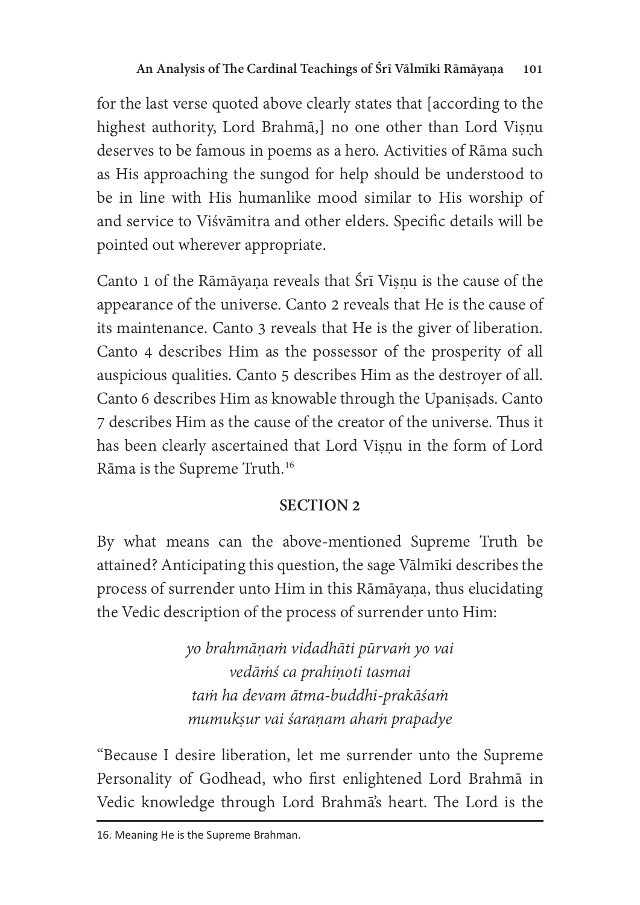for the last verse quoted above clearly states that [according to the highest authority, Lord Brahmā,] no one other than Lord Viṣṇu deserves to be famous in poems as a hero. Activities of Rāma such as His approaching the sungod for help should be understood to be in line with His humanlike mood similar to His worship of and service to Viśvāmitra and other elders. Specific details will be pointed out wherever appropriate.

Canto 1 of the Rāmāyaṇa reveals that Śrī Viṣṇu is the cause of the appearance of the universe. Canto 2 reveals that He is the cause of its maintenance. Canto 3 reveals that He is the giver of liberation. Canto 4 describes Him as the possessor of the prosperity of all auspicious qualities. Canto 5 describes Him as the destroyer of all. Canto 6 describes Him as knowable through the Upaniṣads. Canto 7 describes Him as the cause of the creator of the universe. Thus it has been clearly ascertained that Lord Viṣṇu in the form of Lord Rāma is the Supreme Truth.[16]

## SECTION 2

By what means can the above-mentioned Supreme Truth be attained? Anticipating this question, the sage Vālmīki describes the process of surrender unto Him in this Rāmāyaṇa, thus elucidating the Vedic description of the process of surrender unto Him:

*yo brahmāṇaṁ vidadhāti pūrvaṁ yo vai*
*vedāṁś ca prahiṇoti tasmai*
*taṁ ha devam ātma-buddhi-prakāśaṁ*
*mumukṣur vai śaraṇam ahaṁ prapadye*

"Because I desire liberation, let me surrender unto the Supreme Personality of Godhead, who first enlightened Lord Brahmā in Vedic knowledge through Lord Brahmā's heart. The Lord is the

16. Meaning He is the Supreme Brahman.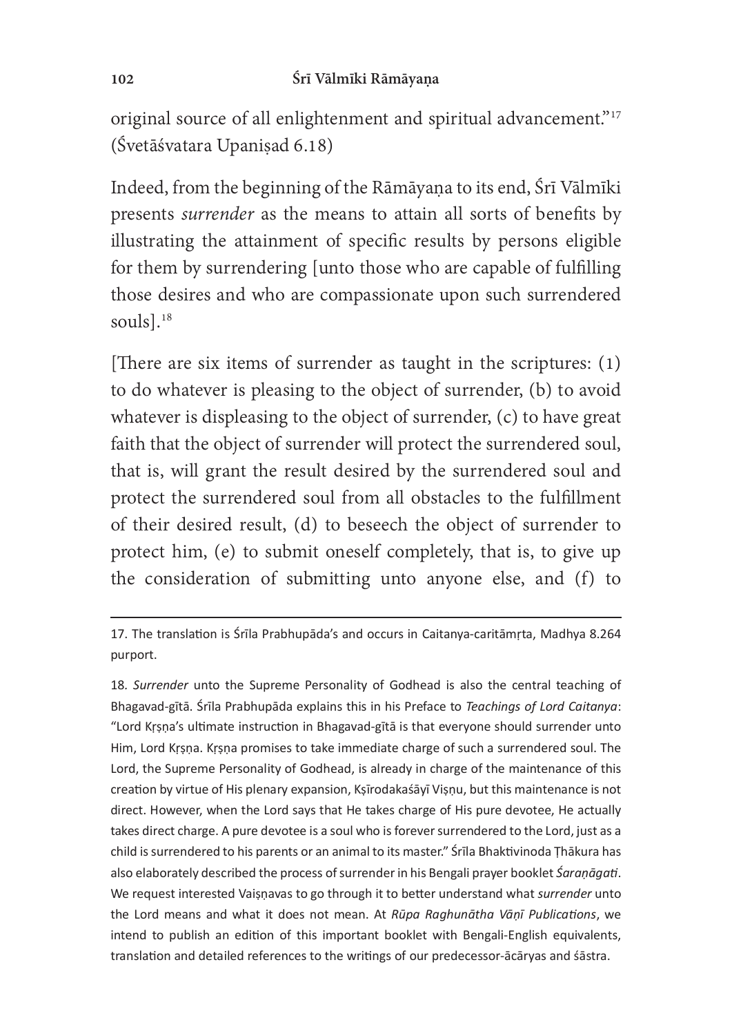original source of all enlightenment and spiritual advancement."[17] (Śvetāśvatara Upaniṣad 6.18)

Indeed, from the beginning of the Rāmāyaṇa to its end, Śrī Vālmīki presents *surrender* as the means to attain all sorts of benefits by illustrating the attainment of specific results by persons eligible for them by surrendering [unto those who are capable of fulfilling those desires and who are compassionate upon such surrendered souls].[18]

[There are six items of surrender as taught in the scriptures: (1) to do whatever is pleasing to the object of surrender, (b) to avoid whatever is displeasing to the object of surrender, (c) to have great faith that the object of surrender will protect the surrendered soul, that is, will grant the result desired by the surrendered soul and protect the surrendered soul from all obstacles to the fulfillment of their desired result, (d) to beseech the object of surrender to protect him, (e) to submit oneself completely, that is, to give up the consideration of submitting unto anyone else, and (f) to

---

17. The translation is Śrīla Prabhupāda's and occurs in Caitanya-caritāmṛta, Madhya 8.264 purport.

18. *Surrender* unto the Supreme Personality of Godhead is also the central teaching of Bhagavad-gītā. Śrīla Prabhupāda explains this in his Preface to *Teachings of Lord Caitanya*: "Lord Kṛṣṇa's ultimate instruction in Bhagavad-gītā is that everyone should surrender unto Him, Lord Kṛṣṇa. Kṛṣṇa promises to take immediate charge of such a surrendered soul. The Lord, the Supreme Personality of Godhead, is already in charge of the maintenance of this creation by virtue of His plenary expansion, Kṣīrodakaśāyī Viṣṇu, but this maintenance is not direct. However, when the Lord says that He takes charge of His pure devotee, He actually takes direct charge. A pure devotee is a soul who is forever surrendered to the Lord, just as a child is surrendered to his parents or an animal to its master." Śrīla Bhaktivinoda Ṭhākura has also elaborately described the process of surrender in his Bengali prayer booklet *Śaraṇāgati*. We request interested Vaiṣṇavas to go through it to better understand what *surrender* unto the Lord means and what it does not mean. At *Rūpa Raghunātha Vāṇī Publications*, we intend to publish an edition of this important booklet with Bengali-English equivalents, translation and detailed references to the writings of our predecessor-ācāryas and śāstra.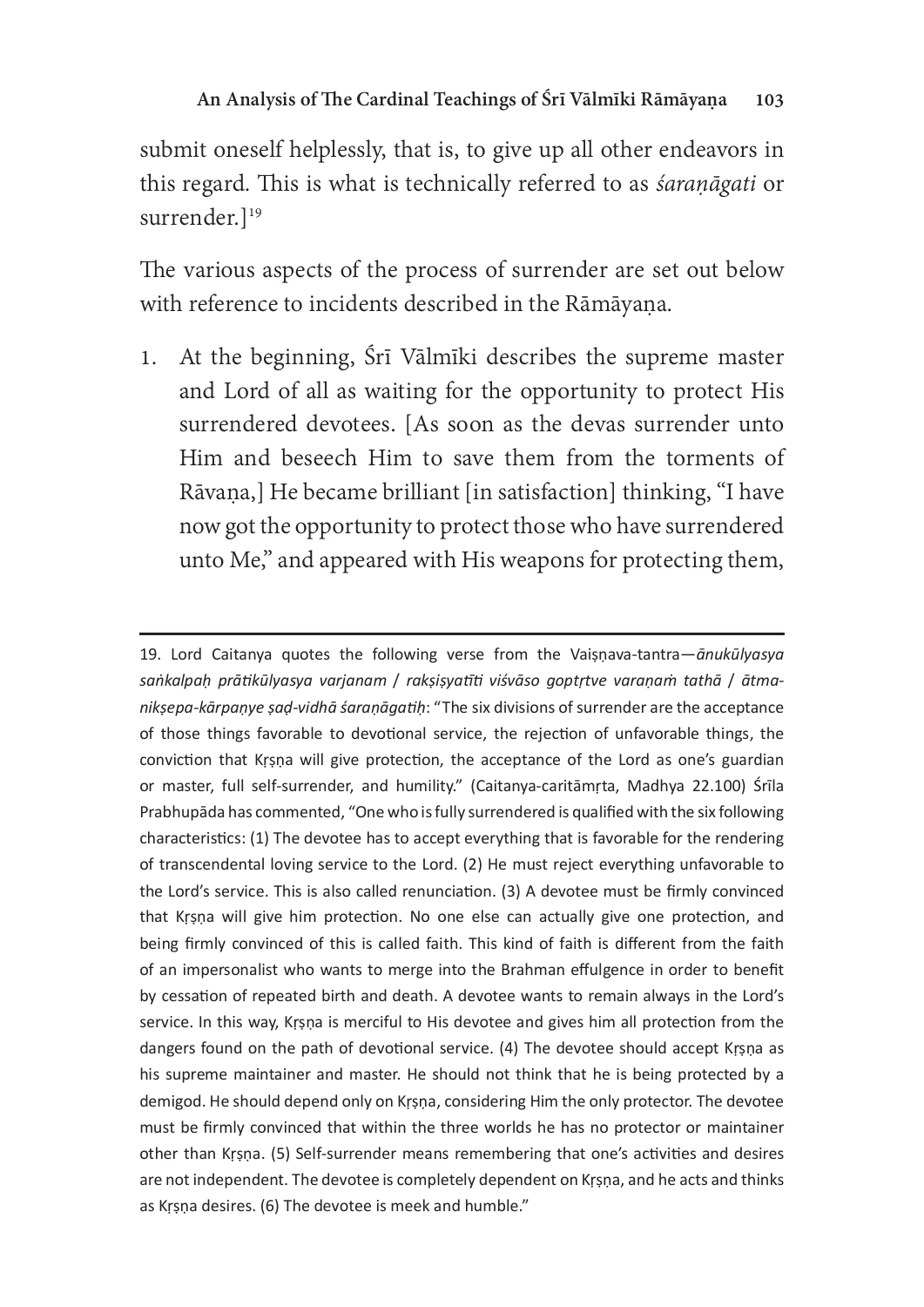submit oneself helplessly, that is, to give up all other endeavors in this regard. This is what is technically referred to as *śaraṇāgati* or surrender.][19]

The various aspects of the process of surrender are set out below with reference to incidents described in the Rāmāyaṇa.

1. At the beginning, Śrī Vālmīki describes the supreme master and Lord of all as waiting for the opportunity to protect His surrendered devotees. [As soon as the devas surrender unto Him and beseech Him to save them from the torments of Rāvaṇa,] He became brilliant [in satisfaction] thinking, "I have now got the opportunity to protect those who have surrendered unto Me," and appeared with His weapons for protecting them,

---

19. Lord Caitanya quotes the following verse from the Vaiṣṇava-tantra—*ānukūlyasya saṅkalpaḥ prātikūlyasya varjanam / rakṣiṣyatīti viśvāso goptṛtve varaṇaṁ tathā / ātma-nikṣepa-kārpaṇye ṣaḍ-vidhā śaraṇāgatiḥ*: "The six divisions of surrender are the acceptance of those things favorable to devotional service, the rejection of unfavorable things, the conviction that Kṛṣṇa will give protection, the acceptance of the Lord as one's guardian or master, full self-surrender, and humility." (Caitanya-caritāmṛta, Madhya 22.100) Śrīla Prabhupāda has commented, "One who is fully surrendered is qualified with the six following characteristics: (1) The devotee has to accept everything that is favorable for the rendering of transcendental loving service to the Lord. (2) He must reject everything unfavorable to the Lord's service. This is also called renunciation. (3) A devotee must be firmly convinced that Kṛṣṇa will give him protection. No one else can actually give one protection, and being firmly convinced of this is called faith. This kind of faith is different from the faith of an impersonalist who wants to merge into the Brahman effulgence in order to benefit by cessation of repeated birth and death. A devotee wants to remain always in the Lord's service. In this way, Kṛṣṇa is merciful to His devotee and gives him all protection from the dangers found on the path of devotional service. (4) The devotee should accept Kṛṣṇa as his supreme maintainer and master. He should not think that he is being protected by a demigod. He should depend only on Kṛṣṇa, considering Him the only protector. The devotee must be firmly convinced that within the three worlds he has no protector or maintainer other than Kṛṣṇa. (5) Self-surrender means remembering that one's activities and desires are not independent. The devotee is completely dependent on Kṛṣṇa, and he acts and thinks as Kṛṣṇa desires. (6) The devotee is meek and humble."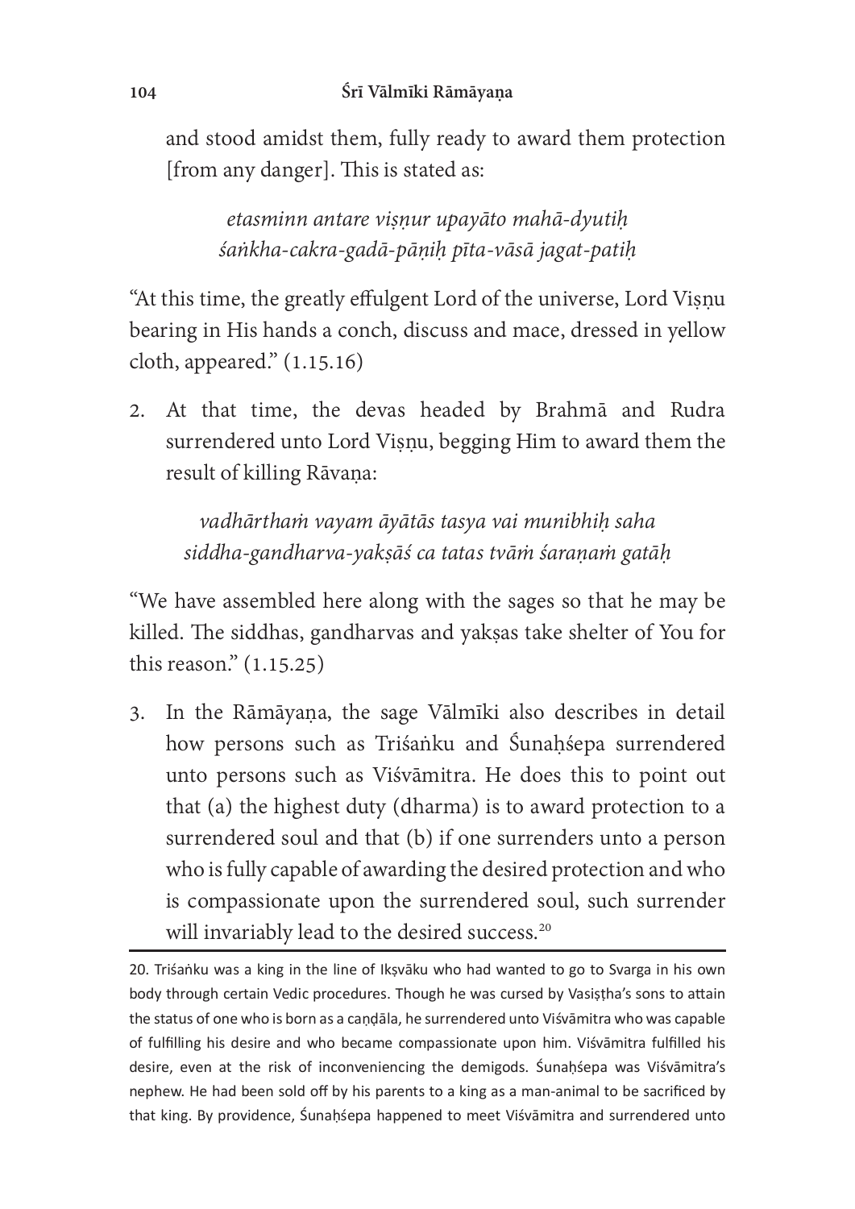and stood amidst them, fully ready to award them protection [from any danger]. This is stated as:

> *etasminn antare viṣṇur upayāto mahā-dyutiḥ*
> *śaṅkha-cakra-gadā-pāṇiḥ pīta-vāsā jagat-patiḥ*

"At this time, the greatly effulgent Lord of the universe, Lord Viṣṇu bearing in His hands a conch, discuss and mace, dressed in yellow cloth, appeared." (1.15.16)

2. At that time, the devas headed by Brahmā and Rudra surrendered unto Lord Viṣṇu, begging Him to award them the result of killing Rāvaṇa:

> *vadhārthaṁ vayam āyātās tasya vai munibhiḥ saha*
> *siddha-gandharva-yakṣāś ca tatas tvāṁ śaraṇaṁ gatāḥ*

"We have assembled here along with the sages so that he may be killed. The siddhas, gandharvas and yakṣas take shelter of You for this reason." (1.15.25)

3. In the Rāmāyaṇa, the sage Vālmīki also describes in detail how persons such as Triśaṅku and Śunaḥśepa surrendered unto persons such as Viśvāmitra. He does this to point out that (a) the highest duty (dharma) is to award protection to a surrendered soul and that (b) if one surrenders unto a person who is fully capable of awarding the desired protection and who is compassionate upon the surrendered soul, such surrender will invariably lead to the desired success.[20]

---

20. Triśaṅku was a king in the line of Ikṣvāku who had wanted to go to Svarga in his own body through certain Vedic procedures. Though he was cursed by Vasiṣṭha's sons to attain the status of one who is born as a caṇḍāla, he surrendered unto Viśvāmitra who was capable of fulfilling his desire and who became compassionate upon him. Viśvāmitra fulfilled his desire, even at the risk of inconveniencing the demigods. Śunaḥśepa was Viśvāmitra's nephew. He had been sold off by his parents to a king as a man-animal to be sacrificed by that king. By providence, Śunaḥśepa happened to meet Viśvāmitra and surrendered unto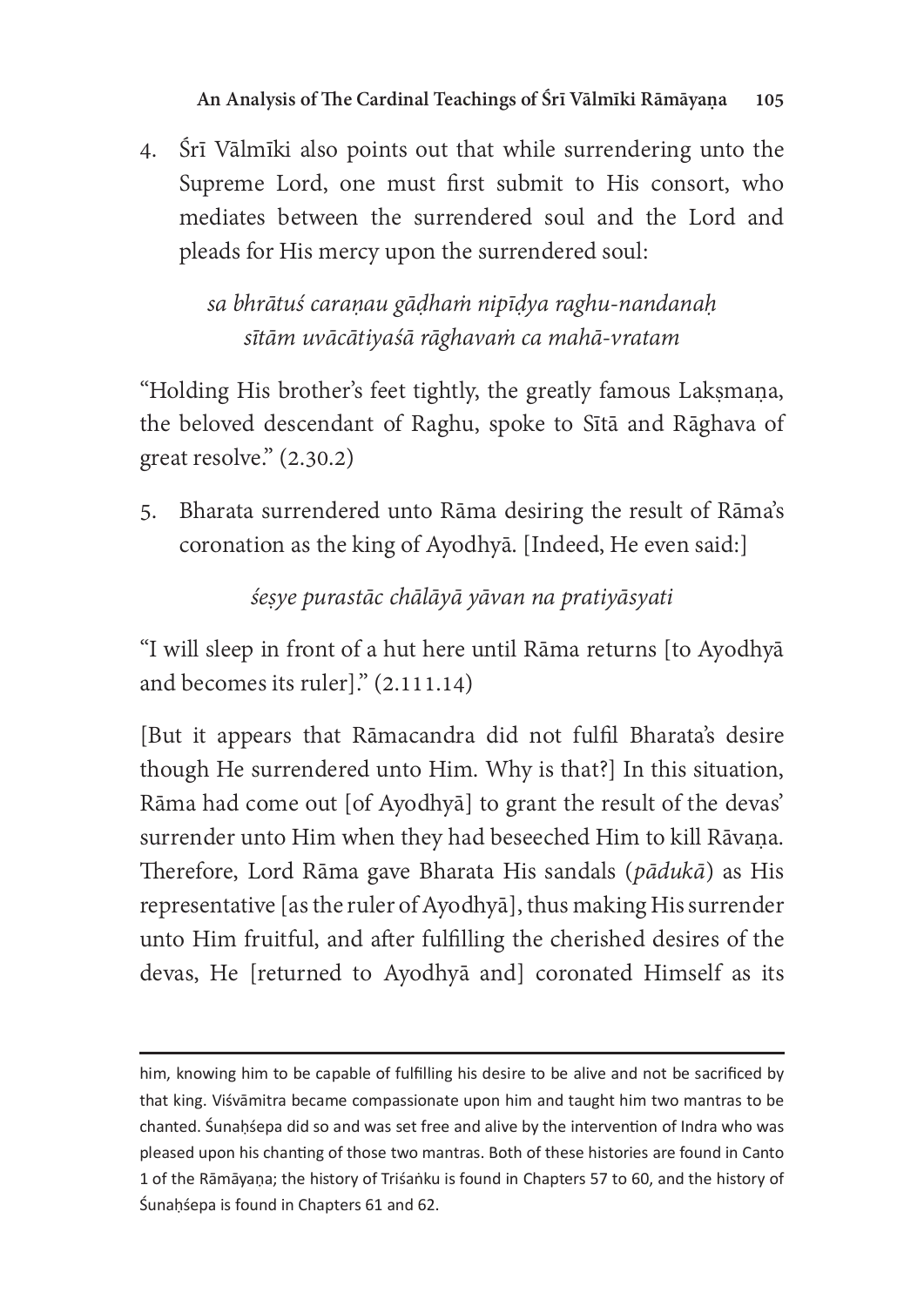4. Śrī Vālmīki also points out that while surrendering unto the Supreme Lord, one must first submit to His consort, who mediates between the surrendered soul and the Lord and pleads for His mercy upon the surrendered soul:

> *sa bhrātuś caraṇau gāḍhaṁ nipīḍya raghu-nandanaḥ*
> *sītām uvācātiyaśā rāghavaṁ ca mahā-vratam*

"Holding His brother's feet tightly, the greatly famous Lakṣmaṇa, the beloved descendant of Raghu, spoke to Sītā and Rāghava of great resolve." (2.30.2)

5. Bharata surrendered unto Rāma desiring the result of Rāma's coronation as the king of Ayodhyā. [Indeed, He even said:]

> *śeṣye purastāc chālāyā yāvan na pratiyāsyati*

"I will sleep in front of a hut here until Rāma returns [to Ayodhyā and becomes its ruler]." (2.111.14)

[But it appears that Rāmacandra did not fulfil Bharata's desire though He surrendered unto Him. Why is that?] In this situation, Rāma had come out [of Ayodhyā] to grant the result of the devas' surrender unto Him when they had beseeched Him to kill Rāvaṇa. Therefore, Lord Rāma gave Bharata His sandals (*pādukā*) as His representative [as the ruler of Ayodhyā], thus making His surrender unto Him fruitful, and after fulfilling the cherished desires of the devas, He [returned to Ayodhyā and] coronated Himself as its

---

him, knowing him to be capable of fulfilling his desire to be alive and not be sacrificed by that king. Viśvāmitra became compassionate upon him and taught him two mantras to be chanted. Śunaḥśepa did so and was set free and alive by the intervention of Indra who was pleased upon his chanting of those two mantras. Both of these histories are found in Canto 1 of the Rāmāyaṇa; the history of Triśaṅku is found in Chapters 57 to 60, and the history of Śunaḥśepa is found in Chapters 61 and 62.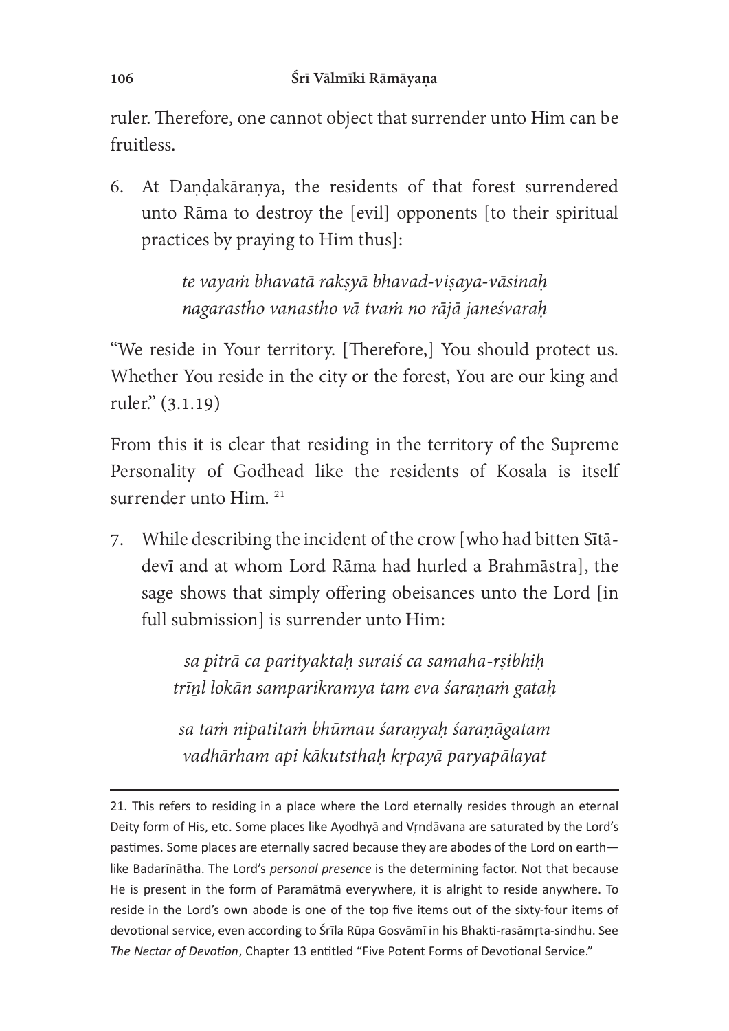ruler. Therefore, one cannot object that surrender unto Him can be fruitless.

6. At Daṇḍakāraṇya, the residents of that forest surrendered unto Rāma to destroy the [evil] opponents [to their spiritual practices by praying to Him thus]:

   > *te vayaṁ bhavatā rakṣyā bhavad-viṣaya-vāsinaḥ*
   > *nagarastho vanastho vā tvaṁ no rājā janeśvaraḥ*

“We reside in Your territory. [Therefore,] You should protect us. Whether You reside in the city or the forest, You are our king and ruler.” (3.1.19)

From this it is clear that residing in the territory of the Supreme Personality of Godhead like the residents of Kosala is itself surrender unto Him. [21]

7. While describing the incident of the crow [who had bitten Sītā-devī and at whom Lord Rāma had hurled a Brahmāstra], the sage shows that simply offering obeisances unto the Lord [in full submission] is surrender unto Him:

   > *sa pitrā ca parityaktaḥ suraiś ca samaha-rṣibhiḥ*
   > *trīṇl lokān samparikramya tam eva śaraṇaṁ gataḥ*
   >
   > *sa taṁ nipatitaṁ bhūmau śaraṇyaḥ śaraṇāgatam*
   > *vadhārham api kākutsthaḥ kṛpayā paryapālayat*

---

21. This refers to residing in a place where the Lord eternally resides through an eternal Deity form of His, etc. Some places like Ayodhyā and Vṛndāvana are saturated by the Lord’s pastimes. Some places are eternally sacred because they are abodes of the Lord on earth—like Badarīnātha. The Lord’s *personal presence* is the determining factor. Not that because He is present in the form of Paramātmā everywhere, it is alright to reside anywhere. To reside in the Lord’s own abode is one of the top five items out of the sixty-four items of devotional service, even according to Śrīla Rūpa Gosvāmī in his Bhakti-rasāmṛta-sindhu. See *The Nectar of Devotion*, Chapter 13 entitled “Five Potent Forms of Devotional Service.”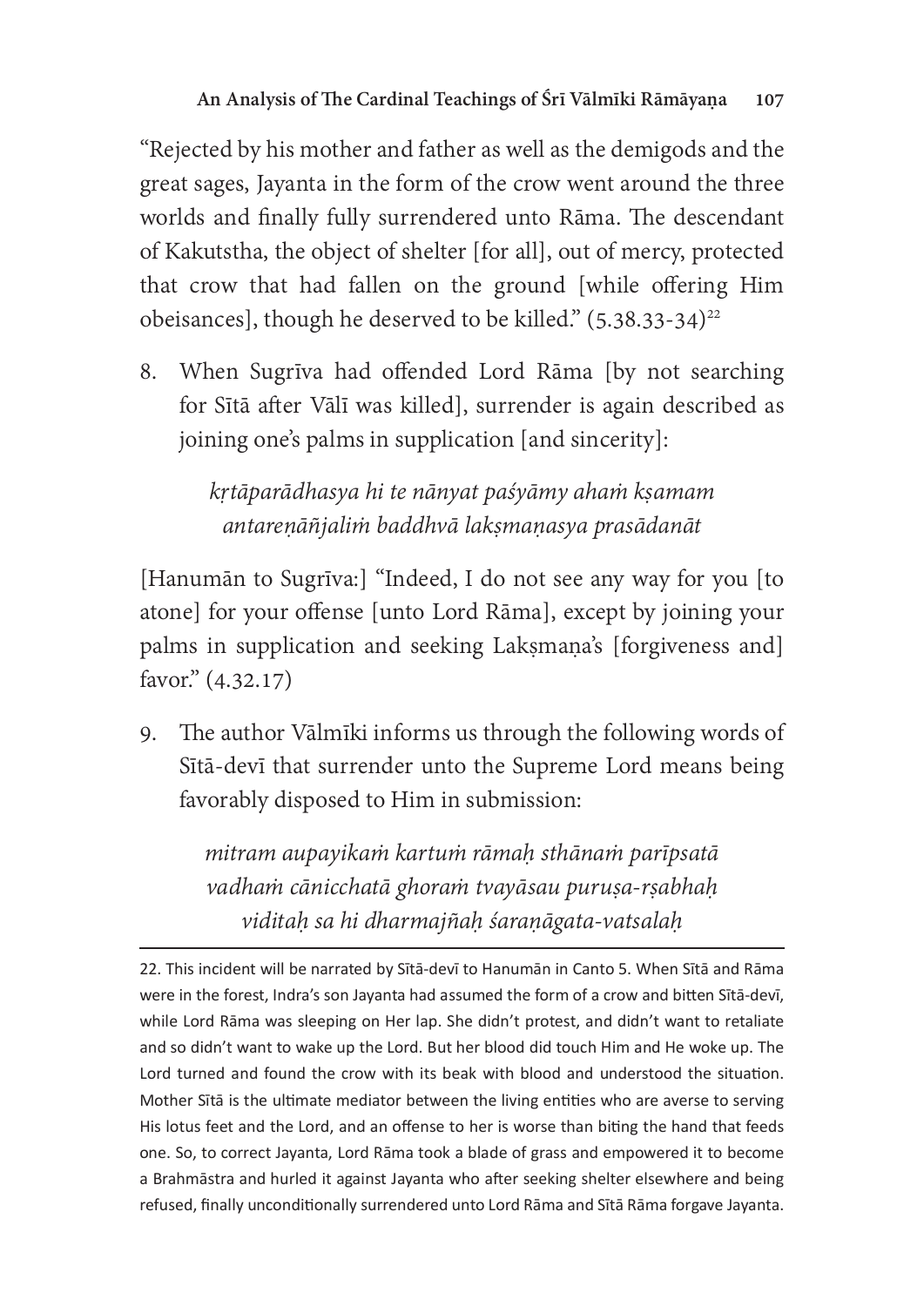"Rejected by his mother and father as well as the demigods and the great sages, Jayanta in the form of the crow went around the three worlds and finally fully surrendered unto Rāma. The descendant of Kakutstha, the object of shelter [for all], out of mercy, protected that crow that had fallen on the ground [while offering Him obeisances], though he deserved to be killed." (5.38.33-34)[22]

8. When Sugrīva had offended Lord Rāma [by not searching for Sītā after Vālī was killed], surrender is again described as joining one's palms in supplication [and sincerity]:

> *kṛtāparādhasya hi te nānyat paśyāmy ahaṁ kṣamam*
> *antareṇāñjaliṁ baddhvā lakṣmaṇasya prasādanāt*

[Hanumān to Sugrīva:] "Indeed, I do not see any way for you [to atone] for your offense [unto Lord Rāma], except by joining your palms in supplication and seeking Lakṣmaṇa's [forgiveness and] favor." (4.32.17)

9. The author Vālmīki informs us through the following words of Sītā-devī that surrender unto the Supreme Lord means being favorably disposed to Him in submission:

> *mitram aupayikaṁ kartuṁ rāmaḥ sthānaṁ parīpsatā*
> *vadhaṁ cānicchatā ghoraṁ tvayāsau puruṣa-ṛṣabhaḥ*
> *viditaḥ sa hi dharmajñaḥ śaraṇāgata-vatsalaḥ*

---

22. This incident will be narrated by Sītā-devī to Hanumān in Canto 5. When Sītā and Rāma were in the forest, Indra's son Jayanta had assumed the form of a crow and bitten Sītā-devī, while Lord Rāma was sleeping on Her lap. She didn't protest, and didn't want to retaliate and so didn't want to wake up the Lord. But her blood did touch Him and He woke up. The Lord turned and found the crow with its beak with blood and understood the situation. Mother Sītā is the ultimate mediator between the living entities who are averse to serving His lotus feet and the Lord, and an offense to her is worse than biting the hand that feeds one. So, to correct Jayanta, Lord Rāma took a blade of grass and empowered it to become a Brahmāstra and hurled it against Jayanta who after seeking shelter elsewhere and being refused, finally unconditionally surrendered unto Lord Rāma and Sītā Rāma forgave Jayanta.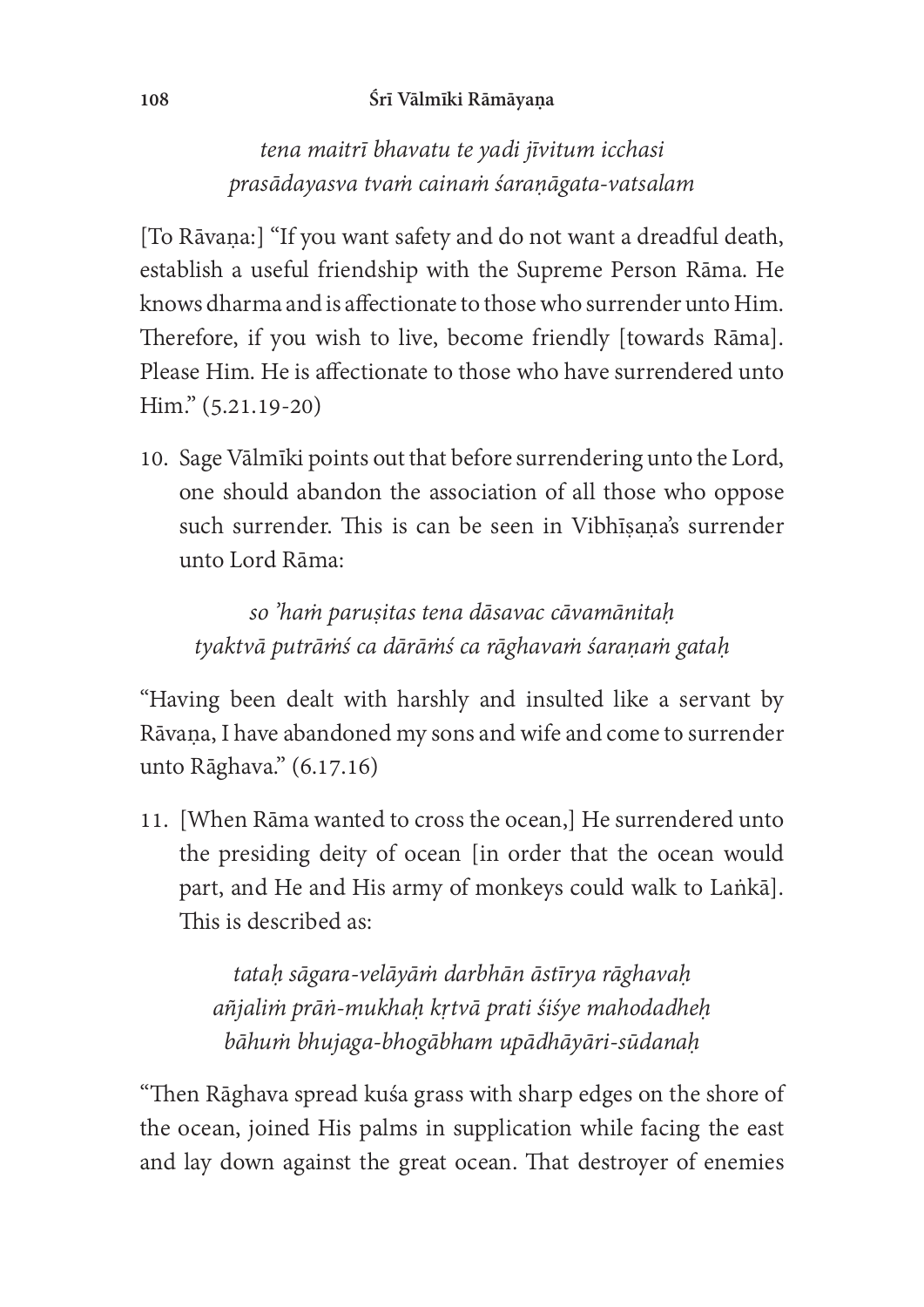*tena maitrī bhavatu te yadi jīvitum icchasi*
*prasādayasva tvaṁ cainaṁ śaraṇāgata-vatsalam*

[To Rāvaṇa:] "If you want safety and do not want a dreadful death, establish a useful friendship with the Supreme Person Rāma. He knows dharma and is affectionate to those who surrender unto Him. Therefore, if you wish to live, become friendly [towards Rāma]. Please Him. He is affectionate to those who have surrendered unto Him." (5.21.19-20)

10. Sage Vālmīki points out that before surrendering unto the Lord, one should abandon the association of all those who oppose such surrender. This is can be seen in Vibhīṣaṇa's surrender unto Lord Rāma:

*so 'haṁ paruṣitas tena dāsavac cāvamānitaḥ*
*tyaktvā putrāṁś ca dārāṁś ca rāghavaṁ śaraṇaṁ gataḥ*

"Having been dealt with harshly and insulted like a servant by Rāvaṇa, I have abandoned my sons and wife and come to surrender unto Rāghava." (6.17.16)

11. [When Rāma wanted to cross the ocean,] He surrendered unto the presiding deity of ocean [in order that the ocean would part, and He and His army of monkeys could walk to Laṅkā]. This is described as:

*tataḥ sāgara-velāyāṁ darbhān āstīrya rāghavaḥ*
*añjaliṁ prāṅ-mukhaḥ kṛtvā prati śiśye mahodadheḥ*
*bāhuṁ bhujaga-bhogābham upādhāyāri-sūdanaḥ*

"Then Rāghava spread kuśa grass with sharp edges on the shore of the ocean, joined His palms in supplication while facing the east and lay down against the great ocean. That destroyer of enemies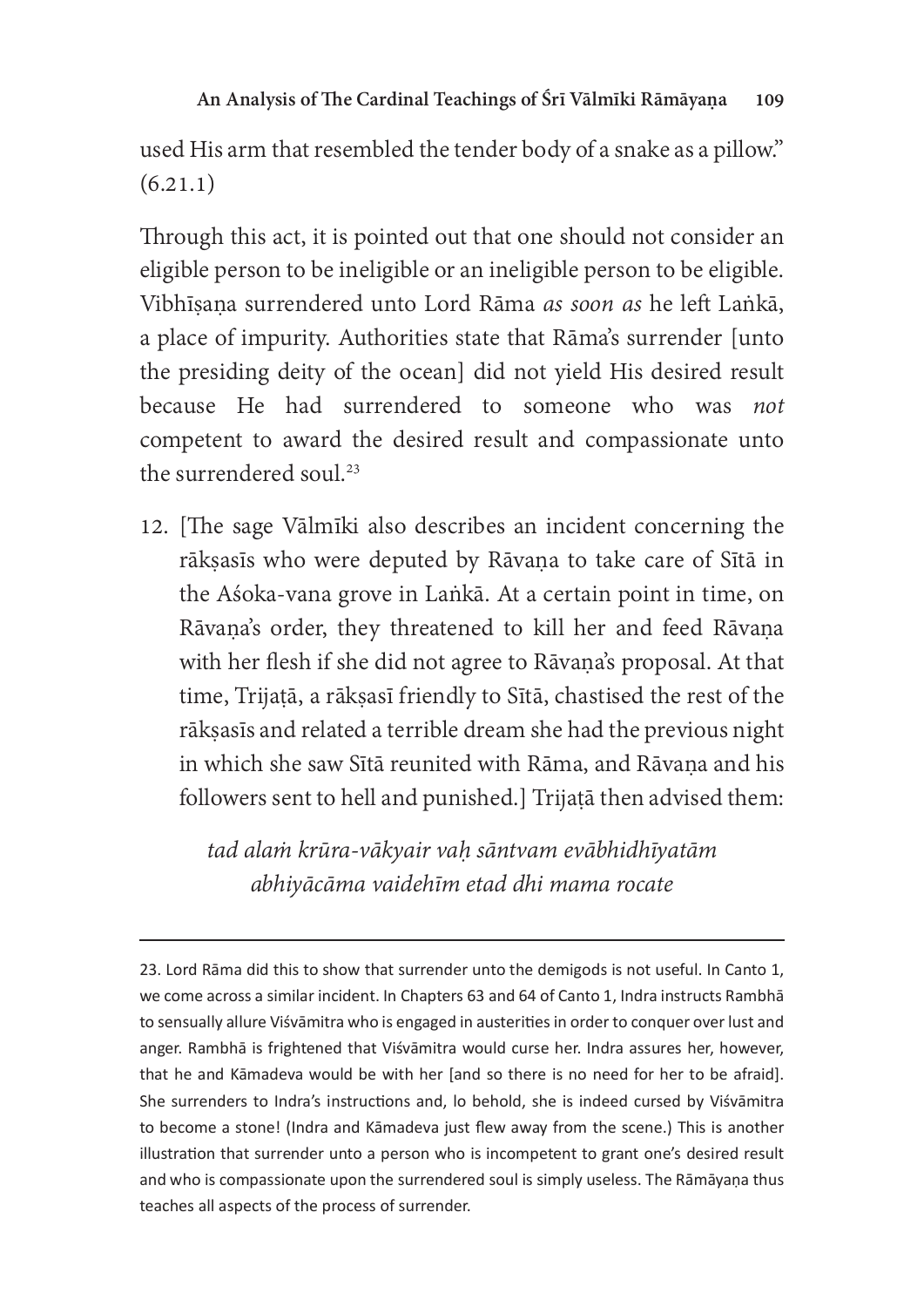used His arm that resembled the tender body of a snake as a pillow." (6.21.1)

Through this act, it is pointed out that one should not consider an eligible person to be ineligible or an ineligible person to be eligible. Vibhīṣaṇa surrendered unto Lord Rāma *as soon as* he left Laṅkā, a place of impurity. Authorities state that Rāma's surrender [unto the presiding deity of the ocean] did not yield His desired result because He had surrendered to someone who was *not* competent to award the desired result and compassionate unto the surrendered soul.[23]

12. [The sage Vālmīki also describes an incident concerning the rākṣasīs who were deputed by Rāvaṇa to take care of Sītā in the Aśoka-vana grove in Laṅkā. At a certain point in time, on Rāvaṇa's order, they threatened to kill her and feed Rāvaṇa with her flesh if she did not agree to Rāvaṇa's proposal. At that time, Trijaṭā, a rākṣasī friendly to Sītā, chastised the rest of the rākṣasīs and related a terrible dream she had the previous night in which she saw Sītā reunited with Rāma, and Rāvaṇa and his followers sent to hell and punished.] Trijaṭā then advised them:

    *tad alaṁ krūra-vākyair vaḥ sāntvam evābhidhīyatām*
    *abhiyācāma vaidehīm etad dhi mama rocate*

---

23. Lord Rāma did this to show that surrender unto the demigods is not useful. In Canto 1, we come across a similar incident. In Chapters 63 and 64 of Canto 1, Indra instructs Rambhā to sensually allure Viśvāmitra who is engaged in austerities in order to conquer over lust and anger. Rambhā is frightened that Viśvāmitra would curse her. Indra assures her, however, that he and Kāmadeva would be with her [and so there is no need for her to be afraid]. She surrenders to Indra's instructions and, lo behold, she is indeed cursed by Viśvāmitra to become a stone! (Indra and Kāmadeva just flew away from the scene.) This is another illustration that surrender unto a person who is incompetent to grant one's desired result and who is compassionate upon the surrendered soul is simply useless. The Rāmāyaṇa thus teaches all aspects of the process of surrender.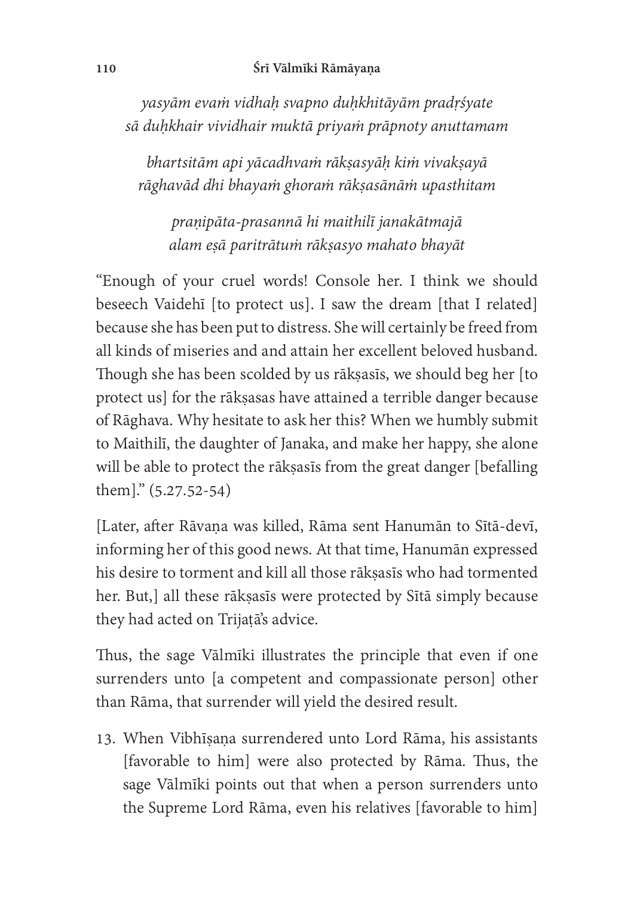*yasyām evaṁ vidhaḥ svapno duḥkhitāyām pradṛśyate*
*sā duḥkhair vividhair muktā priyaṁ prāpnoty anuttamam*

*bhartsitām api yācadhvaṁ rākṣasyāḥ kiṁ vivakṣayā*
*rāghavād dhi bhayaṁ ghoraṁ rākṣasānāṁ upasthitam*

*praṇipāta-prasannā hi maithilī janakātmajā*
*alam eṣā paritrātuṁ rākṣasyo mahato bhayāt*

"Enough of your cruel words! Console her. I think we should beseech Vaidehī [to protect us]. I saw the dream [that I related] because she has been put to distress. She will certainly be freed from all kinds of miseries and and attain her excellent beloved husband. Though she has been scolded by us rākṣasīs, we should beg her [to protect us] for the rākṣasas have attained a terrible danger because of Rāghava. Why hesitate to ask her this? When we humbly submit to Maithilī, the daughter of Janaka, and make her happy, she alone will be able to protect the rākṣasīs from the great danger [befalling them]." (5.27.52-54)

[Later, after Rāvaṇa was killed, Rāma sent Hanumān to Sītā-devī, informing her of this good news. At that time, Hanumān expressed his desire to torment and kill all those rākṣasīs who had tormented her. But,] all these rākṣasīs were protected by Sītā simply because they had acted on Trijaṭā's advice.

Thus, the sage Vālmīki illustrates the principle that even if one surrenders unto [a competent and compassionate person] other than Rāma, that surrender will yield the desired result.

13. When Vibhīṣaṇa surrendered unto Lord Rāma, his assistants [favorable to him] were also protected by Rāma. Thus, the sage Vālmīki points out that when a person surrenders unto the Supreme Lord Rāma, even his relatives [favorable to him]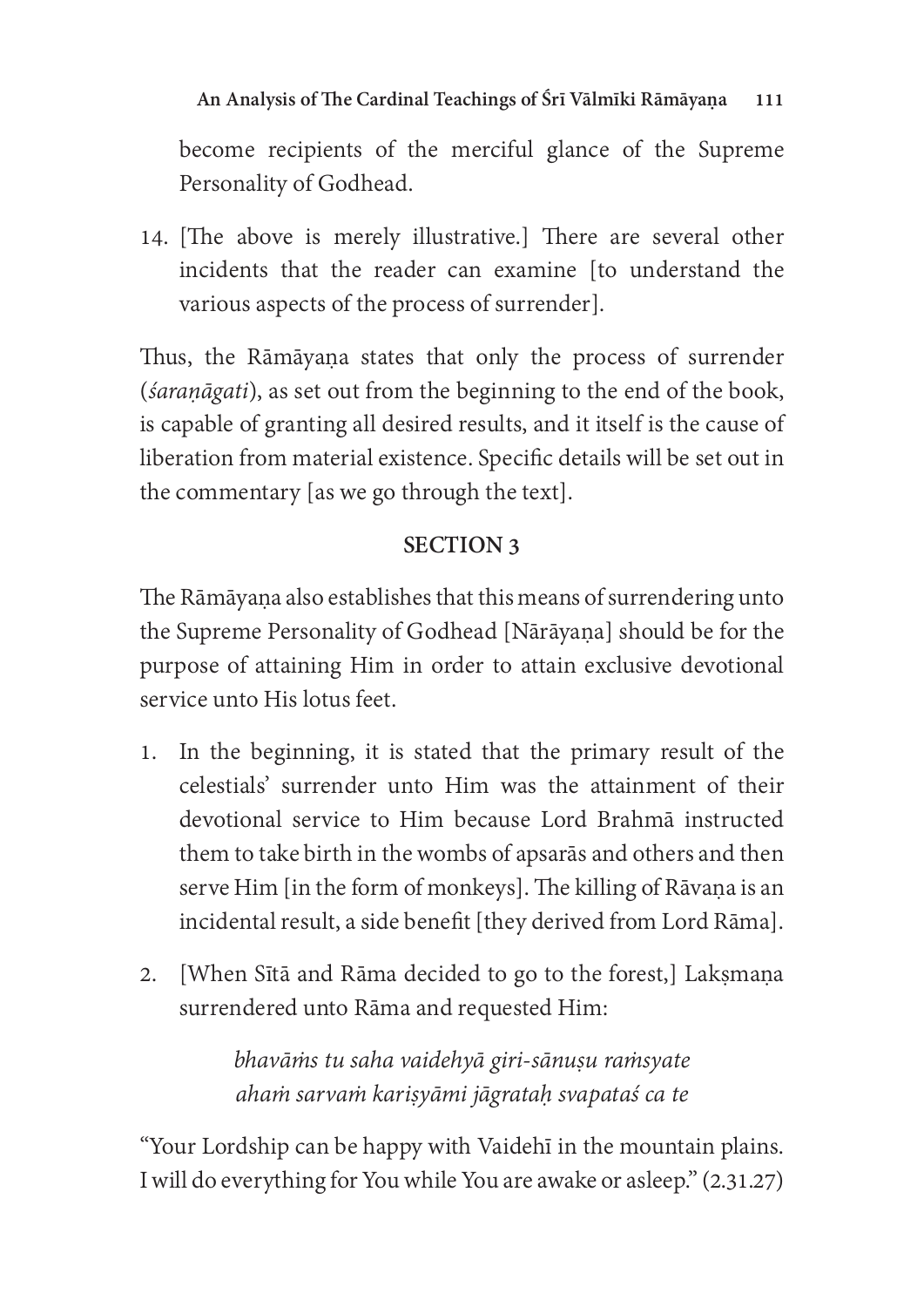become recipients of the merciful glance of the Supreme Personality of Godhead.

14. [The above is merely illustrative.] There are several other incidents that the reader can examine [to understand the various aspects of the process of surrender].

Thus, the Rāmāyaṇa states that only the process of surrender (*śaraṇāgati*), as set out from the beginning to the end of the book, is capable of granting all desired results, and it itself is the cause of liberation from material existence. Specific details will be set out in the commentary [as we go through the text].

## SECTION 3

The Rāmāyaṇa also establishes that this means of surrendering unto the Supreme Personality of Godhead [Nārāyaṇa] should be for the purpose of attaining Him in order to attain exclusive devotional service unto His lotus feet.

1. In the beginning, it is stated that the primary result of the celestials' surrender unto Him was the attainment of their devotional service to Him because Lord Brahmā instructed them to take birth in the wombs of apsarās and others and then serve Him [in the form of monkeys]. The killing of Rāvaṇa is an incidental result, a side benefit [they derived from Lord Rāma].

2. [When Sītā and Rāma decided to go to the forest,] Lakṣmaṇa surrendered unto Rāma and requested Him:

> *bhavāṁs tu saha vaidehyā giri-sānuṣu raṁsyate*
> *ahaṁ sarvaṁ kariṣyāmi jāgrataḥ svapataś ca te*

"Your Lordship can be happy with Vaidehī in the mountain plains. I will do everything for You while You are awake or asleep." (2.31.27)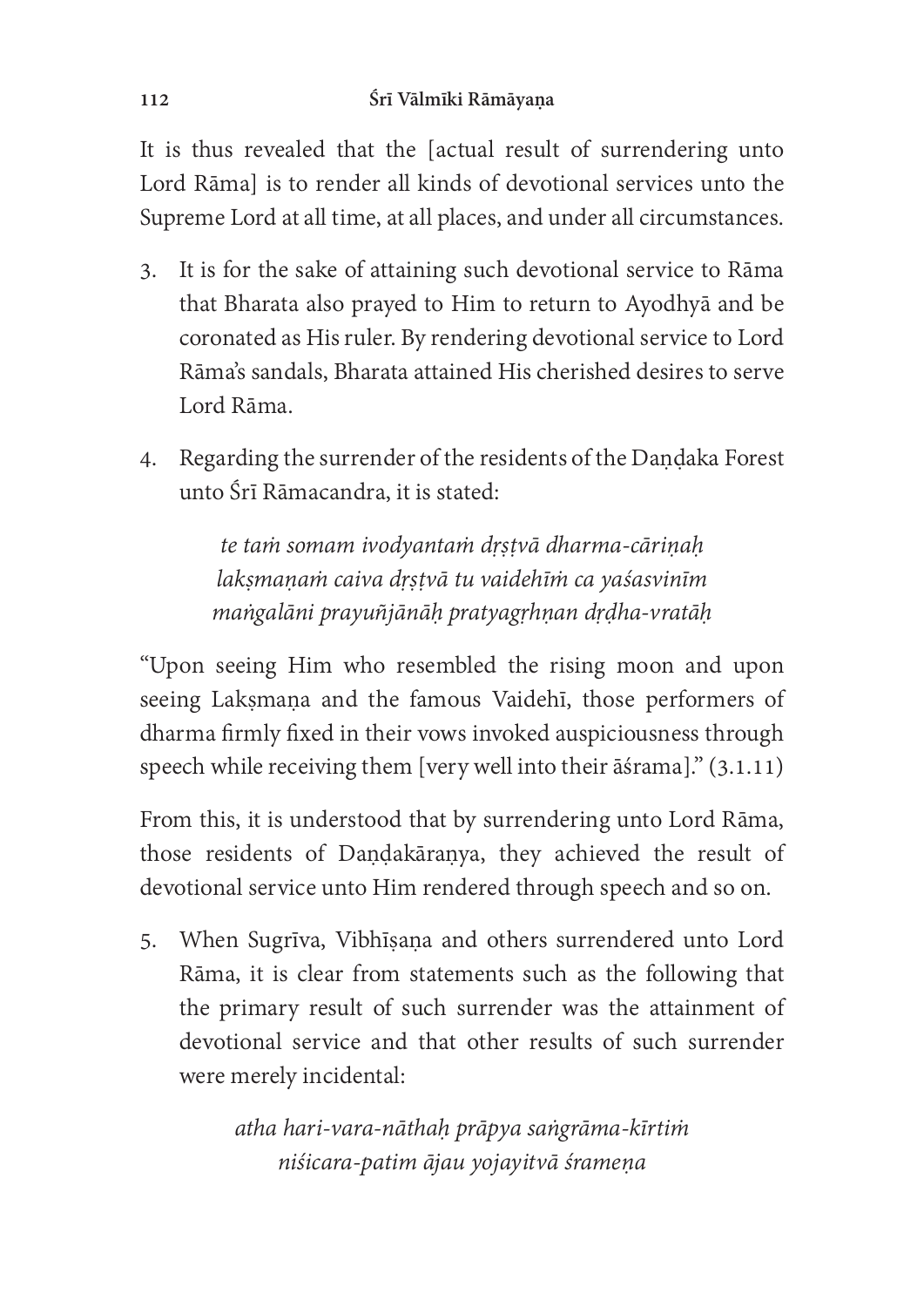It is thus revealed that the [actual result of surrendering unto Lord Rāma] is to render all kinds of devotional services unto the Supreme Lord at all time, at all places, and under all circumstances.

3. It is for the sake of attaining such devotional service to Rāma that Bharata also prayed to Him to return to Ayodhyā and be coronated as His ruler. By rendering devotional service to Lord Rāma's sandals, Bharata attained His cherished desires to serve Lord Rāma.

4. Regarding the surrender of the residents of the Daṇḍaka Forest unto Śrī Rāmacandra, it is stated:

> *te taṁ somam ivodyantaṁ dṛṣṭvā dharma-cāriṇaḥ*
> *lakṣmaṇaṁ caiva dṛṣṭvā tu vaidehīṁ ca yaśasvinīm*
> *maṅgalāni prayuñjānāḥ pratyagṛhṇan dṛḍha-vratāḥ*

"Upon seeing Him who resembled the rising moon and upon seeing Lakṣmaṇa and the famous Vaidehī, those performers of dharma firmly fixed in their vows invoked auspiciousness through speech while receiving them [very well into their āśrama]." (3.1.11)

From this, it is understood that by surrendering unto Lord Rāma, those residents of Daṇḍakāraṇya, they achieved the result of devotional service unto Him rendered through speech and so on.

5. When Sugrīva, Vibhīṣaṇa and others surrendered unto Lord Rāma, it is clear from statements such as the following that the primary result of such surrender was the attainment of devotional service and that other results of such surrender were merely incidental:

> *atha hari-vara-nāthaḥ prāpya saṅgrāma-kīrtiṁ*
> *niśicara-patim ājau yojayitvā śrameṇa*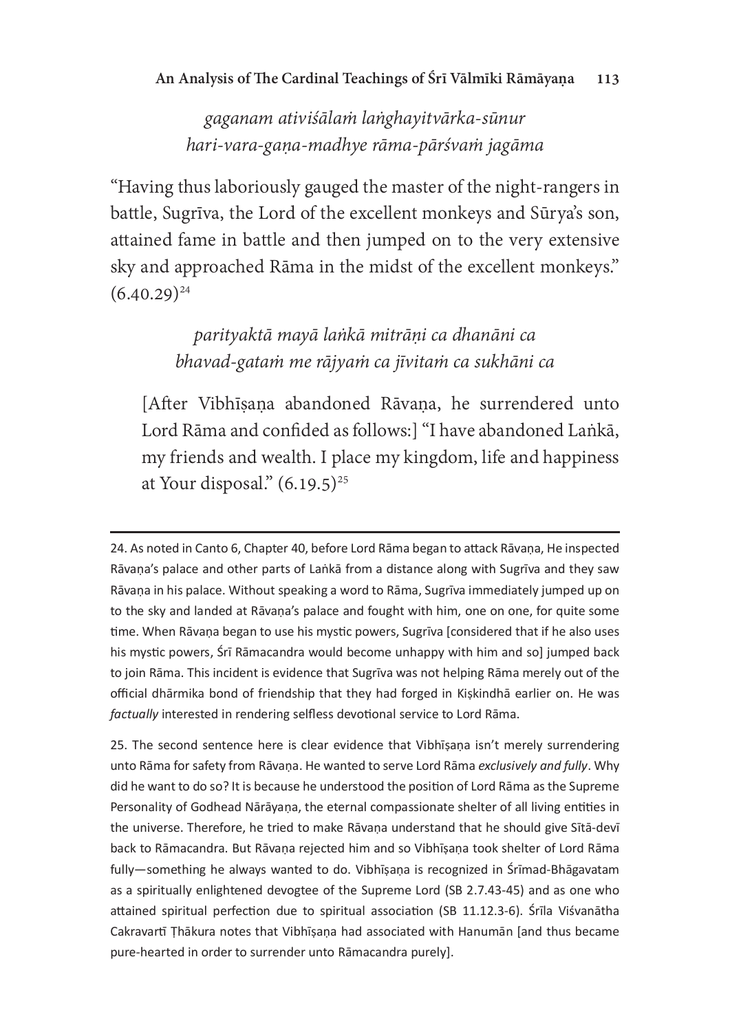*gaganam ativiśālaṁ laṅghayitvārka-sūnur*
*hari-vara-gaṇa-madhye rāma-pārśvaṁ jagāma*

"Having thus laboriously gauged the master of the night-rangers in battle, Sugrīva, the Lord of the excellent monkeys and Sūrya's son, attained fame in battle and then jumped on to the very extensive sky and approached Rāma in the midst of the excellent monkeys." (6.40.29)[24]

*parityaktā mayā laṅkā mitrāṇi ca dhanāni ca*
*bhavad-gataṁ me rājyaṁ ca jīvitaṁ ca sukhāni ca*

> [After Vibhīṣaṇa abandoned Rāvaṇa, he surrendered unto Lord Rāma and confided as follows:] "I have abandoned Laṅkā, my friends and wealth. I place my kingdom, life and happiness at Your disposal." (6.19.5)[25]

---

24. As noted in Canto 6, Chapter 40, before Lord Rāma began to attack Rāvaṇa, He inspected Rāvaṇa's palace and other parts of Laṅkā from a distance along with Sugrīva and they saw Rāvaṇa in his palace. Without speaking a word to Rāma, Sugrīva immediately jumped up on to the sky and landed at Rāvaṇa's palace and fought with him, one on one, for quite some time. When Rāvaṇa began to use his mystic powers, Sugrīva [considered that if he also uses his mystic powers, Śrī Rāmacandra would become unhappy with him and so] jumped back to join Rāma. This incident is evidence that Sugrīva was not helping Rāma merely out of the official dhārmika bond of friendship that they had forged in Kiṣkindhā earlier on. He was *factually* interested in rendering selfless devotional service to Lord Rāma.

25. The second sentence here is clear evidence that Vibhīṣaṇa isn't merely surrendering unto Rāma for safety from Rāvaṇa. He wanted to serve Lord Rāma *exclusively and fully*. Why did he want to do so? It is because he understood the position of Lord Rāma as the Supreme Personality of Godhead Nārāyaṇa, the eternal compassionate shelter of all living entities in the universe. Therefore, he tried to make Rāvaṇa understand that he should give Sītā-devī back to Rāmacandra. But Rāvaṇa rejected him and so Vibhīṣaṇa took shelter of Lord Rāma fully—something he always wanted to do. Vibhīṣaṇa is recognized in Śrīmad-Bhāgavatam as a spiritually enlightened devogtee of the Supreme Lord (SB 2.7.43-45) and as one who attained spiritual perfection due to spiritual association (SB 11.12.3-6). Śrīla Viśvanātha Cakravartī Ṭhākura notes that Vibhīṣaṇa had associated with Hanumān [and thus became pure-hearted in order to surrender unto Rāmacandra purely].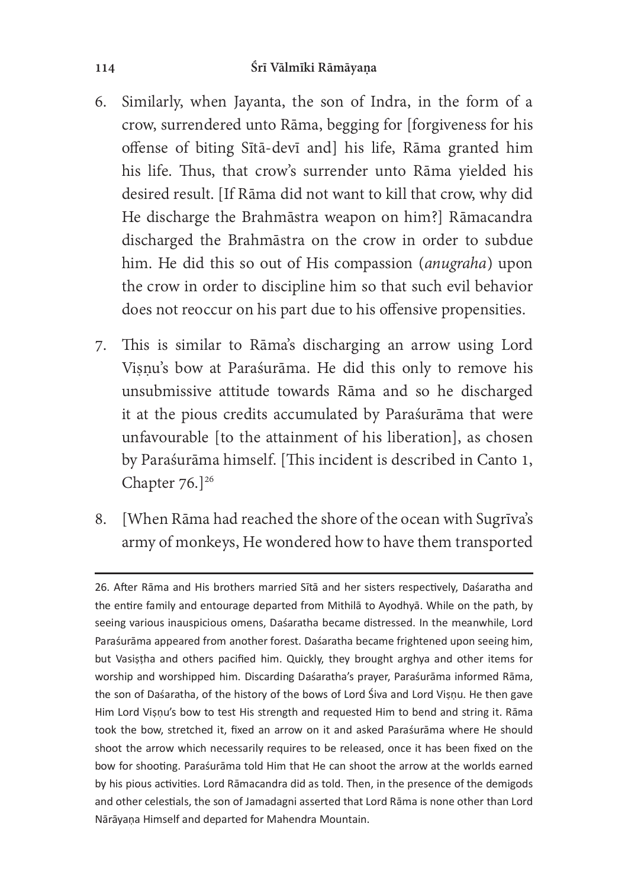6. Similarly, when Jayanta, the son of Indra, in the form of a crow, surrendered unto Rāma, begging for [forgiveness for his offense of biting Sītā-devī and] his life, Rāma granted him his life. Thus, that crow's surrender unto Rāma yielded his desired result. [If Rāma did not want to kill that crow, why did He discharge the Brahmāstra weapon on him?] Rāmacandra discharged the Brahmāstra on the crow in order to subdue him. He did this so out of His compassion (*anugraha*) upon the crow in order to discipline him so that such evil behavior does not reoccur on his part due to his offensive propensities.

7. This is similar to Rāma's discharging an arrow using Lord Viṣṇu's bow at Paraśurāma. He did this only to remove his unsubmissive attitude towards Rāma and so he discharged it at the pious credits accumulated by Paraśurāma that were unfavourable [to the attainment of his liberation], as chosen by Paraśurāma himself. [This incident is described in Canto 1, Chapter 76.][26]

8. [When Rāma had reached the shore of the ocean with Sugrīva's army of monkeys, He wondered how to have them transported

---

26. After Rāma and His brothers married Sītā and her sisters respectively, Daśaratha and the entire family and entourage departed from Mithilā to Ayodhyā. While on the path, by seeing various inauspicious omens, Daśaratha became distressed. In the meanwhile, Lord Paraśurāma appeared from another forest. Daśaratha became frightened upon seeing him, but Vasiṣṭha and others pacified him. Quickly, they brought arghya and other items for worship and worshipped him. Discarding Daśaratha's prayer, Paraśurāma informed Rāma, the son of Daśaratha, of the history of the bows of Lord Śiva and Lord Viṣṇu. He then gave Him Lord Viṣṇu's bow to test His strength and requested Him to bend and string it. Rāma took the bow, stretched it, fixed an arrow on it and asked Paraśurāma where He should shoot the arrow which necessarily requires to be released, once it has been fixed on the bow for shooting. Paraśurāma told Him that He can shoot the arrow at the worlds earned by his pious activities. Lord Rāmacandra did as told. Then, in the presence of the demigods and other celestials, the son of Jamadagni asserted that Lord Rāma is none other than Lord Nārāyaṇa Himself and departed for Mahendra Mountain.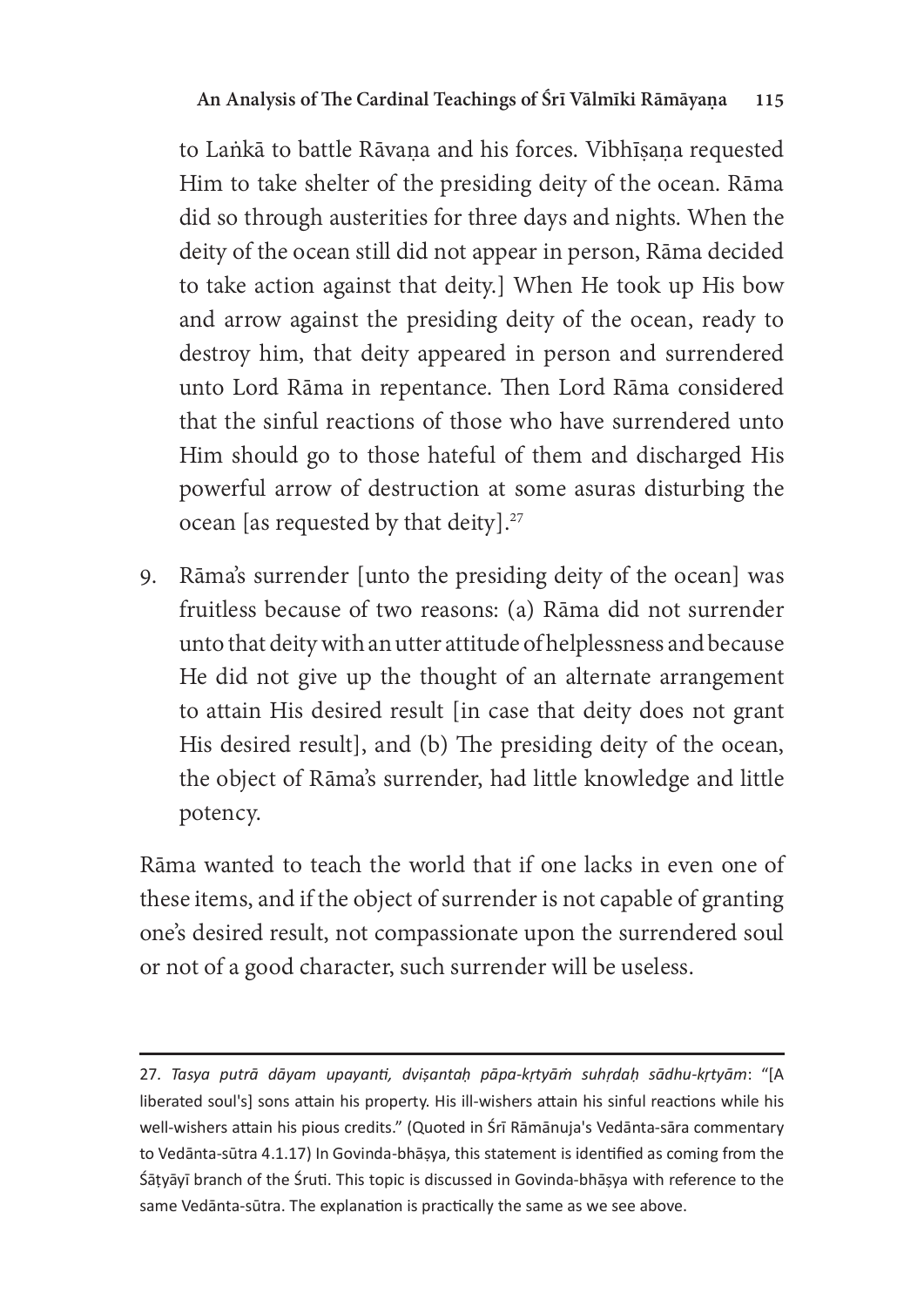to Laṅkā to battle Rāvaṇa and his forces. Vibhīṣaṇa requested Him to take shelter of the presiding deity of the ocean. Rāma did so through austerities for three days and nights. When the deity of the ocean still did not appear in person, Rāma decided to take action against that deity.] When He took up His bow and arrow against the presiding deity of the ocean, ready to destroy him, that deity appeared in person and surrendered unto Lord Rāma in repentance. Then Lord Rāma considered that the sinful reactions of those who have surrendered unto Him should go to those hateful of them and discharged His powerful arrow of destruction at some asuras disturbing the ocean [as requested by that deity].[27]

9. Rāma's surrender [unto the presiding deity of the ocean] was fruitless because of two reasons: (a) Rāma did not surrender unto that deity with an utter attitude of helplessness and because He did not give up the thought of an alternate arrangement to attain His desired result [in case that deity does not grant His desired result], and (b) The presiding deity of the ocean, the object of Rāma's surrender, had little knowledge and little potency.

Rāma wanted to teach the world that if one lacks in even one of these items, and if the object of surrender is not capable of granting one's desired result, not compassionate upon the surrendered soul or not of a good character, such surrender will be useless.

---

27. *Tasya putrā dāyam upayanti, dviṣantaḥ pāpa-kṛtyāṁ suhṛdaḥ sādhu-kṛtyām*: "[A liberated soul's] sons attain his property. His ill-wishers attain his sinful reactions while his well-wishers attain his pious credits." (Quoted in Śrī Rāmānuja's Vedānta-sāra commentary to Vedānta-sūtra 4.1.17) In Govinda-bhāṣya, this statement is identified as coming from the Śāṭyāyī branch of the Śruti. This topic is discussed in Govinda-bhāṣya with reference to the same Vedānta-sūtra. The explanation is practically the same as we see above.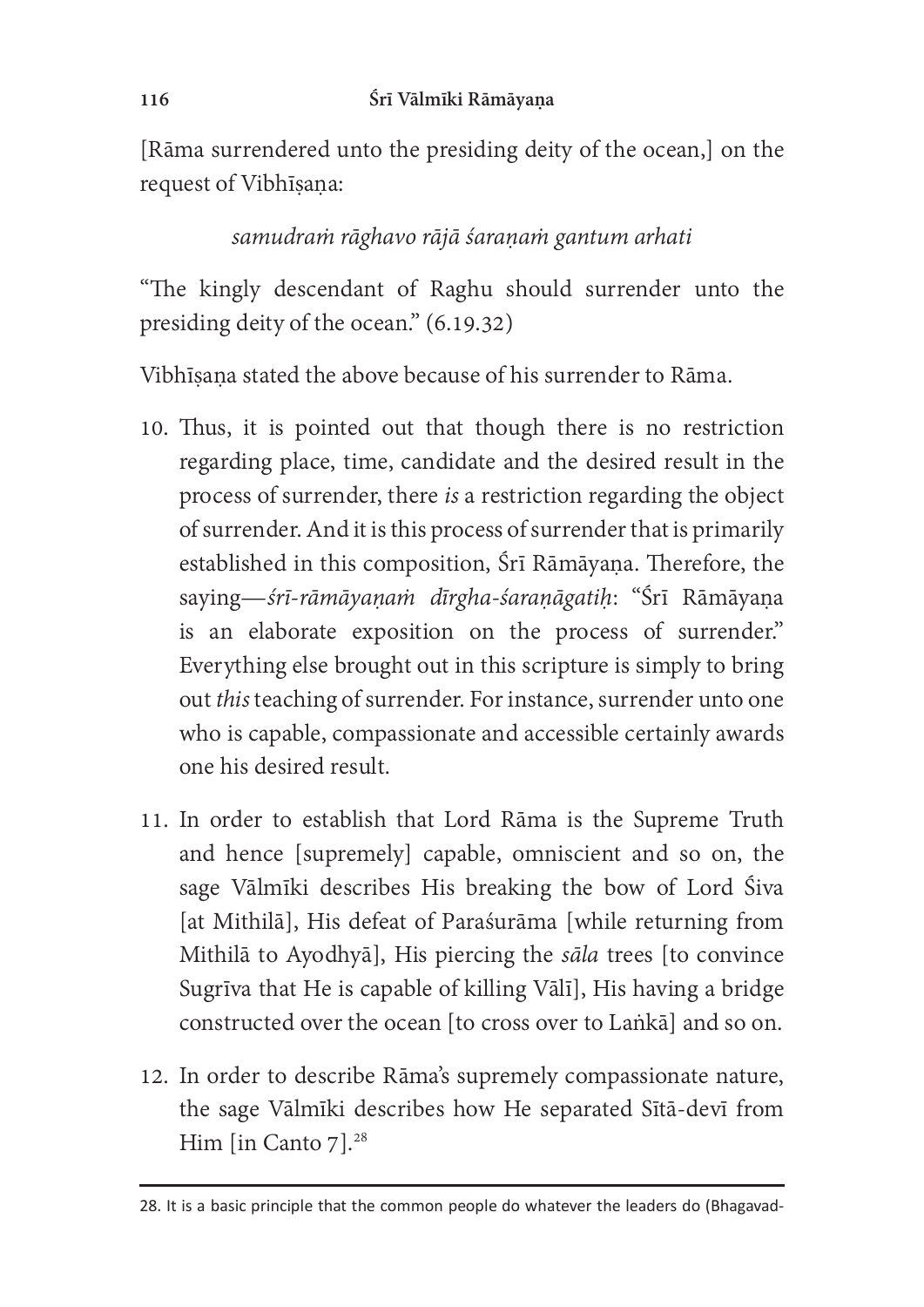[Rāma surrendered unto the presiding deity of the ocean,] on the request of Vibhīṣaṇa:

*samudraṁ rāghavo rājā śaraṇaṁ gantum arhati*

"The kingly descendant of Raghu should surrender unto the presiding deity of the ocean." (6.19.32)

Vibhīṣaṇa stated the above because of his surrender to Rāma.

10. Thus, it is pointed out that though there is no restriction regarding place, time, candidate and the desired result in the process of surrender, there *is* a restriction regarding the object of surrender. And it is this process of surrender that is primarily established in this composition, Śrī Rāmāyaṇa. Therefore, the saying—*śrī-rāmāyaṇaṁ dīrgha-śaraṇāgatiḥ*: "Śrī Rāmāyaṇa is an elaborate exposition on the process of surrender." Everything else brought out in this scripture is simply to bring out *this* teaching of surrender. For instance, surrender unto one who is capable, compassionate and accessible certainly awards one his desired result.

11. In order to establish that Lord Rāma is the Supreme Truth and hence [supremely] capable, omniscient and so on, the sage Vālmīki describes His breaking the bow of Lord Śiva [at Mithilā], His defeat of Paraśurāma [while returning from Mithilā to Ayodhyā], His piercing the *sāla* trees [to convince Sugrīva that He is capable of killing Vālī], His having a bridge constructed over the ocean [to cross over to Laṅkā] and so on.

12. In order to describe Rāma's supremely compassionate nature, the sage Vālmīki describes how He separated Sītā-devī from Him [in Canto 7].[28]

---

28. It is a basic principle that the common people do whatever the leaders do (Bhagavad-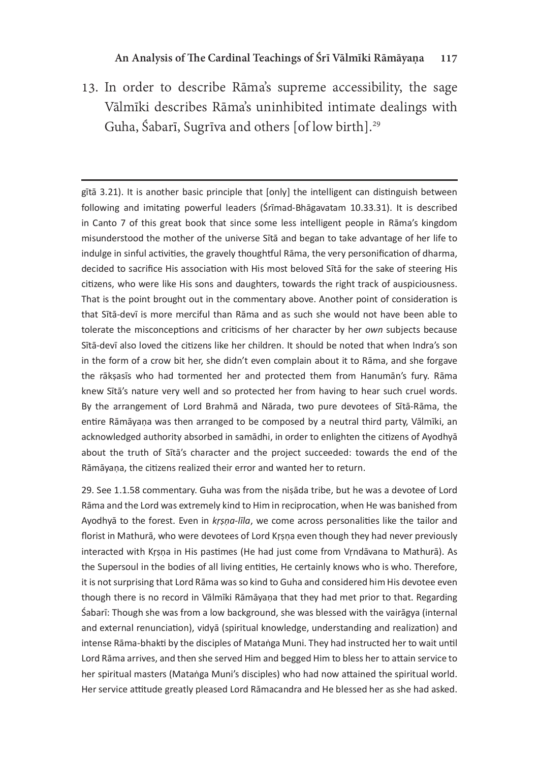13. In order to describe Rāma's supreme accessibility, the sage Vālmīki describes Rāma's uninhibited intimate dealings with Guha, Śabarī, Sugrīva and others [of low birth].[29]

---

gītā 3.21). It is another basic principle that [only] the intelligent can distinguish between following and imitating powerful leaders (Śrīmad-Bhāgavatam 10.33.31). It is described in Canto 7 of this great book that since some less intelligent people in Rāma's kingdom misunderstood the mother of the universe Sītā and began to take advantage of her life to indulge in sinful activities, the gravely thoughtful Rāma, the very personification of dharma, decided to sacrifice His association with His most beloved Sītā for the sake of steering His citizens, who were like His sons and daughters, towards the right track of auspiciousness. That is the point brought out in the commentary above. Another point of consideration is that Sītā-devī is more merciful than Rāma and as such she would not have been able to tolerate the misconceptions and criticisms of her character by her *own* subjects because Sītā-devī also loved the citizens like her children. It should be noted that when Indra's son in the form of a crow bit her, she didn't even complain about it to Rāma, and she forgave the rākṣasīs who had tormented her and protected them from Hanumān's fury. Rāma knew Sītā's nature very well and so protected her from having to hear such cruel words. By the arrangement of Lord Brahmā and Nārada, two pure devotees of Sītā-Rāma, the entire Rāmāyaṇa was then arranged to be composed by a neutral third party, Vālmīki, an acknowledged authority absorbed in samādhi, in order to enlighten the citizens of Ayodhyā about the truth of Sītā's character and the project succeeded: towards the end of the Rāmāyaṇa, the citizens realized their error and wanted her to return.

29. See 1.1.58 commentary. Guha was from the niṣāda tribe, but he was a devotee of Lord Rāma and the Lord was extremely kind to Him in reciprocation, when He was banished from Ayodhyā to the forest. Even in *kṛṣṇa-līla*, we come across personalities like the tailor and florist in Mathurā, who were devotees of Lord Kṛṣṇa even though they had never previously interacted with Kṛṣṇa in His pastimes (He had just come from Vṛndāvana to Mathurā). As the Supersoul in the bodies of all living entities, He certainly knows who is who. Therefore, it is not surprising that Lord Rāma was so kind to Guha and considered him His devotee even though there is no record in Vālmīki Rāmāyaṇa that they had met prior to that. Regarding Śabarī: Though she was from a low background, she was blessed with the vairāgya (internal and external renunciation), vidyā (spiritual knowledge, understanding and realization) and intense Rāma-bhakti by the disciples of Mataṅga Muni. They had instructed her to wait until Lord Rāma arrives, and then she served Him and begged Him to bless her to attain service to her spiritual masters (Mataṅga Muni's disciples) who had now attained the spiritual world. Her service attitude greatly pleased Lord Rāmacandra and He blessed her as she had asked.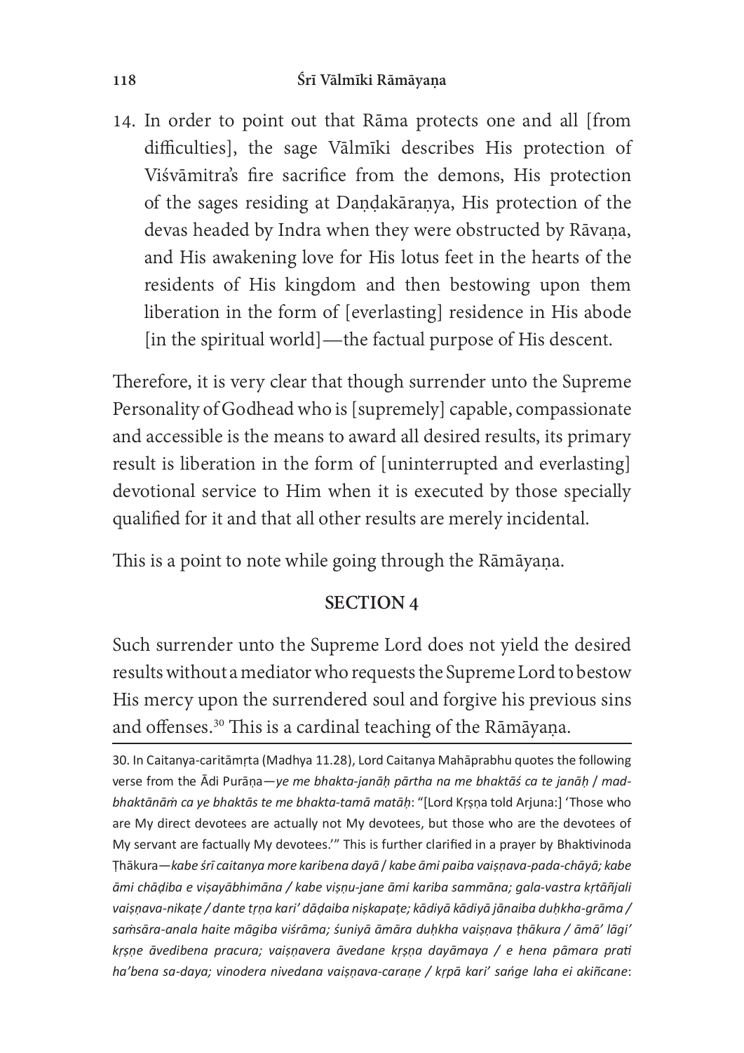14. In order to point out that Rāma protects one and all [from difficulties], the sage Vālmīki describes His protection of Viśvāmitra's fire sacrifice from the demons, His protection of the sages residing at Daṇḍakāraṇya, His protection of the devas headed by Indra when they were obstructed by Rāvaṇa, and His awakening love for His lotus feet in the hearts of the residents of His kingdom and then bestowing upon them liberation in the form of [everlasting] residence in His abode [in the spiritual world]—the factual purpose of His descent.

Therefore, it is very clear that though surrender unto the Supreme Personality of Godhead who is [supremely] capable, compassionate and accessible is the means to award all desired results, its primary result is liberation in the form of [uninterrupted and everlasting] devotional service to Him when it is executed by those specially qualified for it and that all other results are merely incidental.

This is a point to note while going through the Rāmāyaṇa.

## SECTION 4

Such surrender unto the Supreme Lord does not yield the desired results without a mediator who requests the Supreme Lord to bestow His mercy upon the surrendered soul and forgive his previous sins and offenses.[30] This is a cardinal teaching of the Rāmāyaṇa.

---

30. In Caitanya-caritāmṛta (Madhya 11.28), Lord Caitanya Mahāprabhu quotes the following verse from the Ādi Purāṇa—*ye me bhakta-janāḥ pārtha na me bhaktāś ca te janāḥ / mad-bhaktānāṁ ca ye bhaktās te me bhakta-tamā matāḥ*: "[Lord Kṛṣṇa told Arjuna:] 'Those who are My direct devotees are actually not My devotees, but those who are the devotees of My servant are factually My devotees.'" This is further clarified in a prayer by Bhaktivinoda Ṭhākura—*kabe śrī caitanya more karibena dayā / kabe āmi paiba vaiṣṇava-pada-chāyā; kabe āmi chāḍiba e viṣayābhimāna / kabe viṣṇu-jane āmi kariba sammāna; gala-vastra kṛtāñjali vaiṣṇava-nikaṭe / dante tṛṇa kari' dāḍaiba niṣkapaṭe; kādiyā kādiyā jānaiba duḥkha-grāma / saṁsāra-anala haite māgiba viśrāma; śuniyā āmāra duḥkha vaiṣṇava ṭhākura / āmā' lāgi' kṛṣṇe āvedibena pracura; vaiṣṇavera āvedane kṛṣṇa dayāmaya / e hena pāmara prati ha'bena sa-daya; vinodera nivedana vaiṣṇava-caraṇe / kṛpā kari' saṅge laha ei akiñcane*: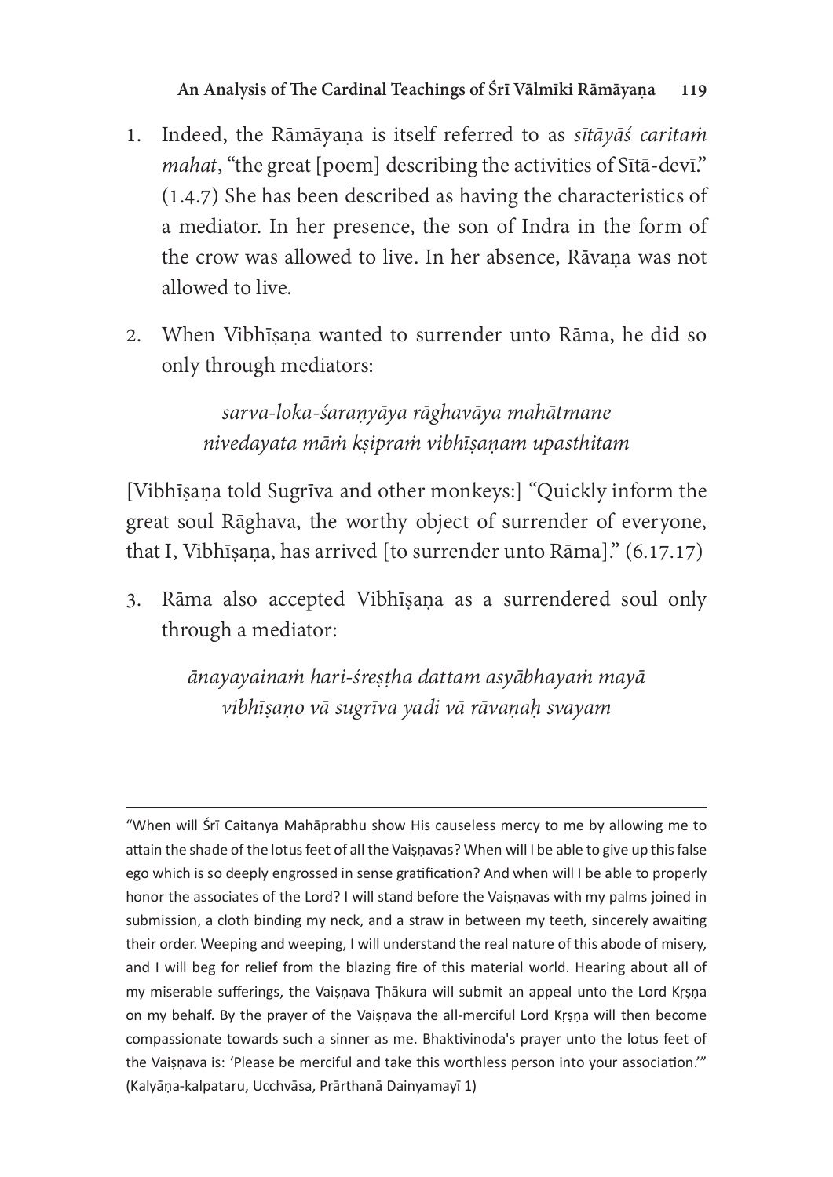1. Indeed, the Rāmāyaṇa is itself referred to as *sītāyāś caritaṁ mahat*, "the great [poem] describing the activities of Sītā-devī." (1.4.7) She has been described as having the characteristics of a mediator. In her presence, the son of Indra in the form of the crow was allowed to live. In her absence, Rāvaṇa was not allowed to live.

2. When Vibhīṣaṇa wanted to surrender unto Rāma, he did so only through mediators:

> *sarva-loka-śaraṇyāya rāghavāya mahātmane*
> *nivedayata māṁ kṣipraṁ vibhīṣaṇam upasthitam*

[Vibhīṣaṇa told Sugrīva and other monkeys:] "Quickly inform the great soul Rāghava, the worthy object of surrender of everyone, that I, Vibhīṣaṇa, has arrived [to surrender unto Rāma]." (6.17.17)

3. Rāma also accepted Vibhīṣaṇa as a surrendered soul only through a mediator:

> *ānayayainaṁ hari-śreṣṭha dattam asyābhayaṁ mayā*
> *vibhīṣaṇo vā sugrīva yadi vā rāvaṇaḥ svayam*

---

"When will Śrī Caitanya Mahāprabhu show His causeless mercy to me by allowing me to attain the shade of the lotus feet of all the Vaiṣṇavas? When will I be able to give up this false ego which is so deeply engrossed in sense gratification? And when will I be able to properly honor the associates of the Lord? I will stand before the Vaiṣṇavas with my palms joined in submission, a cloth binding my neck, and a straw in between my teeth, sincerely awaiting their order. Weeping and weeping, I will understand the real nature of this abode of misery, and I will beg for relief from the blazing fire of this material world. Hearing about all of my miserable sufferings, the Vaiṣṇava Ṭhākura will submit an appeal unto the Lord Kṛṣṇa on my behalf. By the prayer of the Vaiṣṇava the all-merciful Lord Kṛṣṇa will then become compassionate towards such a sinner as me. Bhaktivinoda's prayer unto the lotus feet of the Vaiṣṇava is: 'Please be merciful and take this worthless person into your association.'" (Kalyāṇa-kalpataru, Ucchvāsa, Prārthanā Dainyamayī 1)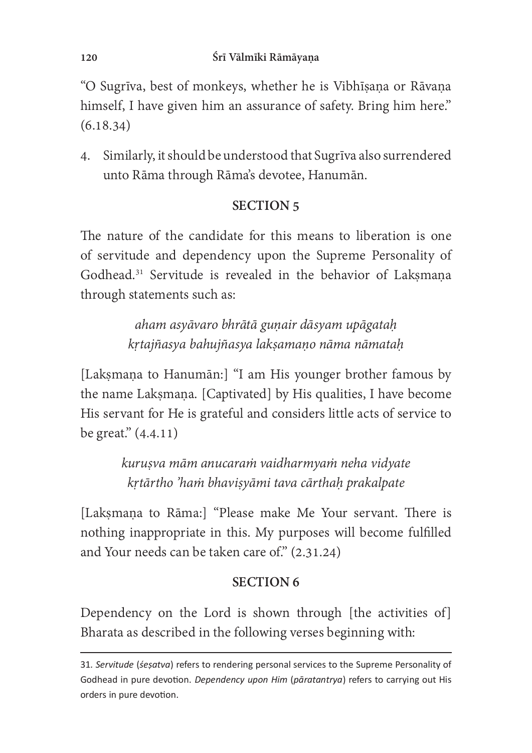"O Sugrīva, best of monkeys, whether he is Vibhīṣaṇa or Rāvaṇa himself, I have given him an assurance of safety. Bring him here." (6.18.34)

4. Similarly, it should be understood that Sugrīva also surrendered unto Rāma through Rāma's devotee, Hanumān.

## SECTION 5

The nature of the candidate for this means to liberation is one of servitude and dependency upon the Supreme Personality of Godhead.[31] Servitude is revealed in the behavior of Lakṣmaṇa through statements such as:

*aham asyāvaro bhrātā guṇair dāsyam upāgataḥ*
*kṛtajñasya bahujñasya lakṣamaṇo nāma nāmataḥ*

[Lakṣmaṇa to Hanumān:] "I am His younger brother famous by the name Lakṣmaṇa. [Captivated] by His qualities, I have become His servant for He is grateful and considers little acts of service to be great." (4.4.11)

*kuruṣva mām anucaraṁ vaidharmyaṁ neha vidyate*
*kṛtārtho 'haṁ bhaviṣyāmi tava cārthaḥ prakalpate*

[Lakṣmaṇa to Rāma:] "Please make Me Your servant. There is nothing inappropriate in this. My purposes will become fulfilled and Your needs can be taken care of." (2.31.24)

## SECTION 6

Dependency on the Lord is shown through [the activities of] Bharata as described in the following verses beginning with:

---

31. *Servitude* (*śeṣatva*) refers to rendering personal services to the Supreme Personality of Godhead in pure devotion. *Dependency upon Him* (*pāratantrya*) refers to carrying out His orders in pure devotion.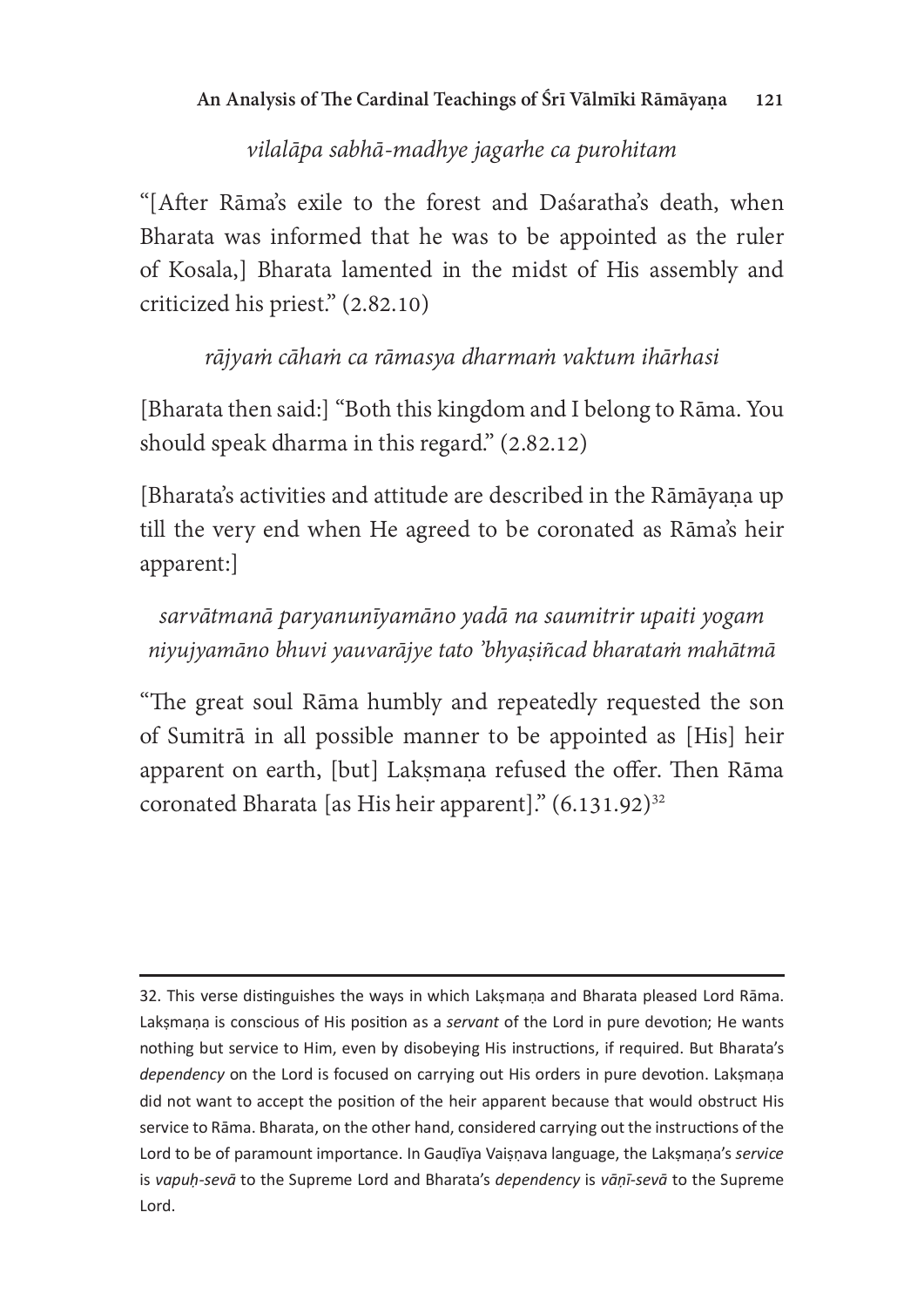*vilalāpa sabhā-madhye jagarhe ca purohitam*

"[After Rāma's exile to the forest and Daśaratha's death, when Bharata was informed that he was to be appointed as the ruler of Kosala,] Bharata lamented in the midst of His assembly and criticized his priest." (2.82.10)

*rājyaṁ cāhaṁ ca rāmasya dharmaṁ vaktum ihārhasi*

[Bharata then said:] "Both this kingdom and I belong to Rāma. You should speak dharma in this regard." (2.82.12)

[Bharata's activities and attitude are described in the Rāmāyaṇa up till the very end when He agreed to be coronated as Rāma's heir apparent:]

*sarvātmanā paryanunīyamāno yadā na saumitrir upaiti yogam*
*niyujyamāno bhuvi yauvarājye tato 'bhyaṣiñcad bharataṁ mahātmā*

"The great soul Rāma humbly and repeatedly requested the son of Sumitrā in all possible manner to be appointed as [His] heir apparent on earth, [but] Lakṣmaṇa refused the offer. Then Rāma coronated Bharata [as His heir apparent]." (6.131.92)[32]

---

32. This verse distinguishes the ways in which Lakṣmaṇa and Bharata pleased Lord Rāma. Lakṣmaṇa is conscious of His position as a *servant* of the Lord in pure devotion; He wants nothing but service to Him, even by disobeying His instructions, if required. But Bharata's *dependency* on the Lord is focused on carrying out His orders in pure devotion. Lakṣmaṇa did not want to accept the position of the heir apparent because that would obstruct His service to Rāma. Bharata, on the other hand, considered carrying out the instructions of the Lord to be of paramount importance. In Gauḍīya Vaiṣṇava language, the Lakṣmaṇa's *service* is *vapuḥ-sevā* to the Supreme Lord and Bharata's *dependency* is *vāṇī-sevā* to the Supreme Lord.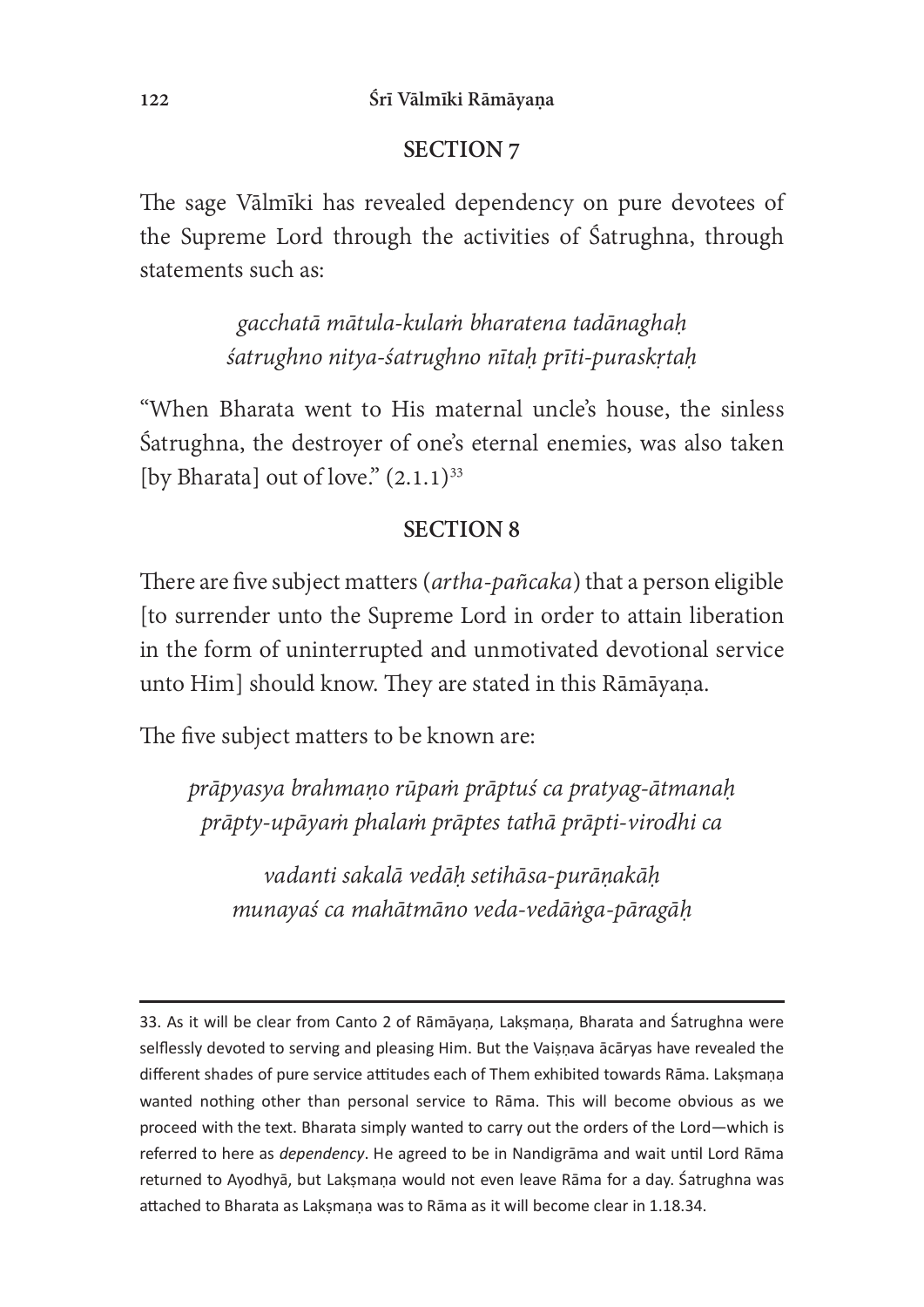## SECTION 7

The sage Vālmīki has revealed dependency on pure devotees of the Supreme Lord through the activities of Śatrughna, through statements such as:

> *gacchatā mātula-kulaṁ bharatena tadānaghaḥ*
> *śatrughno nitya-śatrughno nītaḥ prīti-puraskṛtaḥ*

"When Bharata went to His maternal uncle's house, the sinless Śatrughna, the destroyer of one's eternal enemies, was also taken [by Bharata] out of love." (2.1.1)[33]

## SECTION 8

There are five subject matters (*artha-pañcaka*) that a person eligible [to surrender unto the Supreme Lord in order to attain liberation in the form of uninterrupted and unmotivated devotional service unto Him] should know. They are stated in this Rāmāyaṇa.

The five subject matters to be known are:

> *prāpyasya brahmaṇo rūpaṁ prāptuś ca pratyag-ātmanaḥ*
> *prāpty-upāyaṁ phalaṁ prāptes tathā prāpti-virodhi ca*
>
> *vadanti sakalā vedāḥ setihāsa-purāṇakāḥ*
> *munayaś ca mahātmāno veda-vedāṅga-pāragāḥ*

---

33. As it will be clear from Canto 2 of Rāmāyaṇa, Lakṣmaṇa, Bharata and Śatrughna were selflessly devoted to serving and pleasing Him. But the Vaiṣṇava ācāryas have revealed the different shades of pure service attitudes each of Them exhibited towards Rāma. Lakṣmaṇa wanted nothing other than personal service to Rāma. This will become obvious as we proceed with the text. Bharata simply wanted to carry out the orders of the Lord—which is referred to here as *dependency*. He agreed to be in Nandigrāma and wait until Lord Rāma returned to Ayodhyā, but Lakṣmaṇa would not even leave Rāma for a day. Śatrughna was attached to Bharata as Lakṣmaṇa was to Rāma as it will become clear in 1.18.34.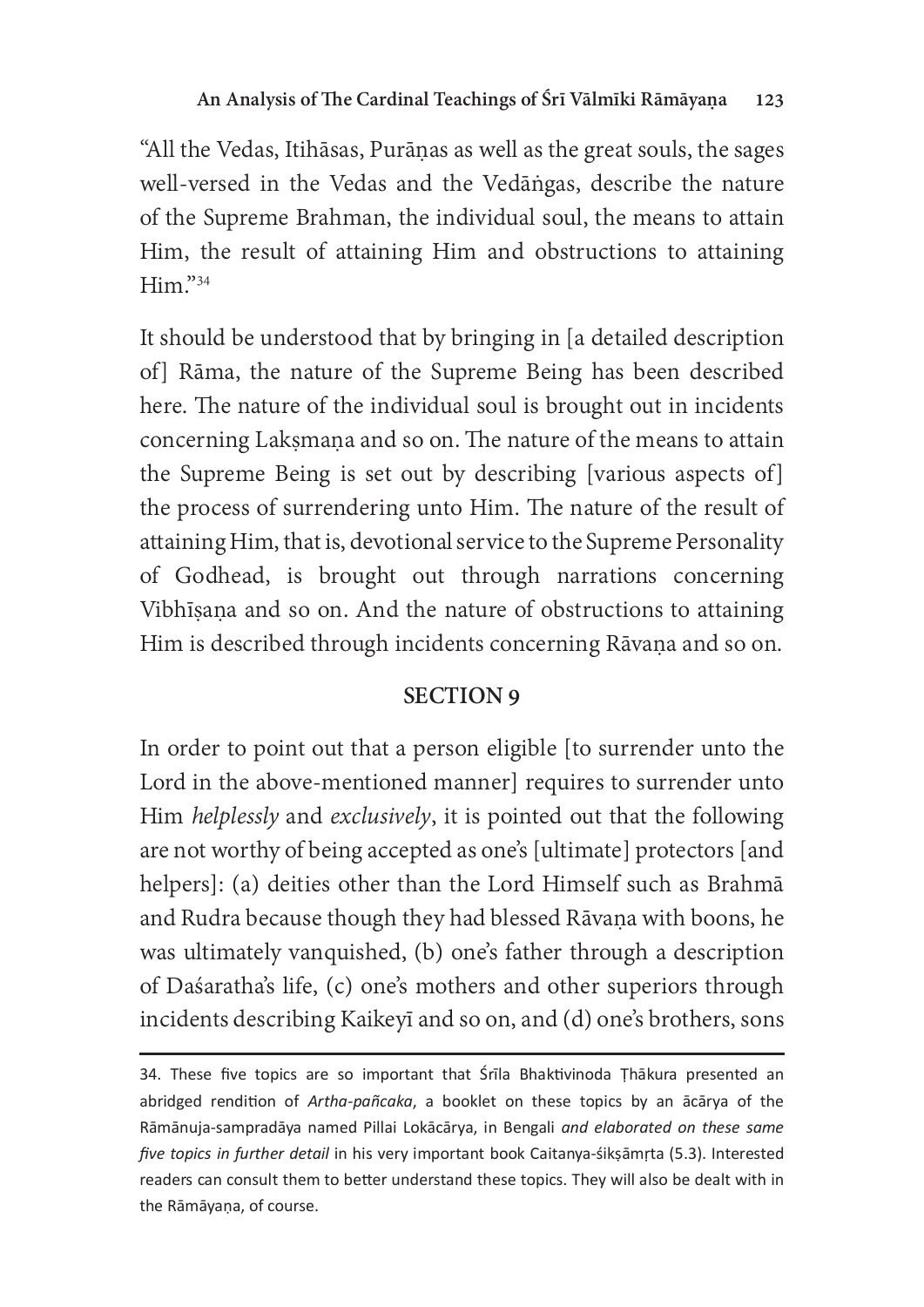"All the Vedas, Itihāsas, Purāṇas as well as the great souls, the sages well-versed in the Vedas and the Vedāṅgas, describe the nature of the Supreme Brahman, the individual soul, the means to attain Him, the result of attaining Him and obstructions to attaining Him."[34]

It should be understood that by bringing in [a detailed description of] Rāma, the nature of the Supreme Being has been described here. The nature of the individual soul is brought out in incidents concerning Lakṣmaṇa and so on. The nature of the means to attain the Supreme Being is set out by describing [various aspects of] the process of surrendering unto Him. The nature of the result of attaining Him, that is, devotional service to the Supreme Personality of Godhead, is brought out through narrations concerning Vibhīṣaṇa and so on. And the nature of obstructions to attaining Him is described through incidents concerning Rāvaṇa and so on.

## SECTION 9

In order to point out that a person eligible [to surrender unto the Lord in the above-mentioned manner] requires to surrender unto Him *helplessly* and *exclusively*, it is pointed out that the following are not worthy of being accepted as one's [ultimate] protectors [and helpers]: (a) deities other than the Lord Himself such as Brahmā and Rudra because though they had blessed Rāvaṇa with boons, he was ultimately vanquished, (b) one's father through a description of Daśaratha's life, (c) one's mothers and other superiors through incidents describing Kaikeyī and so on, and (d) one's brothers, sons

---

34. These five topics are so important that Śrīla Bhaktivinoda Ṭhākura presented an abridged rendition of *Artha-pañcaka*, a booklet on these topics by an ācārya of the Rāmānuja-sampradāya named Pillai Lokācārya, in Bengali *and elaborated on these same five topics in further detail* in his very important book Caitanya-śikṣāmṛta (5.3). Interested readers can consult them to better understand these topics. They will also be dealt with in the Rāmāyaṇa, of course.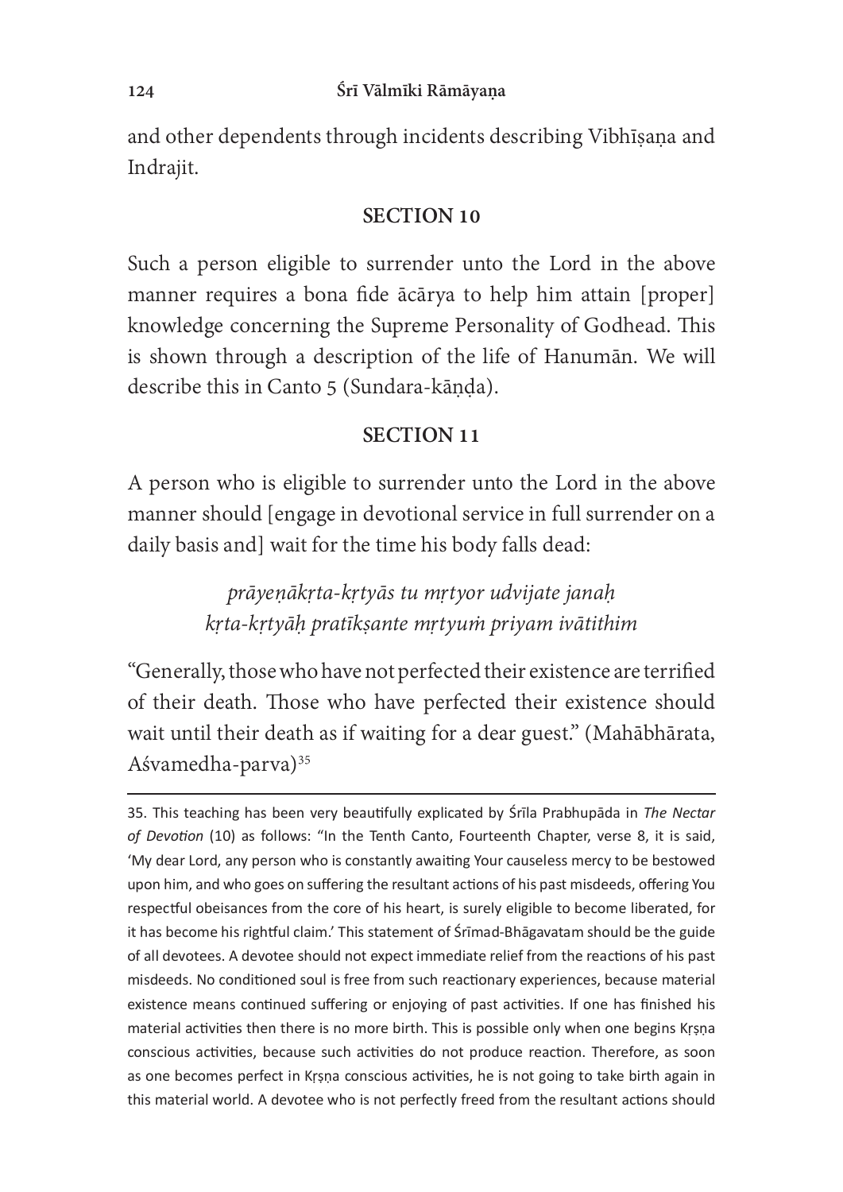and other dependents through incidents describing Vibhīṣaṇa and Indrajit.

## SECTION 10

Such a person eligible to surrender unto the Lord in the above manner requires a bona fide ācārya to help him attain [proper] knowledge concerning the Supreme Personality of Godhead. This is shown through a description of the life of Hanumān. We will describe this in Canto 5 (Sundara-kāṇḍa).

## SECTION 11

A person who is eligible to surrender unto the Lord in the above manner should [engage in devotional service in full surrender on a daily basis and] wait for the time his body falls dead:

> *prāyeṇākṛta-kṛtyās tu mṛtyor udvijate janaḥ*
> *kṛta-kṛtyāḥ pratīkṣante mṛtyuṁ priyam ivātithim*

"Generally, those who have not perfected their existence are terrified of their death. Those who have perfected their existence should wait until their death as if waiting for a dear guest." (Mahābhārata, Aśvamedha-parva)[35]

---

35. This teaching has been very beautifully explicated by Śrīla Prabhupāda in *The Nectar of Devotion* (10) as follows: "In the Tenth Canto, Fourteenth Chapter, verse 8, it is said, 'My dear Lord, any person who is constantly awaiting Your causeless mercy to be bestowed upon him, and who goes on suffering the resultant actions of his past misdeeds, offering You respectful obeisances from the core of his heart, is surely eligible to become liberated, for it has become his rightful claim.' This statement of Śrīmad-Bhāgavatam should be the guide of all devotees. A devotee should not expect immediate relief from the reactions of his past misdeeds. No conditioned soul is free from such reactionary experiences, because material existence means continued suffering or enjoying of past activities. If one has finished his material activities then there is no more birth. This is possible only when one begins Kṛṣṇa conscious activities, because such activities do not produce reaction. Therefore, as soon as one becomes perfect in Kṛṣṇa conscious activities, he is not going to take birth again in this material world. A devotee who is not perfectly freed from the resultant actions should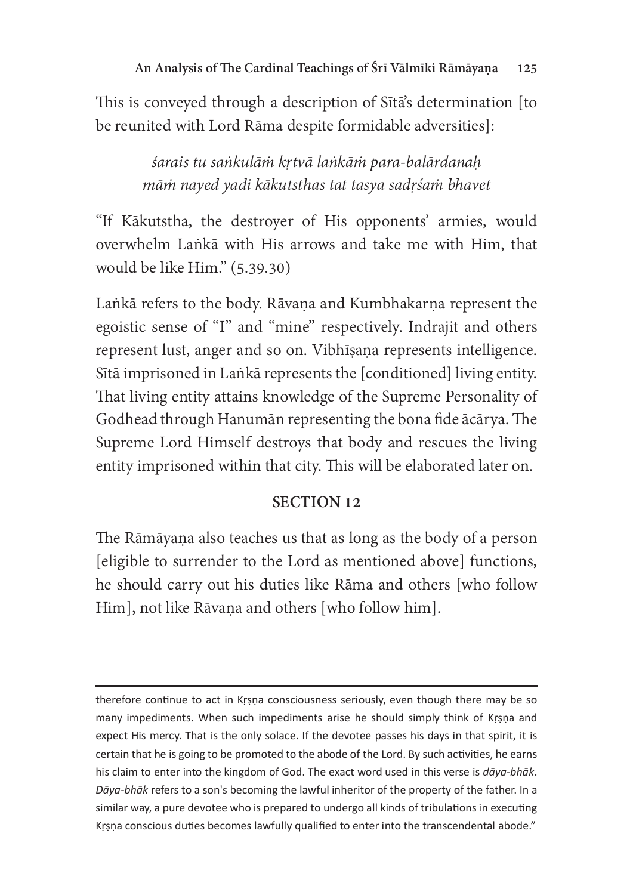This is conveyed through a description of Sītā's determination [to be reunited with Lord Rāma despite formidable adversities]:

*śarais tu saṅkulāṁ kṛtvā laṅkāṁ para-balārdanaḥ*
*māṁ nayed yadi kākutsthas tat tasya sadṛśaṁ bhavet*

"If Kākutstha, the destroyer of His opponents' armies, would overwhelm Laṅkā with His arrows and take me with Him, that would be like Him." (5.39.30)

Laṅkā refers to the body. Rāvaṇa and Kumbhakarṇa represent the egoistic sense of "I" and "mine" respectively. Indrajit and others represent lust, anger and so on. Vibhīṣaṇa represents intelligence. Sītā imprisoned in Laṅkā represents the [conditioned] living entity. That living entity attains knowledge of the Supreme Personality of Godhead through Hanumān representing the bona fide ācārya. The Supreme Lord Himself destroys that body and rescues the living entity imprisoned within that city. This will be elaborated later on.

## SECTION 12

The Rāmāyaṇa also teaches us that as long as the body of a person [eligible to surrender to the Lord as mentioned above] functions, he should carry out his duties like Rāma and others [who follow Him], not like Rāvaṇa and others [who follow him].

---

therefore continue to act in Kṛṣṇa consciousness seriously, even though there may be so many impediments. When such impediments arise he should simply think of Kṛṣṇa and expect His mercy. That is the only solace. If the devotee passes his days in that spirit, it is certain that he is going to be promoted to the abode of the Lord. By such activities, he earns his claim to enter into the kingdom of God. The exact word used in this verse is *dāya-bhāk*. *Dāya-bhāk* refers to a son's becoming the lawful inheritor of the property of the father. In a similar way, a pure devotee who is prepared to undergo all kinds of tribulations in executing Kṛṣṇa conscious duties becomes lawfully qualified to enter into the transcendental abode."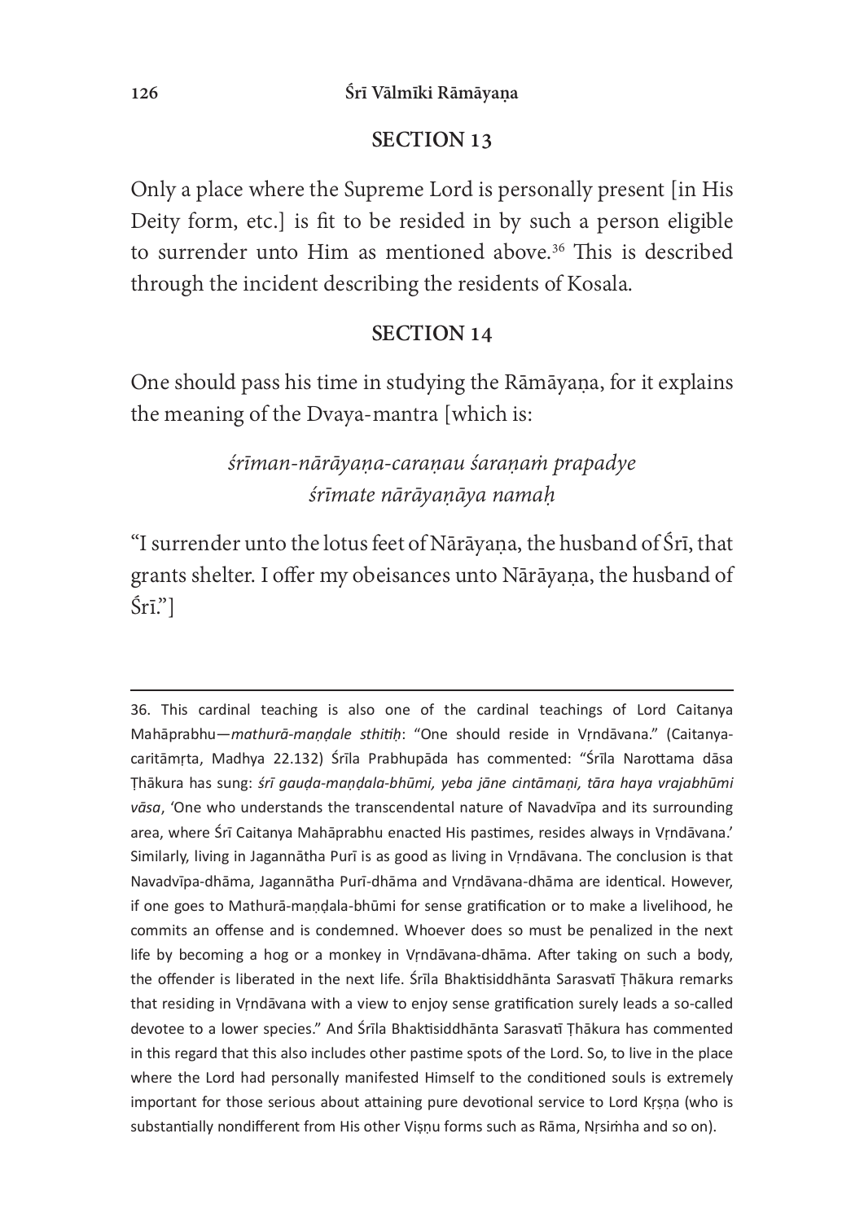## SECTION 13

Only a place where the Supreme Lord is personally present [in His Deity form, etc.] is fit to be resided in by such a person eligible to surrender unto Him as mentioned above.[36] This is described through the incident describing the residents of Kosala.

## SECTION 14

One should pass his time in studying the Rāmāyaṇa, for it explains the meaning of the Dvaya-mantra [which is:

*śrīman-nārāyaṇa-caraṇau śaraṇaṁ prapadye*
*śrīmate nārāyaṇāya namaḥ*

"I surrender unto the lotus feet of Nārāyaṇa, the husband of Śrī, that grants shelter. I offer my obeisances unto Nārāyaṇa, the husband of Śrī."]

---

36. This cardinal teaching is also one of the cardinal teachings of Lord Caitanya Mahāprabhu—*mathurā-maṇḍale sthitiḥ*: "One should reside in Vṛndāvana." (Caitanya-caritāmṛta, Madhya 22.132) Śrīla Prabhupāda has commented: "Śrīla Narottama dāsa Ṭhākura has sung: *śrī gauḍa-maṇḍala-bhūmi, yeba jāne cintāmaṇi, tāra haya vrajabhūmi vāsa*, 'One who understands the transcendental nature of Navadvīpa and its surrounding area, where Śrī Caitanya Mahāprabhu enacted His pastimes, resides always in Vṛndāvana.' Similarly, living in Jagannātha Purī is as good as living in Vṛndāvana. The conclusion is that Navadvīpa-dhāma, Jagannātha Purī-dhāma and Vṛndāvana-dhāma are identical. However, if one goes to Mathurā-maṇḍala-bhūmi for sense gratification or to make a livelihood, he commits an offense and is condemned. Whoever does so must be penalized in the next life by becoming a hog or a monkey in Vṛndāvana-dhāma. After taking on such a body, the offender is liberated in the next life. Śrīla Bhaktisiddhānta Sarasvatī Ṭhākura remarks that residing in Vṛndāvana with a view to enjoy sense gratification surely leads a so-called devotee to a lower species." And Śrīla Bhaktisiddhānta Sarasvatī Ṭhākura has commented in this regard that this also includes other pastime spots of the Lord. So, to live in the place where the Lord had personally manifested Himself to the conditioned souls is extremely important for those serious about attaining pure devotional service to Lord Kṛṣṇa (who is substantially nondifferent from His other Viṣṇu forms such as Rāma, Nṛsiṁha and so on).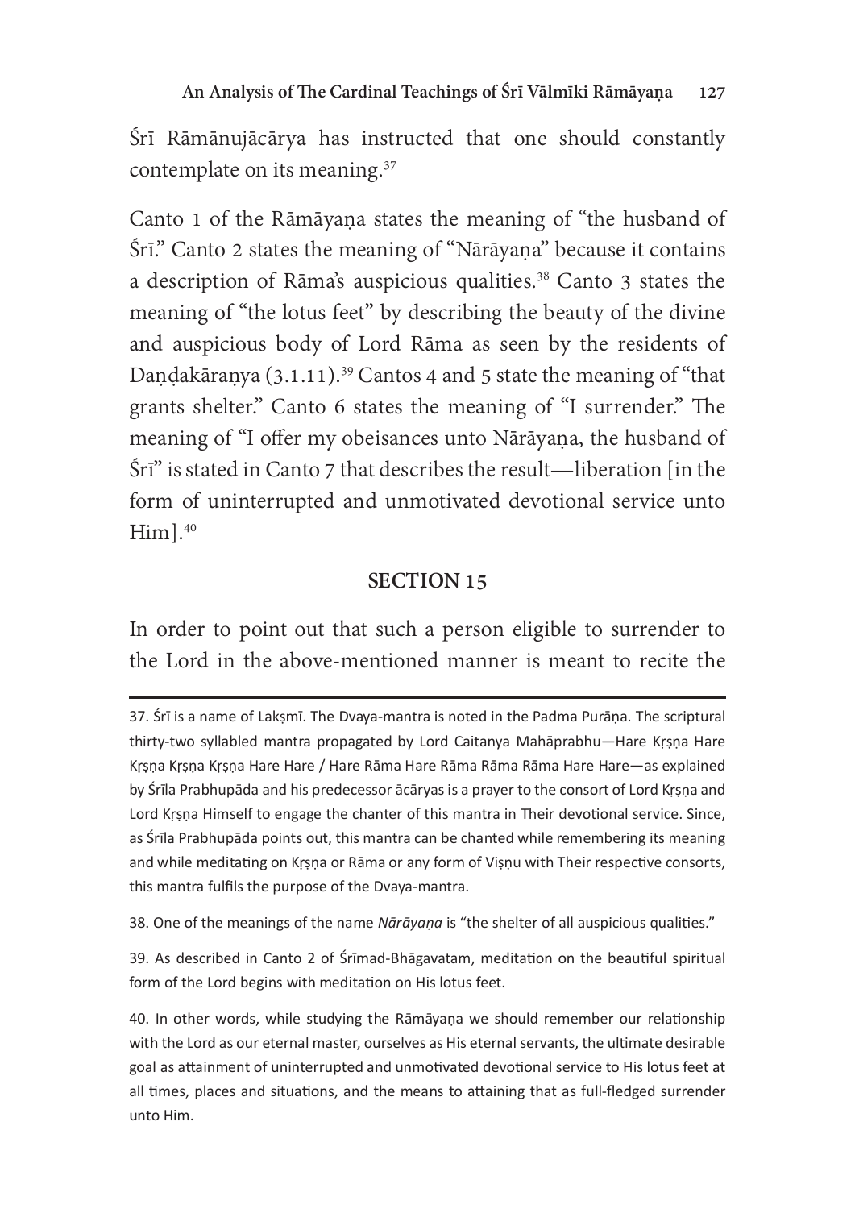Śrī Rāmānujācārya has instructed that one should constantly contemplate on its meaning.[37]

Canto 1 of the Rāmāyaṇa states the meaning of "the husband of Śrī." Canto 2 states the meaning of "Nārāyaṇa" because it contains a description of Rāma's auspicious qualities.[38] Canto 3 states the meaning of "the lotus feet" by describing the beauty of the divine and auspicious body of Lord Rāma as seen by the residents of Daṇḍakāraṇya (3.1.11).[39] Cantos 4 and 5 state the meaning of "that grants shelter." Canto 6 states the meaning of "I surrender." The meaning of "I offer my obeisances unto Nārāyaṇa, the husband of Śrī" is stated in Canto 7 that describes the result—liberation [in the form of uninterrupted and unmotivated devotional service unto Him].[40]

## SECTION 15

In order to point out that such a person eligible to surrender to the Lord in the above-mentioned manner is meant to recite the

---

37. Śrī is a name of Lakṣmī. The Dvaya-mantra is noted in the Padma Purāṇa. The scriptural thirty-two syllabled mantra propagated by Lord Caitanya Mahāprabhu—Hare Kṛṣṇa Hare Kṛṣṇa Kṛṣṇa Kṛṣṇa Hare Hare / Hare Rāma Hare Rāma Rāma Rāma Hare Hare—as explained by Śrīla Prabhupāda and his predecessor ācāryas is a prayer to the consort of Lord Kṛṣṇa and Lord Kṛṣṇa Himself to engage the chanter of this mantra in Their devotional service. Since, as Śrīla Prabhupāda points out, this mantra can be chanted while remembering its meaning and while meditating on Kṛṣṇa or Rāma or any form of Viṣṇu with Their respective consorts, this mantra fulfils the purpose of the Dvaya-mantra.

38. One of the meanings of the name *Nārāyaṇa* is "the shelter of all auspicious qualities."

39. As described in Canto 2 of Śrīmad-Bhāgavatam, meditation on the beautiful spiritual form of the Lord begins with meditation on His lotus feet.

40. In other words, while studying the Rāmāyaṇa we should remember our relationship with the Lord as our eternal master, ourselves as His eternal servants, the ultimate desirable goal as attainment of uninterrupted and unmotivated devotional service to His lotus feet at all times, places and situations, and the means to attaining that as full-fledged surrender unto Him.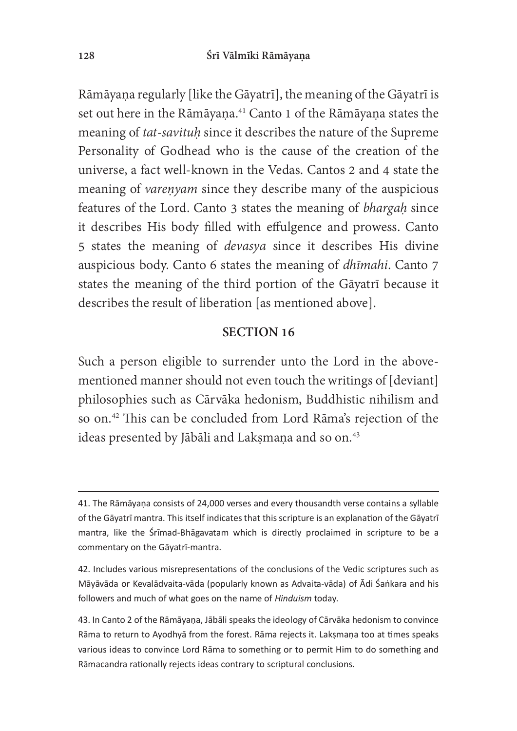Rāmāyaṇa regularly [like the Gāyatrī], the meaning of the Gāyatrī is set out here in the Rāmāyaṇa.[41] Canto 1 of the Rāmāyaṇa states the meaning of *tat-savituḥ* since it describes the nature of the Supreme Personality of Godhead who is the cause of the creation of the universe, a fact well-known in the Vedas. Cantos 2 and 4 state the meaning of *vareṇyam* since they describe many of the auspicious features of the Lord. Canto 3 states the meaning of *bhargaḥ* since it describes His body filled with effulgence and prowess. Canto 5 states the meaning of *devasya* since it describes His divine auspicious body. Canto 6 states the meaning of *dhīmahi*. Canto 7 states the meaning of the third portion of the Gāyatrī because it describes the result of liberation [as mentioned above].

## SECTION 16

Such a person eligible to surrender unto the Lord in the above-mentioned manner should not even touch the writings of [deviant] philosophies such as Cārvāka hedonism, Buddhistic nihilism and so on.[42] This can be concluded from Lord Rāma's rejection of the ideas presented by Jābāli and Lakṣmaṇa and so on.[43]

---

41. The Rāmāyaṇa consists of 24,000 verses and every thousandth verse contains a syllable of the Gāyatrī mantra. This itself indicates that this scripture is an explanation of the Gāyatrī mantra, like the Śrīmad-Bhāgavatam which is directly proclaimed in scripture to be a commentary on the Gāyatrī-mantra.

42. Includes various misrepresentations of the conclusions of the Vedic scriptures such as Māyāvāda or Kevalādvaita-vāda (popularly known as Advaita-vāda) of Ādi Śaṅkara and his followers and much of what goes on the name of *Hinduism* today.

43. In Canto 2 of the Rāmāyaṇa, Jābāli speaks the ideology of Cārvāka hedonism to convince Rāma to return to Ayodhyā from the forest. Rāma rejects it. Lakṣmaṇa too at times speaks various ideas to convince Lord Rāma to something or to permit Him to do something and Rāmacandra rationally rejects ideas contrary to scriptural conclusions.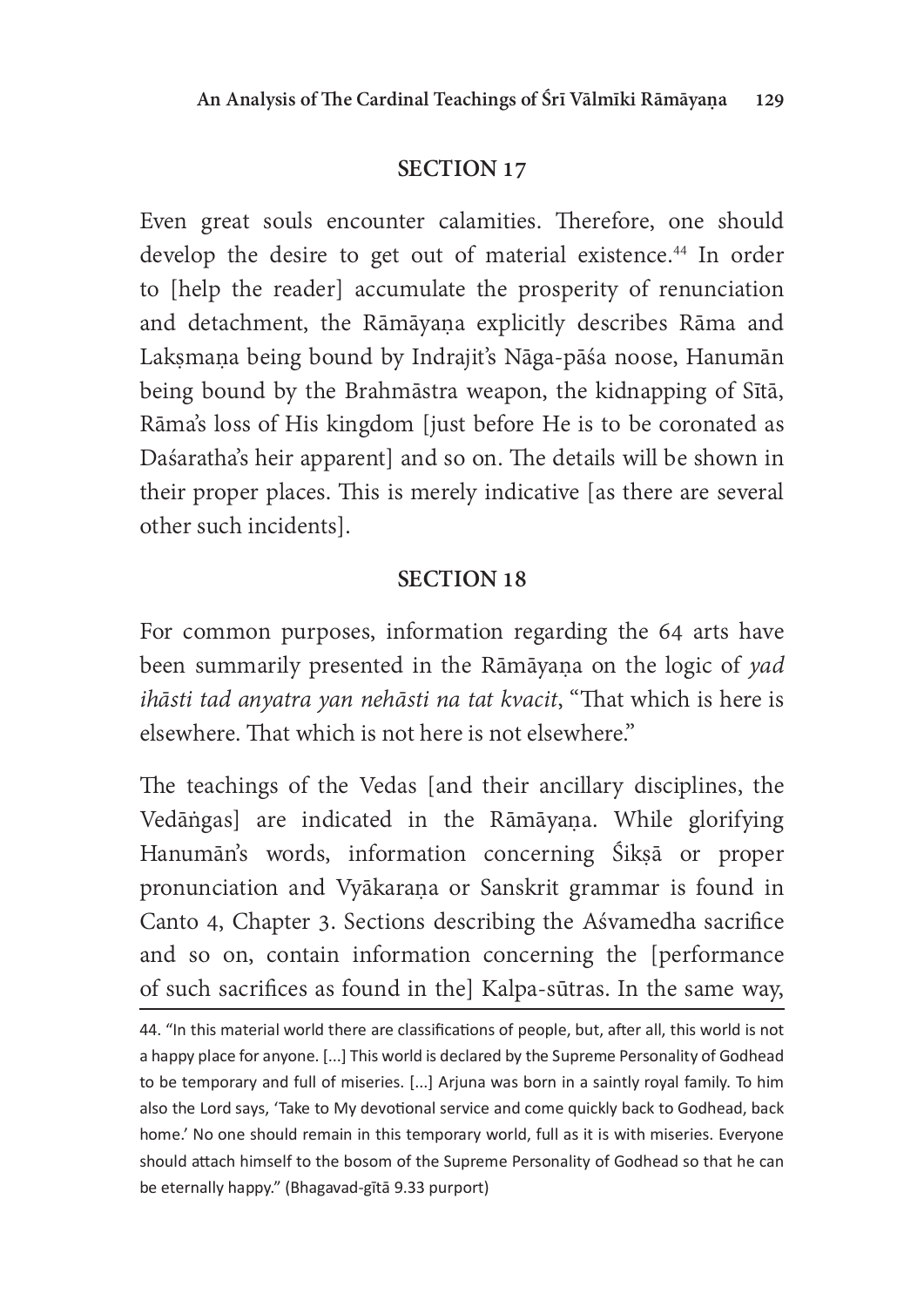## SECTION 17

Even great souls encounter calamities. Therefore, one should develop the desire to get out of material existence.[44] In order to [help the reader] accumulate the prosperity of renunciation and detachment, the Rāmāyaṇa explicitly describes Rāma and Lakṣmaṇa being bound by Indrajit's Nāga-pāśa noose, Hanumān being bound by the Brahmāstra weapon, the kidnapping of Sītā, Rāma's loss of His kingdom [just before He is to be coronated as Daśaratha's heir apparent] and so on. The details will be shown in their proper places. This is merely indicative [as there are several other such incidents].

## SECTION 18

For common purposes, information regarding the 64 arts have been summarily presented in the Rāmāyaṇa on the logic of *yad ihāsti tad anyatra yan nehāsti na tat kvacit*, "That which is here is elsewhere. That which is not here is not elsewhere."

The teachings of the Vedas [and their ancillary disciplines, the Vedāṅgas] are indicated in the Rāmāyaṇa. While glorifying Hanumān's words, information concerning Śikṣā or proper pronunciation and Vyākaraṇa or Sanskrit grammar is found in Canto 4, Chapter 3. Sections describing the Aśvamedha sacrifice and so on, contain information concerning the [performance of such sacrifices as found in the] Kalpa-sūtras. In the same way,

---

44. "In this material world there are classifications of people, but, after all, this world is not a happy place for anyone. [...] This world is declared by the Supreme Personality of Godhead to be temporary and full of miseries. [...] Arjuna was born in a saintly royal family. To him also the Lord says, 'Take to My devotional service and come quickly back to Godhead, back home.' No one should remain in this temporary world, full as it is with miseries. Everyone should attach himself to the bosom of the Supreme Personality of Godhead so that he can be eternally happy." (Bhagavad-gītā 9.33 purport)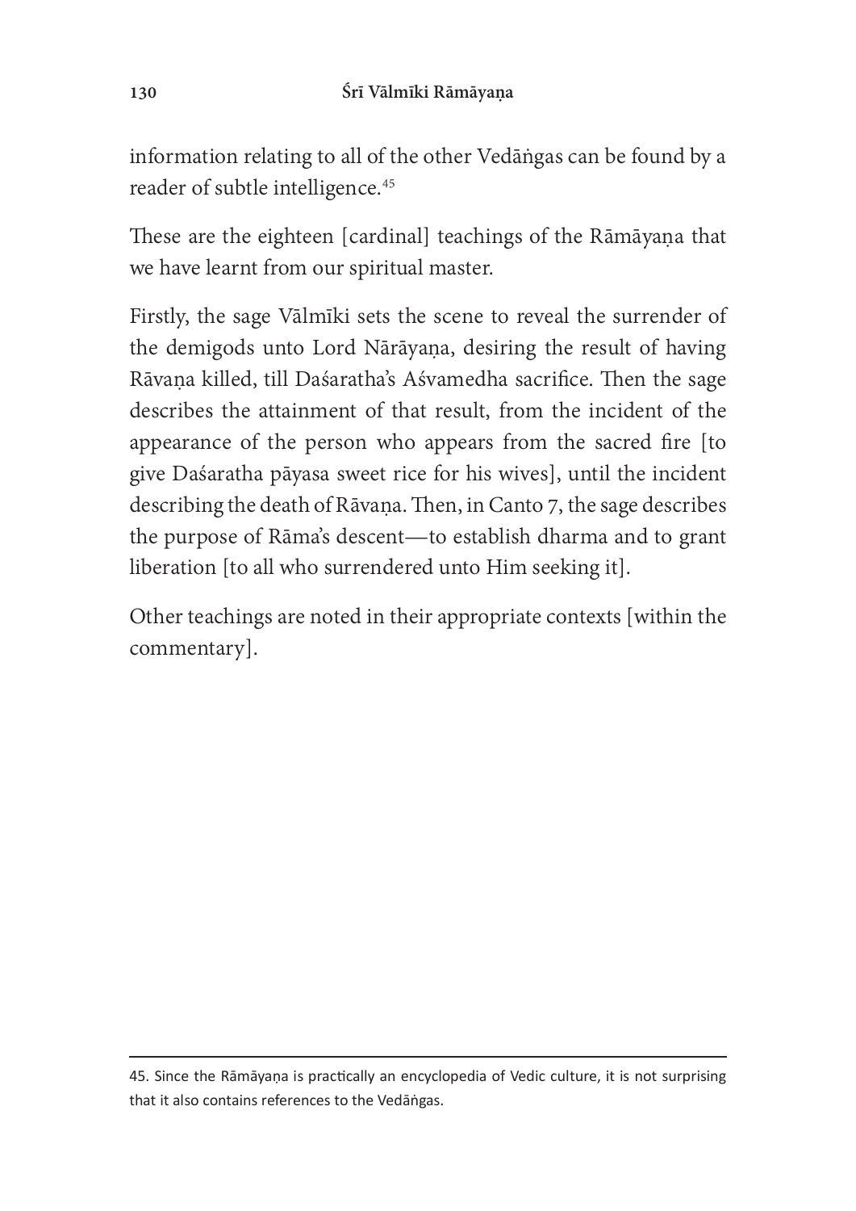information relating to all of the other Vedāṅgas can be found by a reader of subtle intelligence.[45]

These are the eighteen [cardinal] teachings of the Rāmāyaṇa that we have learnt from our spiritual master.

Firstly, the sage Vālmīki sets the scene to reveal the surrender of the demigods unto Lord Nārāyaṇa, desiring the result of having Rāvaṇa killed, till Daśaratha's Aśvamedha sacrifice. Then the sage describes the attainment of that result, from the incident of the appearance of the person who appears from the sacred fire [to give Daśaratha pāyasa sweet rice for his wives], until the incident describing the death of Rāvaṇa. Then, in Canto 7, the sage describes the purpose of Rāma's descent—to establish dharma and to grant liberation [to all who surrendered unto Him seeking it].

Other teachings are noted in their appropriate contexts [within the commentary].

---

45. Since the Rāmāyaṇa is practically an encyclopedia of Vedic culture, it is not surprising that it also contains references to the Vedāṅgas.